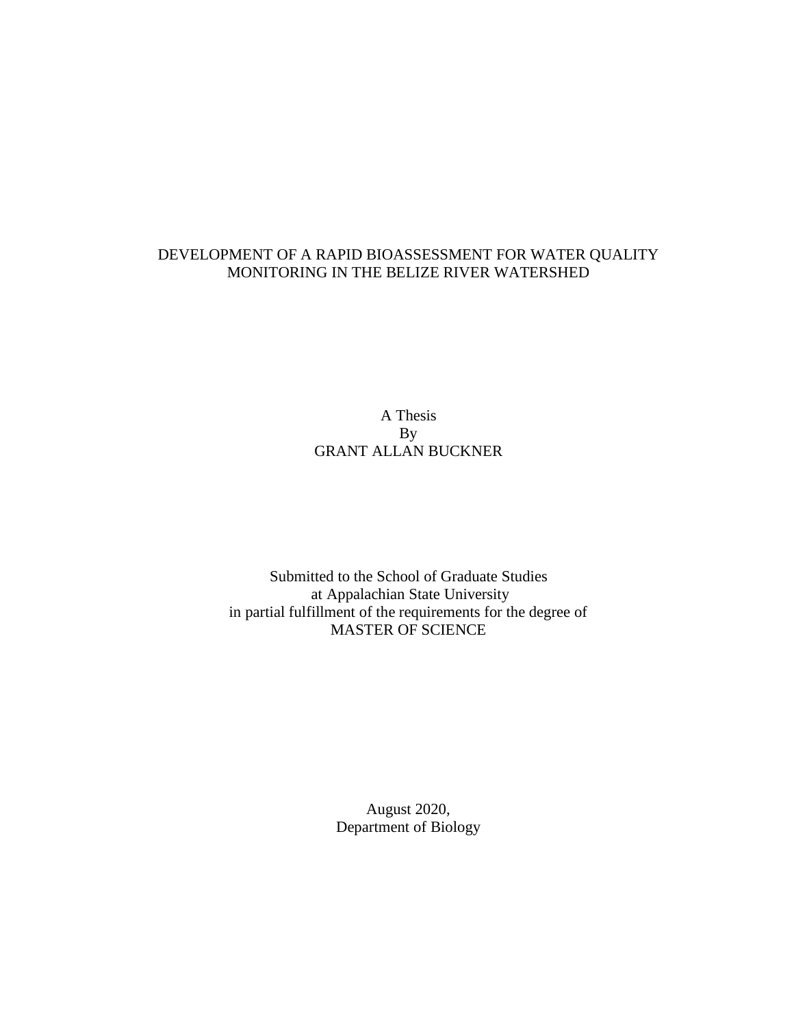# DEVELOPMENT OF A RAPID BIOASSESSMENT FOR WATER QUALITY MONITORING IN THE BELIZE RIVER WATERSHED

A Thesis
By
GRANT ALLAN BUCKNER

Submitted to the School of Graduate Studies
at Appalachian State University
in partial fulfillment of the requirements for the degree of
MASTER OF SCIENCE

August 2020,
Department of Biology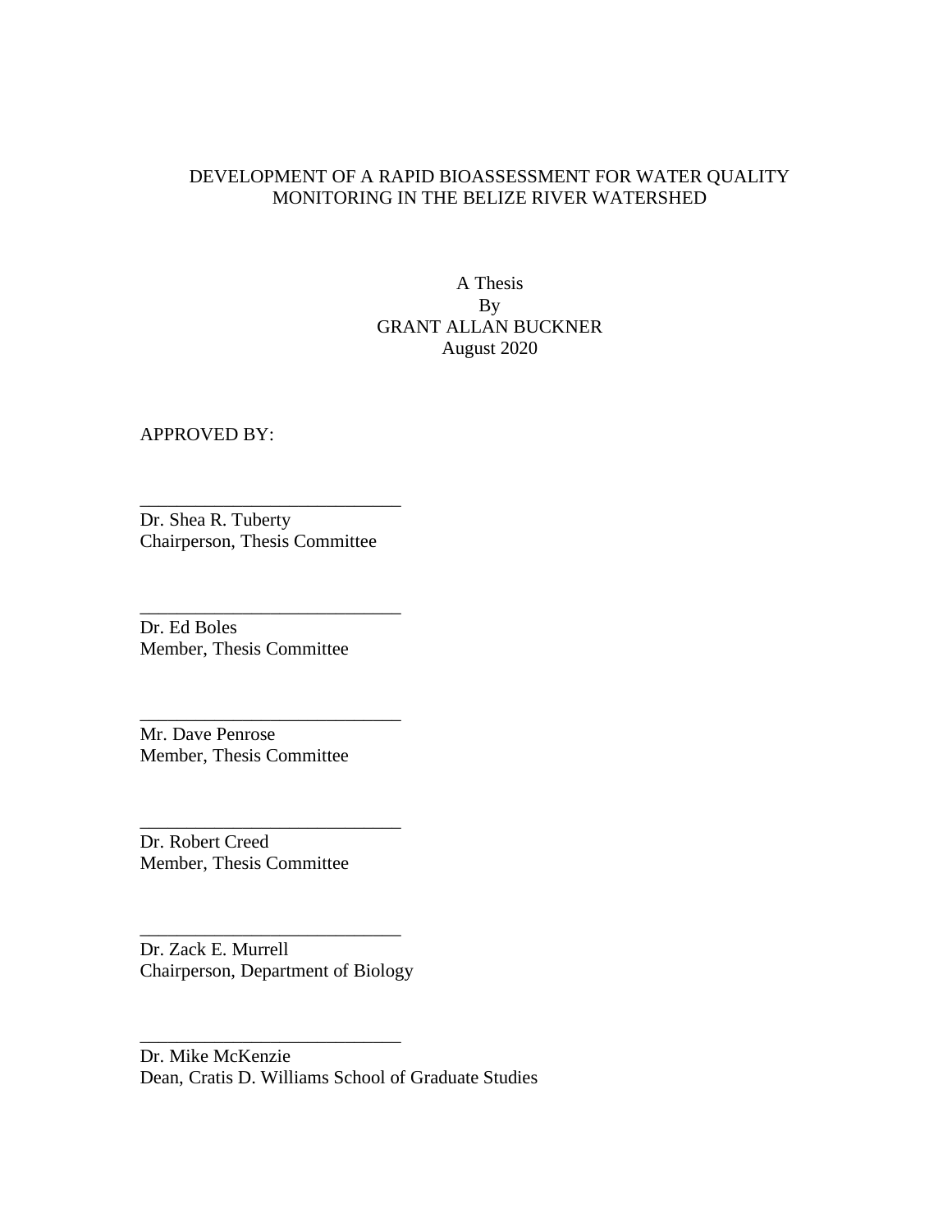DEVELOPMENT OF A RAPID BIOASSESSMENT FOR WATER QUALITY MONITORING IN THE BELIZE RIVER WATERSHED

A Thesis
By
GRANT ALLAN BUCKNER
August 2020

APPROVED BY:

____________________________
Dr. Shea R. Tuberty
Chairperson, Thesis Committee

____________________________
Dr. Ed Boles
Member, Thesis Committee

____________________________
Mr. Dave Penrose
Member, Thesis Committee

____________________________
Dr. Robert Creed
Member, Thesis Committee

____________________________
Dr. Zack E. Murrell
Chairperson, Department of Biology

____________________________
Dr. Mike McKenzie
Dean, Cratis D. Williams School of Graduate Studies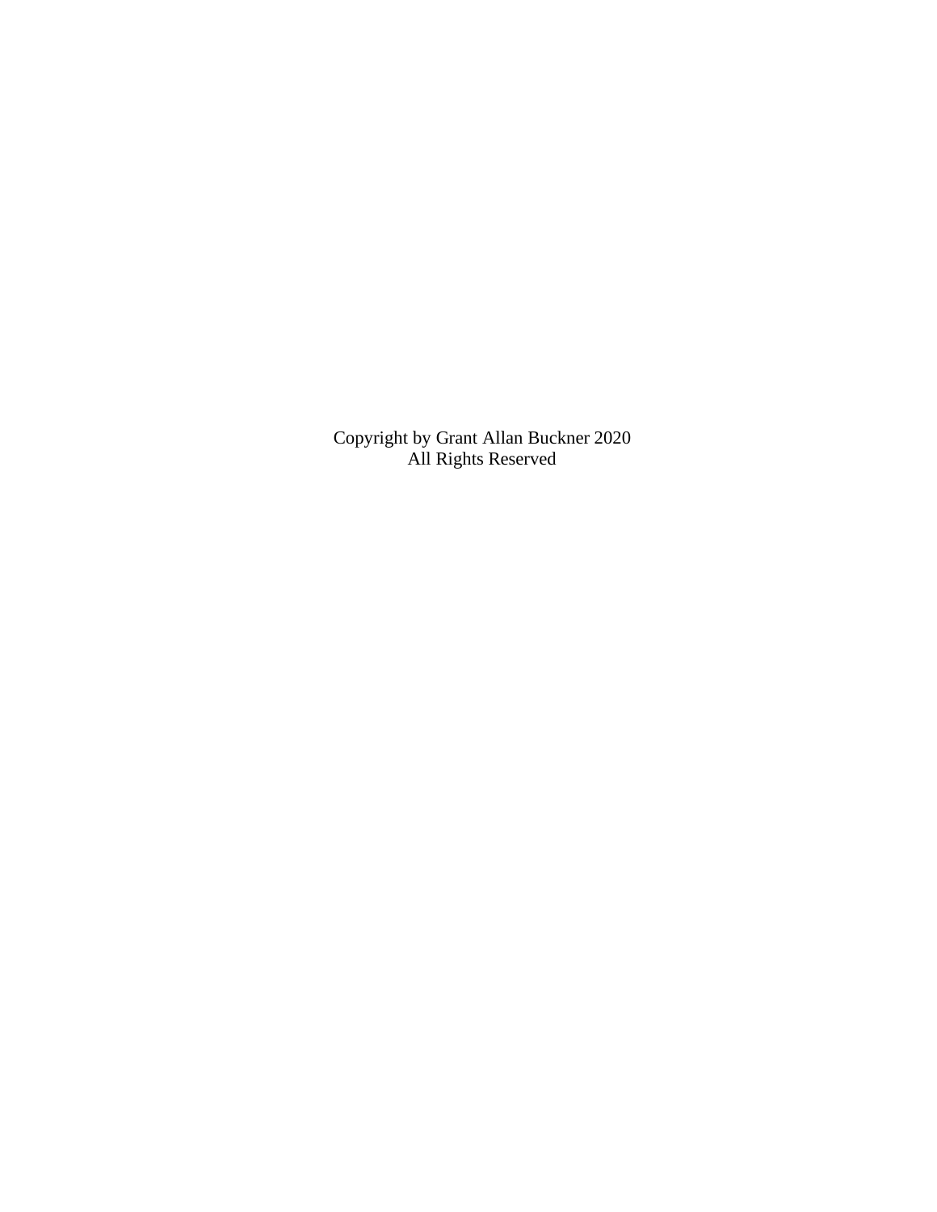Copyright by Grant Allan Buckner 2020
All Rights Reserved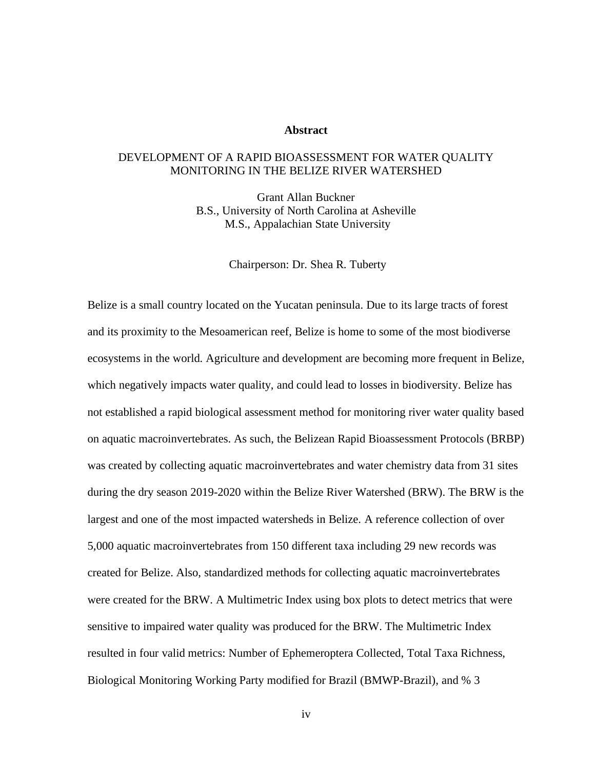## Abstract

DEVELOPMENT OF A RAPID BIOASSESSMENT FOR WATER QUALITY MONITORING IN THE BELIZE RIVER WATERSHED

Grant Allan Buckner
B.S., University of North Carolina at Asheville
M.S., Appalachian State University

Chairperson: Dr. Shea R. Tuberty

Belize is a small country located on the Yucatan peninsula. Due to its large tracts of forest and its proximity to the Mesoamerican reef, Belize is home to some of the most biodiverse ecosystems in the world. Agriculture and development are becoming more frequent in Belize, which negatively impacts water quality, and could lead to losses in biodiversity. Belize has not established a rapid biological assessment method for monitoring river water quality based on aquatic macroinvertebrates. As such, the Belizean Rapid Bioassessment Protocols (BRBP) was created by collecting aquatic macroinvertebrates and water chemistry data from 31 sites during the dry season 2019-2020 within the Belize River Watershed (BRW). The BRW is the largest and one of the most impacted watersheds in Belize. A reference collection of over 5,000 aquatic macroinvertebrates from 150 different taxa including 29 new records was created for Belize. Also, standardized methods for collecting aquatic macroinvertebrates were created for the BRW. A Multimetric Index using box plots to detect metrics that were sensitive to impaired water quality was produced for the BRW. The Multimetric Index resulted in four valid metrics: Number of Ephemeroptera Collected, Total Taxa Richness, Biological Monitoring Working Party modified for Brazil (BMWP-Brazil), and % 3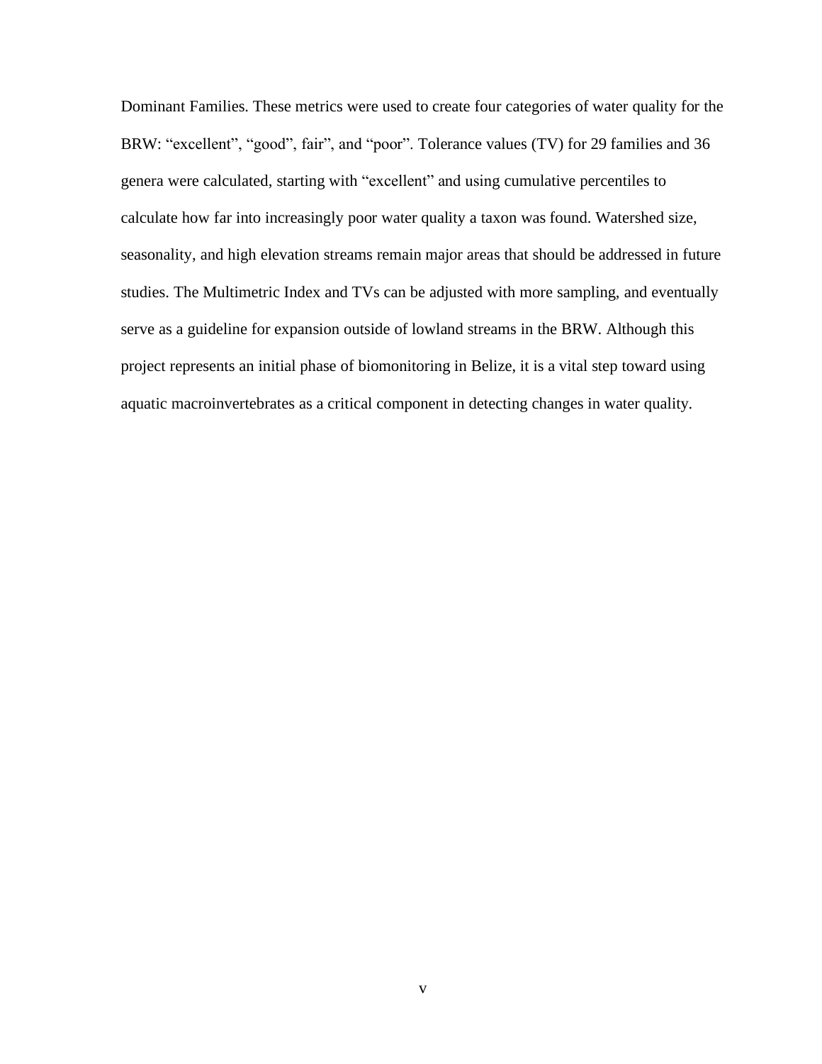Dominant Families. These metrics were used to create four categories of water quality for the BRW: “excellent”, “good”, fair”, and “poor”. Tolerance values (TV) for 29 families and 36 genera were calculated, starting with “excellent” and using cumulative percentiles to calculate how far into increasingly poor water quality a taxon was found. Watershed size, seasonality, and high elevation streams remain major areas that should be addressed in future studies. The Multimetric Index and TVs can be adjusted with more sampling, and eventually serve as a guideline for expansion outside of lowland streams in the BRW. Although this project represents an initial phase of biomonitoring in Belize, it is a vital step toward using aquatic macroinvertebrates as a critical component in detecting changes in water quality.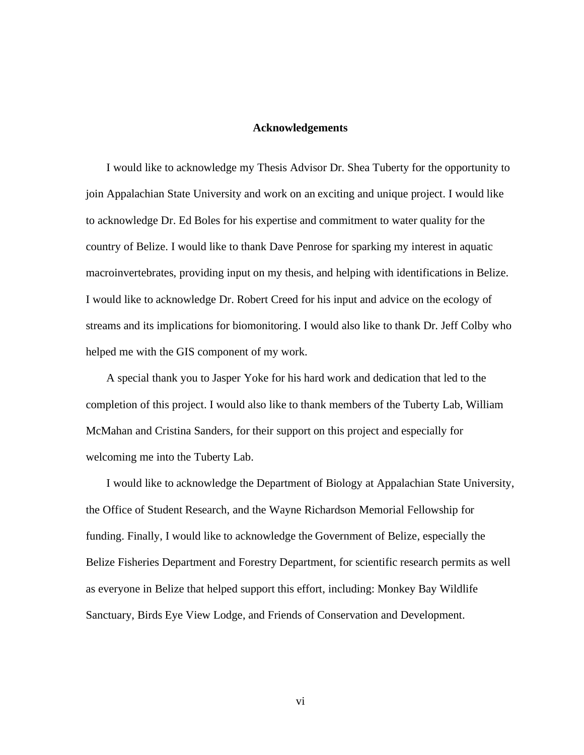## Acknowledgements

I would like to acknowledge my Thesis Advisor Dr. Shea Tuberty for the opportunity to join Appalachian State University and work on an exciting and unique project. I would like to acknowledge Dr. Ed Boles for his expertise and commitment to water quality for the country of Belize. I would like to thank Dave Penrose for sparking my interest in aquatic macroinvertebrates, providing input on my thesis, and helping with identifications in Belize. I would like to acknowledge Dr. Robert Creed for his input and advice on the ecology of streams and its implications for biomonitoring. I would also like to thank Dr. Jeff Colby who helped me with the GIS component of my work.

A special thank you to Jasper Yoke for his hard work and dedication that led to the completion of this project. I would also like to thank members of the Tuberty Lab, William McMahan and Cristina Sanders, for their support on this project and especially for welcoming me into the Tuberty Lab.

I would like to acknowledge the Department of Biology at Appalachian State University, the Office of Student Research, and the Wayne Richardson Memorial Fellowship for funding. Finally, I would like to acknowledge the Government of Belize, especially the Belize Fisheries Department and Forestry Department, for scientific research permits as well as everyone in Belize that helped support this effort, including: Monkey Bay Wildlife Sanctuary, Birds Eye View Lodge, and Friends of Conservation and Development.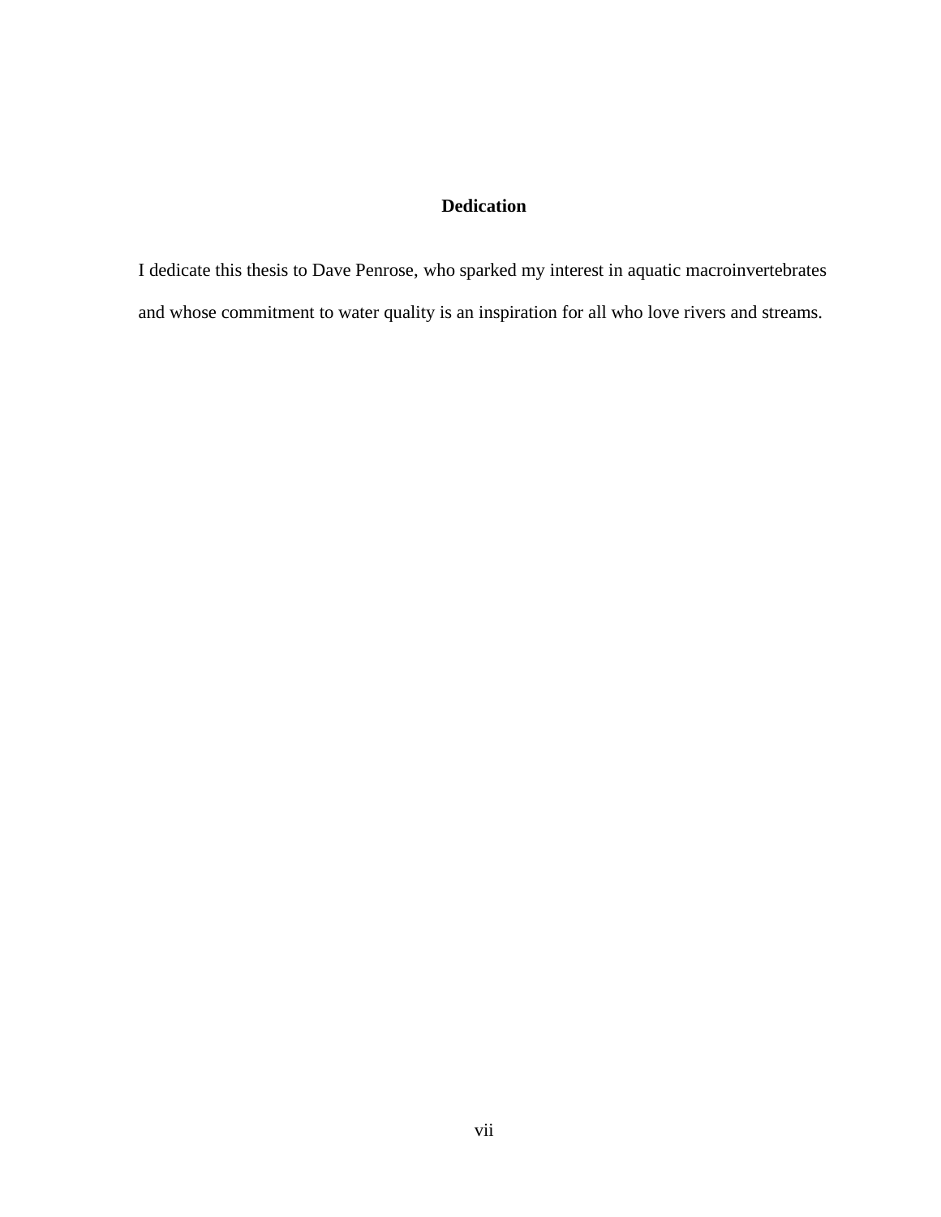# Dedication

I dedicate this thesis to Dave Penrose, who sparked my interest in aquatic macroinvertebrates and whose commitment to water quality is an inspiration for all who love rivers and streams.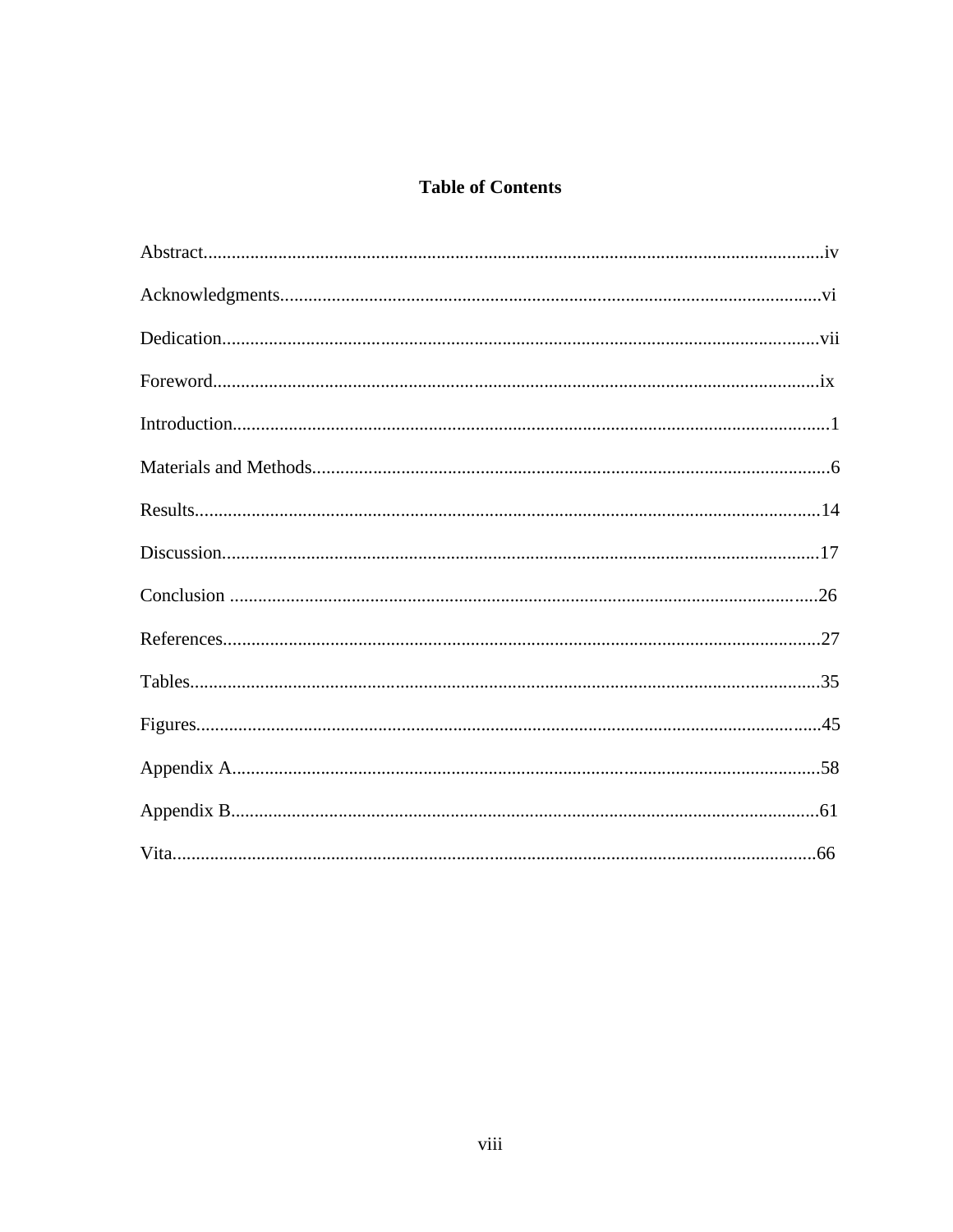# Table of Contents

Abstract....................................................................................................................iv

Acknowledgments....................................................................................................vi

Dedication...............................................................................................................vii

Foreword.................................................................................................................ix

Introduction..............................................................................................................1

Materials and Methods..............................................................................................6

Results....................................................................................................................14

Discussion..............................................................................................................17

Conclusion ............................................................................................................26

References..............................................................................................................27

Tables.....................................................................................................................35

Figures...................................................................................................................45

Appendix A............................................................................................................58

Appendix B............................................................................................................61

Vita........................................................................................................................66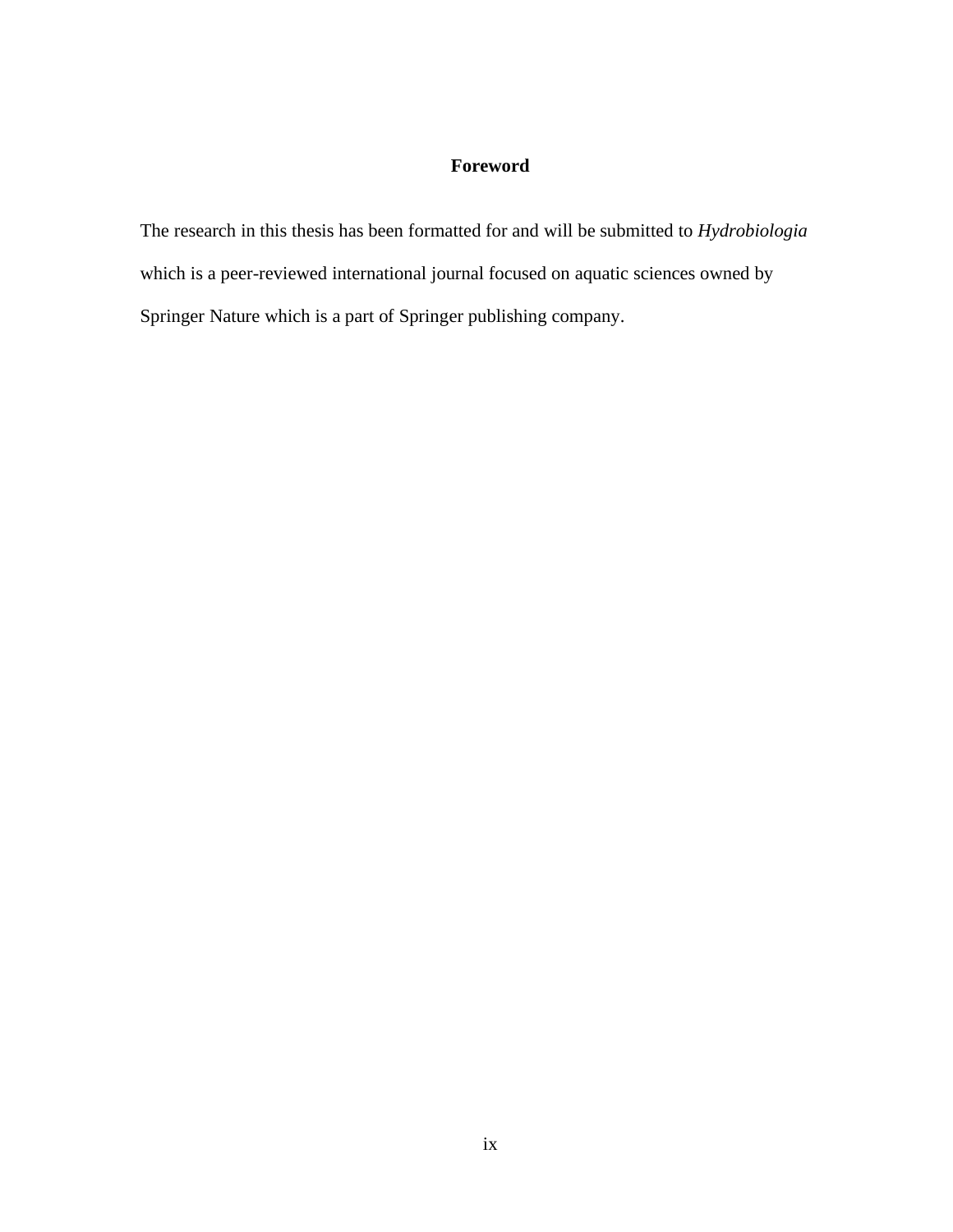# Foreword

The research in this thesis has been formatted for and will be submitted to *Hydrobiologia* which is a peer-reviewed international journal focused on aquatic sciences owned by Springer Nature which is a part of Springer publishing company.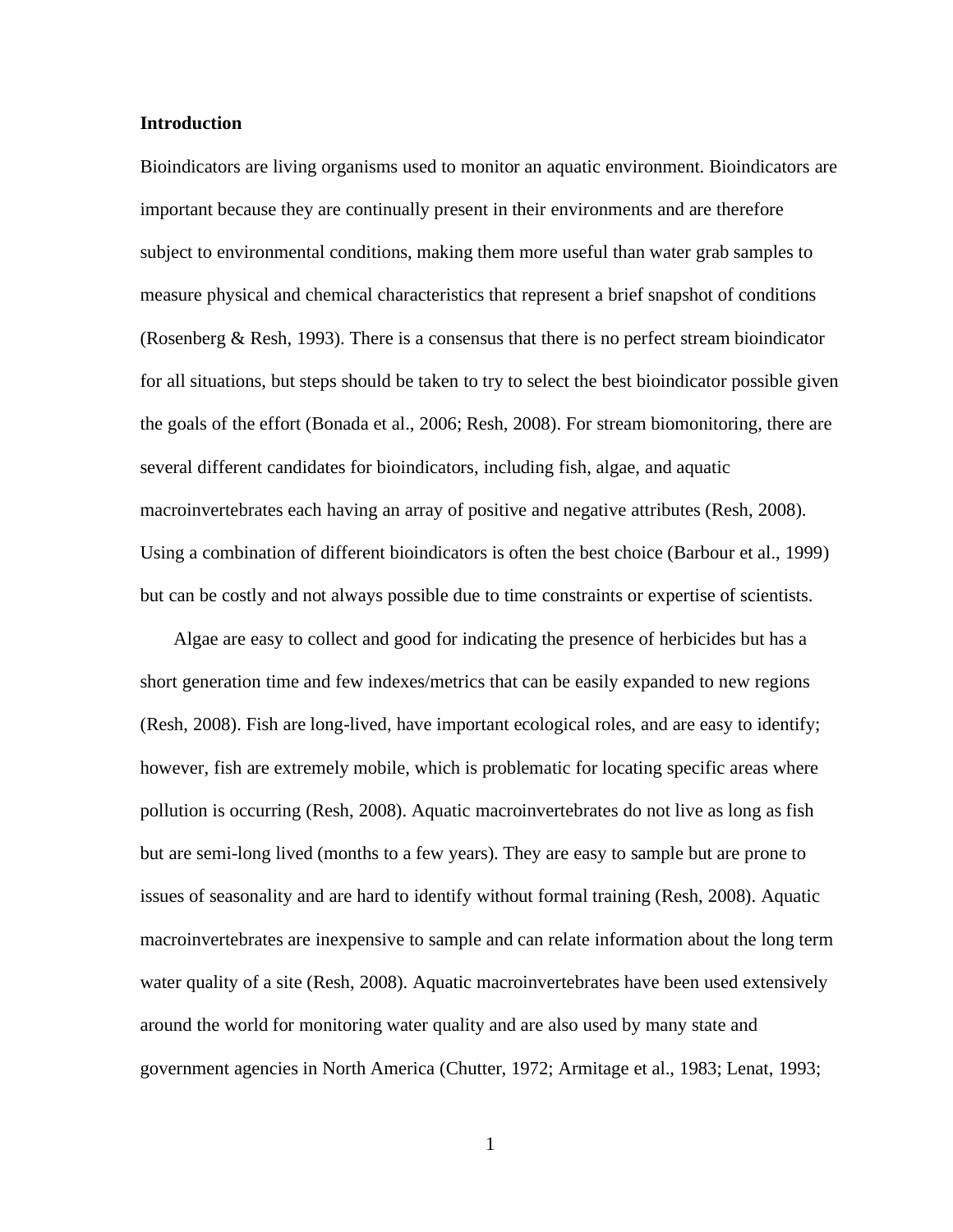## Introduction

Bioindicators are living organisms used to monitor an aquatic environment. Bioindicators are important because they are continually present in their environments and are therefore subject to environmental conditions, making them more useful than water grab samples to measure physical and chemical characteristics that represent a brief snapshot of conditions (Rosenberg & Resh, 1993). There is a consensus that there is no perfect stream bioindicator for all situations, but steps should be taken to try to select the best bioindicator possible given the goals of the effort (Bonada et al., 2006; Resh, 2008). For stream biomonitoring, there are several different candidates for bioindicators, including fish, algae, and aquatic macroinvertebrates each having an array of positive and negative attributes (Resh, 2008). Using a combination of different bioindicators is often the best choice (Barbour et al., 1999) but can be costly and not always possible due to time constraints or expertise of scientists.

Algae are easy to collect and good for indicating the presence of herbicides but has a short generation time and few indexes/metrics that can be easily expanded to new regions (Resh, 2008). Fish are long-lived, have important ecological roles, and are easy to identify; however, fish are extremely mobile, which is problematic for locating specific areas where pollution is occurring (Resh, 2008). Aquatic macroinvertebrates do not live as long as fish but are semi-long lived (months to a few years). They are easy to sample but are prone to issues of seasonality and are hard to identify without formal training (Resh, 2008). Aquatic macroinvertebrates are inexpensive to sample and can relate information about the long term water quality of a site (Resh, 2008). Aquatic macroinvertebrates have been used extensively around the world for monitoring water quality and are also used by many state and government agencies in North America (Chutter, 1972; Armitage et al., 1983; Lenat, 1993;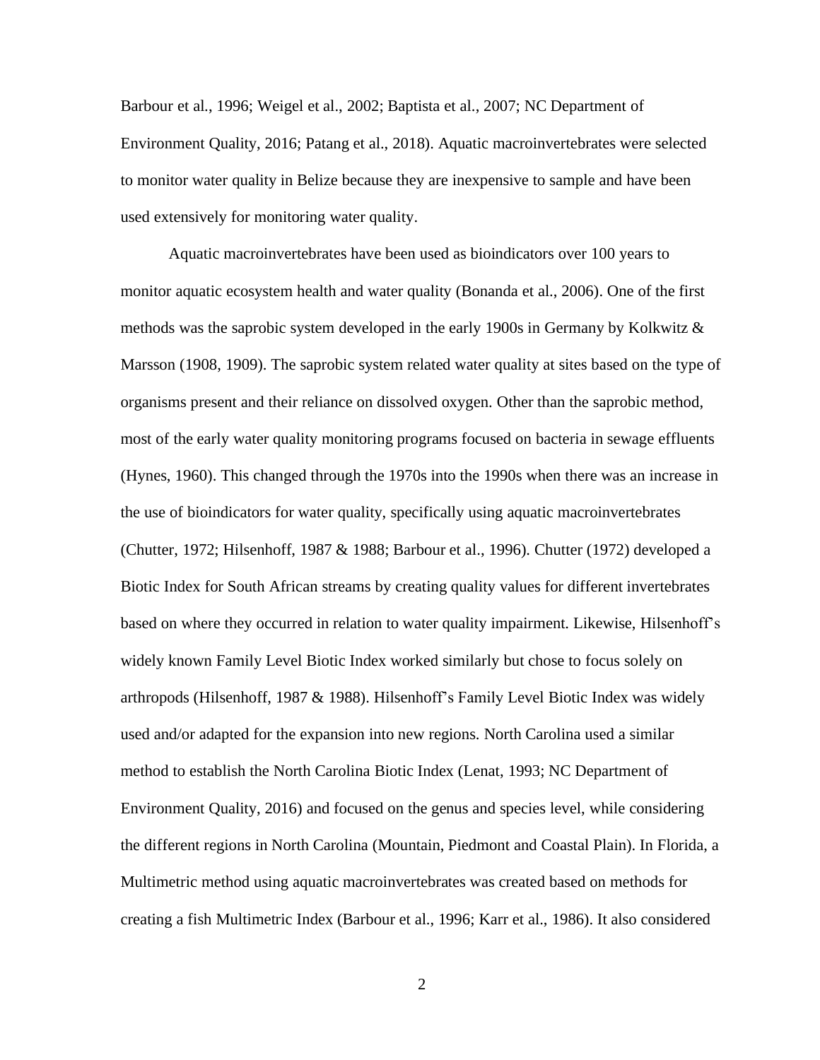Barbour et al., 1996; Weigel et al., 2002; Baptista et al., 2007; NC Department of Environment Quality, 2016; Patang et al., 2018). Aquatic macroinvertebrates were selected to monitor water quality in Belize because they are inexpensive to sample and have been used extensively for monitoring water quality.

Aquatic macroinvertebrates have been used as bioindicators over 100 years to monitor aquatic ecosystem health and water quality (Bonanda et al., 2006). One of the first methods was the saprobic system developed in the early 1900s in Germany by Kolkwitz & Marsson (1908, 1909). The saprobic system related water quality at sites based on the type of organisms present and their reliance on dissolved oxygen. Other than the saprobic method, most of the early water quality monitoring programs focused on bacteria in sewage effluents (Hynes, 1960). This changed through the 1970s into the 1990s when there was an increase in the use of bioindicators for water quality, specifically using aquatic macroinvertebrates (Chutter, 1972; Hilsenhoff, 1987 & 1988; Barbour et al., 1996). Chutter (1972) developed a Biotic Index for South African streams by creating quality values for different invertebrates based on where they occurred in relation to water quality impairment. Likewise, Hilsenhoff's widely known Family Level Biotic Index worked similarly but chose to focus solely on arthropods (Hilsenhoff, 1987 & 1988). Hilsenhoff's Family Level Biotic Index was widely used and/or adapted for the expansion into new regions. North Carolina used a similar method to establish the North Carolina Biotic Index (Lenat, 1993; NC Department of Environment Quality, 2016) and focused on the genus and species level, while considering the different regions in North Carolina (Mountain, Piedmont and Coastal Plain). In Florida, a Multimetric method using aquatic macroinvertebrates was created based on methods for creating a fish Multimetric Index (Barbour et al., 1996; Karr et al., 1986). It also considered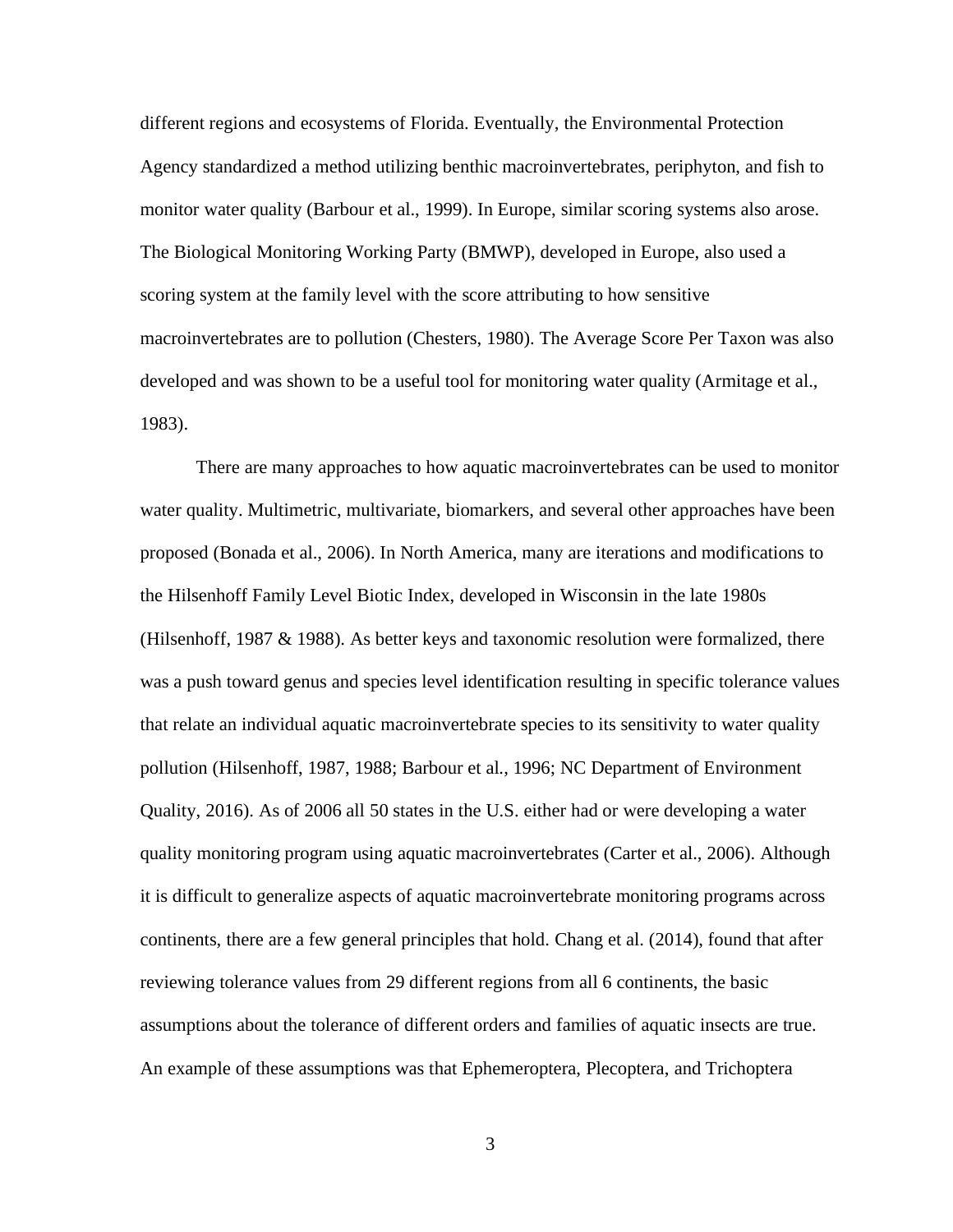different regions and ecosystems of Florida. Eventually, the Environmental Protection Agency standardized a method utilizing benthic macroinvertebrates, periphyton, and fish to monitor water quality (Barbour et al., 1999). In Europe, similar scoring systems also arose. The Biological Monitoring Working Party (BMWP), developed in Europe, also used a scoring system at the family level with the score attributing to how sensitive macroinvertebrates are to pollution (Chesters, 1980). The Average Score Per Taxon was also developed and was shown to be a useful tool for monitoring water quality (Armitage et al., 1983).

There are many approaches to how aquatic macroinvertebrates can be used to monitor water quality. Multimetric, multivariate, biomarkers, and several other approaches have been proposed (Bonada et al., 2006). In North America, many are iterations and modifications to the Hilsenhoff Family Level Biotic Index, developed in Wisconsin in the late 1980s (Hilsenhoff, 1987 & 1988). As better keys and taxonomic resolution were formalized, there was a push toward genus and species level identification resulting in specific tolerance values that relate an individual aquatic macroinvertebrate species to its sensitivity to water quality pollution (Hilsenhoff, 1987, 1988; Barbour et al., 1996; NC Department of Environment Quality, 2016). As of 2006 all 50 states in the U.S. either had or were developing a water quality monitoring program using aquatic macroinvertebrates (Carter et al., 2006). Although it is difficult to generalize aspects of aquatic macroinvertebrate monitoring programs across continents, there are a few general principles that hold. Chang et al. (2014), found that after reviewing tolerance values from 29 different regions from all 6 continents, the basic assumptions about the tolerance of different orders and families of aquatic insects are true. An example of these assumptions was that Ephemeroptera, Plecoptera, and Trichoptera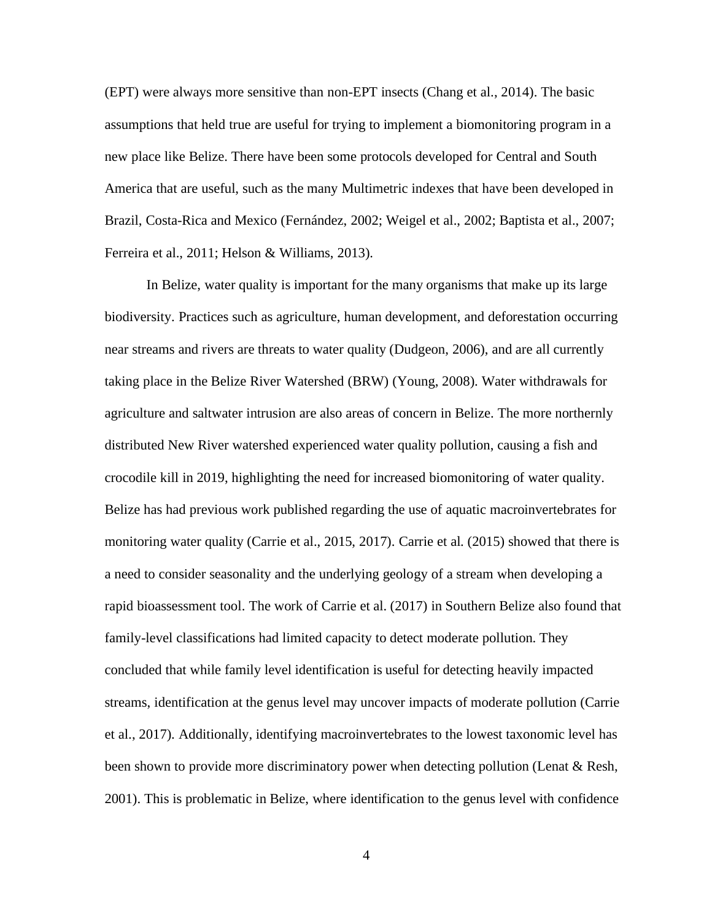(EPT) were always more sensitive than non-EPT insects (Chang et al., 2014). The basic assumptions that held true are useful for trying to implement a biomonitoring program in a new place like Belize. There have been some protocols developed for Central and South America that are useful, such as the many Multimetric indexes that have been developed in Brazil, Costa-Rica and Mexico (Fernández, 2002; Weigel et al., 2002; Baptista et al., 2007; Ferreira et al., 2011; Helson & Williams, 2013).

In Belize, water quality is important for the many organisms that make up its large biodiversity. Practices such as agriculture, human development, and deforestation occurring near streams and rivers are threats to water quality (Dudgeon, 2006), and are all currently taking place in the Belize River Watershed (BRW) (Young, 2008). Water withdrawals for agriculture and saltwater intrusion are also areas of concern in Belize. The more northernly distributed New River watershed experienced water quality pollution, causing a fish and crocodile kill in 2019, highlighting the need for increased biomonitoring of water quality. Belize has had previous work published regarding the use of aquatic macroinvertebrates for monitoring water quality (Carrie et al., 2015, 2017). Carrie et al. (2015) showed that there is a need to consider seasonality and the underlying geology of a stream when developing a rapid bioassessment tool. The work of Carrie et al. (2017) in Southern Belize also found that family-level classifications had limited capacity to detect moderate pollution. They concluded that while family level identification is useful for detecting heavily impacted streams, identification at the genus level may uncover impacts of moderate pollution (Carrie et al., 2017). Additionally, identifying macroinvertebrates to the lowest taxonomic level has been shown to provide more discriminatory power when detecting pollution (Lenat & Resh, 2001). This is problematic in Belize, where identification to the genus level with confidence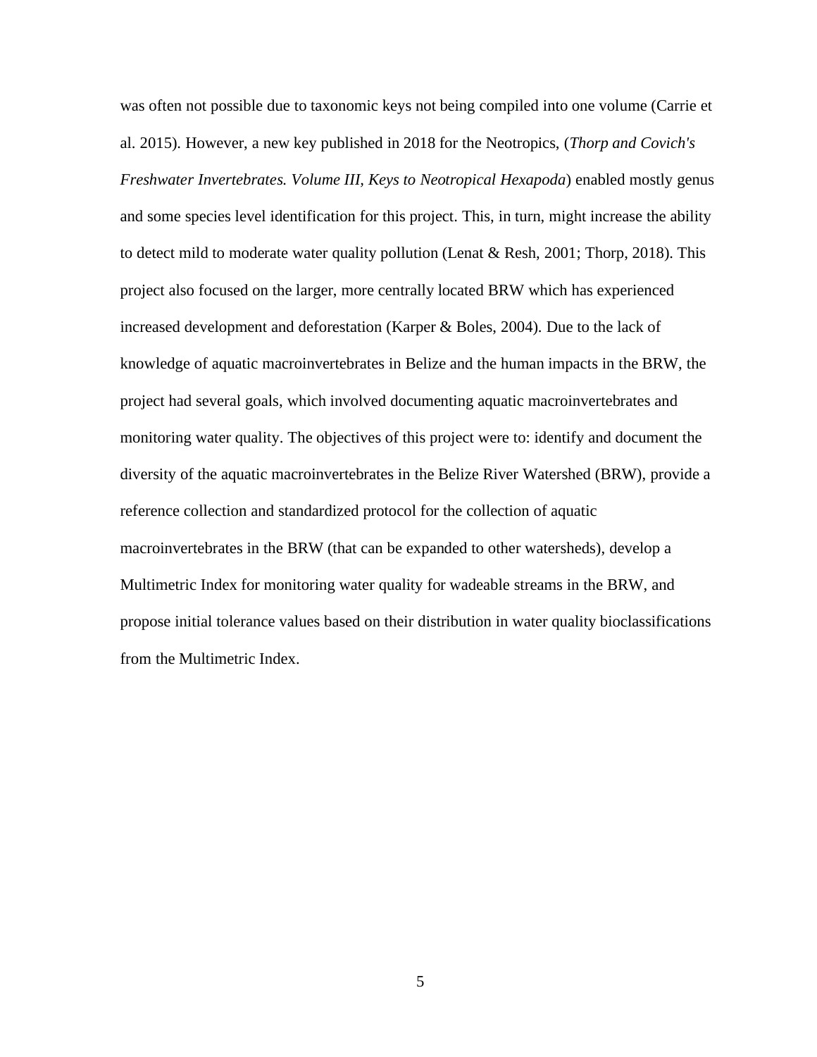was often not possible due to taxonomic keys not being compiled into one volume (Carrie et al. 2015). However, a new key published in 2018 for the Neotropics, (*Thorp and Covich's Freshwater Invertebrates. Volume III, Keys to Neotropical Hexapoda*) enabled mostly genus and some species level identification for this project. This, in turn, might increase the ability to detect mild to moderate water quality pollution (Lenat & Resh, 2001; Thorp, 2018). This project also focused on the larger, more centrally located BRW which has experienced increased development and deforestation (Karper & Boles, 2004). Due to the lack of knowledge of aquatic macroinvertebrates in Belize and the human impacts in the BRW, the project had several goals, which involved documenting aquatic macroinvertebrates and monitoring water quality. The objectives of this project were to: identify and document the diversity of the aquatic macroinvertebrates in the Belize River Watershed (BRW), provide a reference collection and standardized protocol for the collection of aquatic macroinvertebrates in the BRW (that can be expanded to other watersheds), develop a Multimetric Index for monitoring water quality for wadeable streams in the BRW, and propose initial tolerance values based on their distribution in water quality bioclassifications from the Multimetric Index.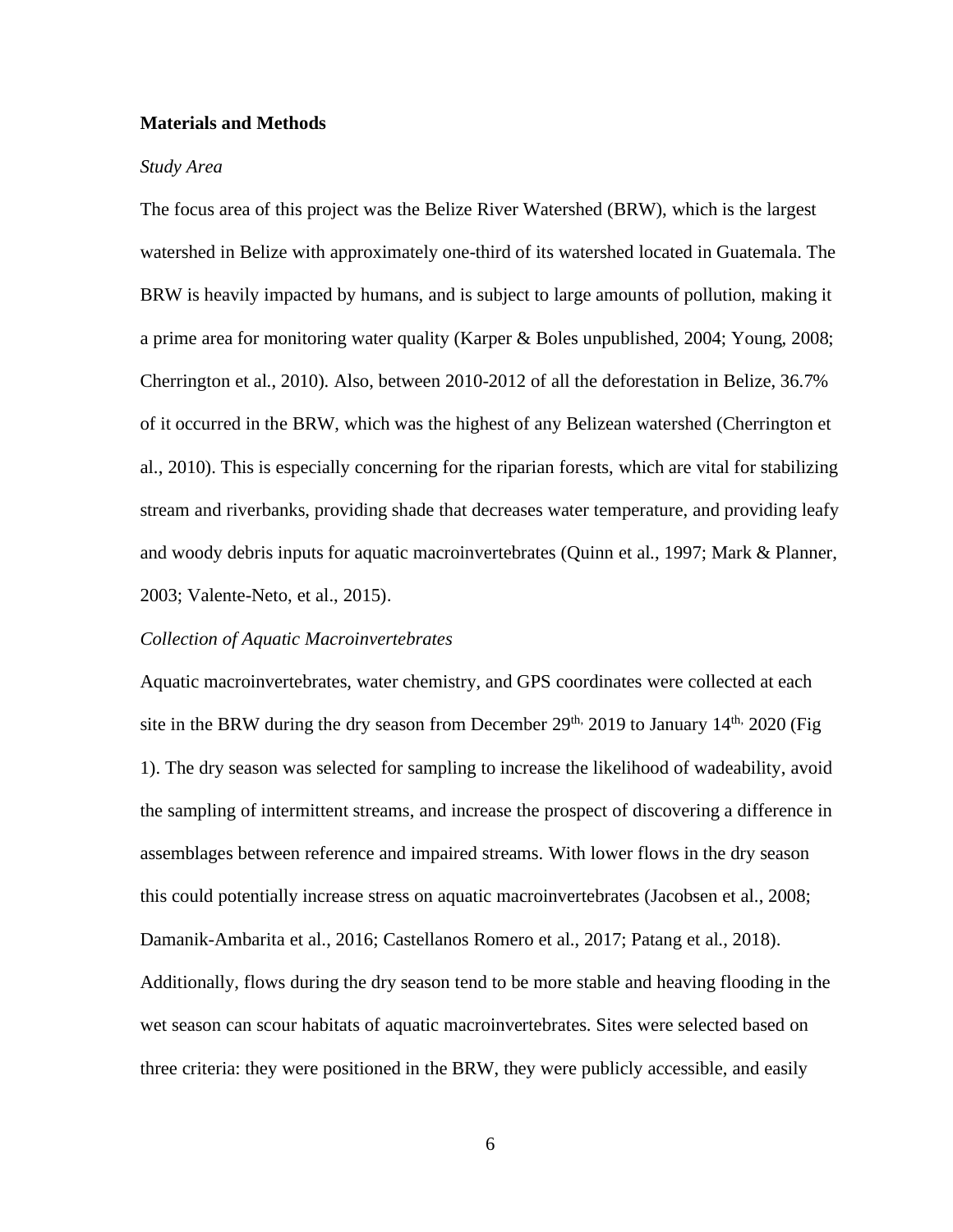**Materials and Methods**

*Study Area*

The focus area of this project was the Belize River Watershed (BRW), which is the largest watershed in Belize with approximately one-third of its watershed located in Guatemala. The BRW is heavily impacted by humans, and is subject to large amounts of pollution, making it a prime area for monitoring water quality (Karper & Boles unpublished, 2004; Young, 2008; Cherrington et al., 2010). Also, between 2010-2012 of all the deforestation in Belize, 36.7% of it occurred in the BRW, which was the highest of any Belizean watershed (Cherrington et al., 2010). This is especially concerning for the riparian forests, which are vital for stabilizing stream and riverbanks, providing shade that decreases water temperature, and providing leafy and woody debris inputs for aquatic macroinvertebrates (Quinn et al., 1997; Mark & Planner, 2003; Valente-Neto, et al., 2015).

*Collection of Aquatic Macroinvertebrates*

Aquatic macroinvertebrates, water chemistry, and GPS coordinates were collected at each site in the BRW during the dry season from December 29th, 2019 to January 14th, 2020 (Fig 1). The dry season was selected for sampling to increase the likelihood of wadeability, avoid the sampling of intermittent streams, and increase the prospect of discovering a difference in assemblages between reference and impaired streams. With lower flows in the dry season this could potentially increase stress on aquatic macroinvertebrates (Jacobsen et al., 2008; Damanik-Ambarita et al., 2016; Castellanos Romero et al., 2017; Patang et al., 2018). Additionally, flows during the dry season tend to be more stable and heaving flooding in the wet season can scour habitats of aquatic macroinvertebrates. Sites were selected based on three criteria: they were positioned in the BRW, they were publicly accessible, and easily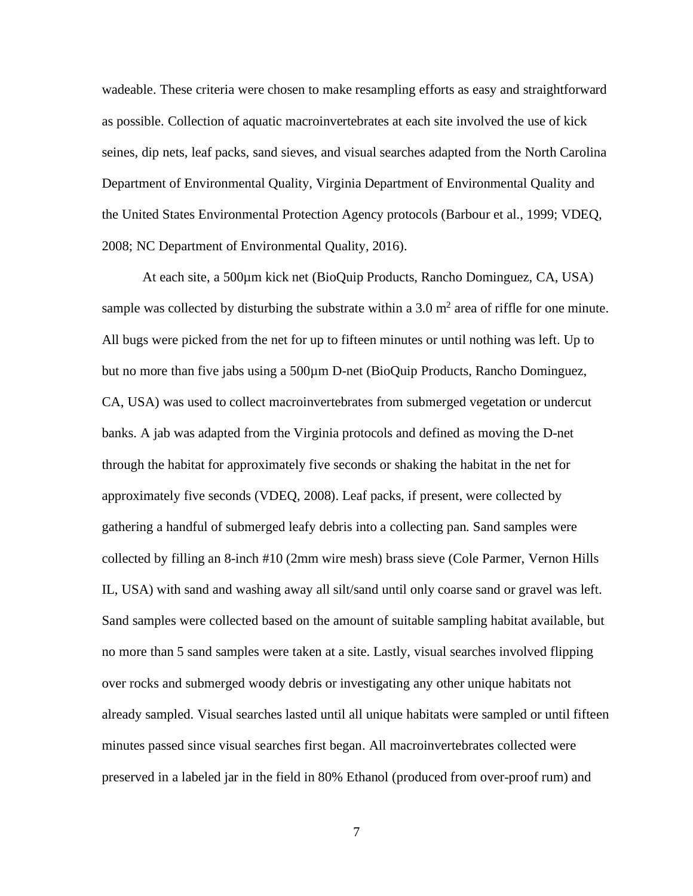wadeable. These criteria were chosen to make resampling efforts as easy and straightforward as possible. Collection of aquatic macroinvertebrates at each site involved the use of kick seines, dip nets, leaf packs, sand sieves, and visual searches adapted from the North Carolina Department of Environmental Quality, Virginia Department of Environmental Quality and the United States Environmental Protection Agency protocols (Barbour et al., 1999; VDEQ, 2008; NC Department of Environmental Quality, 2016).

At each site, a 500µm kick net (BioQuip Products, Rancho Dominguez, CA, USA) sample was collected by disturbing the substrate within a 3.0 $m^2$ area of riffle for one minute. All bugs were picked from the net for up to fifteen minutes or until nothing was left. Up to but no more than five jabs using a 500µm D-net (BioQuip Products, Rancho Dominguez, CA, USA) was used to collect macroinvertebrates from submerged vegetation or undercut banks. A jab was adapted from the Virginia protocols and defined as moving the D-net through the habitat for approximately five seconds or shaking the habitat in the net for approximately five seconds (VDEQ, 2008). Leaf packs, if present, were collected by gathering a handful of submerged leafy debris into a collecting pan. Sand samples were collected by filling an 8-inch #10 (2mm wire mesh) brass sieve (Cole Parmer, Vernon Hills IL, USA) with sand and washing away all silt/sand until only coarse sand or gravel was left. Sand samples were collected based on the amount of suitable sampling habitat available, but no more than 5 sand samples were taken at a site. Lastly, visual searches involved flipping over rocks and submerged woody debris or investigating any other unique habitats not already sampled. Visual searches lasted until all unique habitats were sampled or until fifteen minutes passed since visual searches first began. All macroinvertebrates collected were preserved in a labeled jar in the field in 80% Ethanol (produced from over-proof rum) and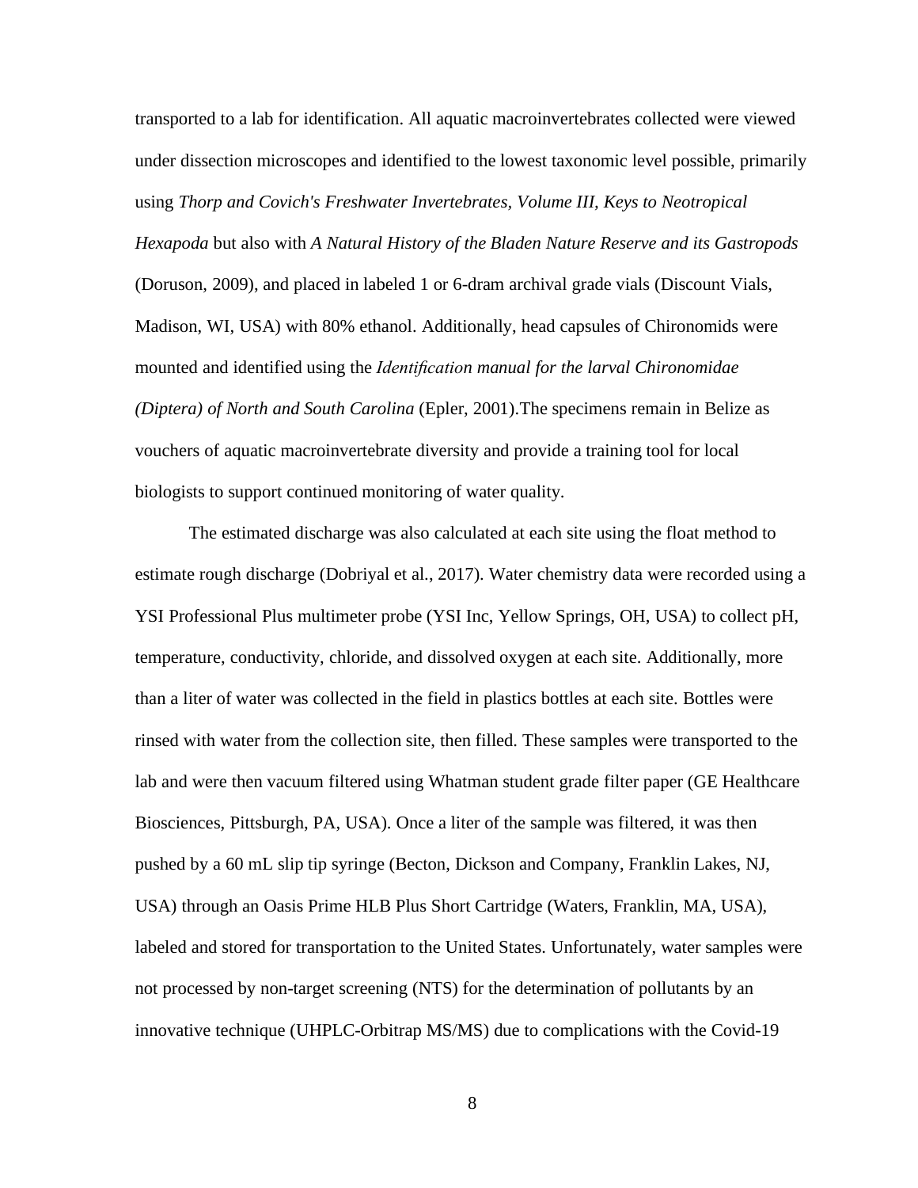transported to a lab for identification. All aquatic macroinvertebrates collected were viewed under dissection microscopes and identified to the lowest taxonomic level possible, primarily using *Thorp and Covich's Freshwater Invertebrates, Volume III, Keys to Neotropical Hexapoda* but also with *A Natural History of the Bladen Nature Reserve and its Gastropods* (Doruson, 2009), and placed in labeled 1 or 6-dram archival grade vials (Discount Vials, Madison, WI, USA) with 80% ethanol. Additionally, head capsules of Chironomids were mounted and identified using the *Identification manual for the larval Chironomidae (Diptera) of North and South Carolina* (Epler, 2001).The specimens remain in Belize as vouchers of aquatic macroinvertebrate diversity and provide a training tool for local biologists to support continued monitoring of water quality.

The estimated discharge was also calculated at each site using the float method to estimate rough discharge (Dobriyal et al., 2017). Water chemistry data were recorded using a YSI Professional Plus multimeter probe (YSI Inc, Yellow Springs, OH, USA) to collect pH, temperature, conductivity, chloride, and dissolved oxygen at each site. Additionally, more than a liter of water was collected in the field in plastics bottles at each site. Bottles were rinsed with water from the collection site, then filled. These samples were transported to the lab and were then vacuum filtered using Whatman student grade filter paper (GE Healthcare Biosciences, Pittsburgh, PA, USA). Once a liter of the sample was filtered, it was then pushed by a 60 mL slip tip syringe (Becton, Dickson and Company, Franklin Lakes, NJ, USA) through an Oasis Prime HLB Plus Short Cartridge (Waters, Franklin, MA, USA), labeled and stored for transportation to the United States. Unfortunately, water samples were not processed by non-target screening (NTS) for the determination of pollutants by an innovative technique (UHPLC-Orbitrap MS/MS) due to complications with the Covid-19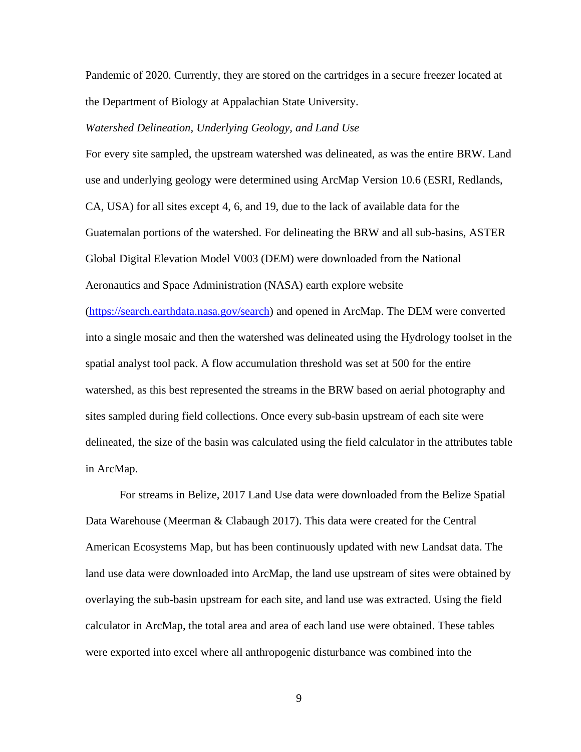Pandemic of 2020. Currently, they are stored on the cartridges in a secure freezer located at the Department of Biology at Appalachian State University.

*Watershed Delineation, Underlying Geology, and Land Use*

For every site sampled, the upstream watershed was delineated, as was the entire BRW. Land use and underlying geology were determined using ArcMap Version 10.6 (ESRI, Redlands, CA, USA) for all sites except 4, 6, and 19, due to the lack of available data for the Guatemalan portions of the watershed. For delineating the BRW and all sub-basins, ASTER Global Digital Elevation Model V003 (DEM) were downloaded from the National Aeronautics and Space Administration (NASA) earth explore website (https://search.earthdata.nasa.gov/search) and opened in ArcMap. The DEM were converted into a single mosaic and then the watershed was delineated using the Hydrology toolset in the spatial analyst tool pack. A flow accumulation threshold was set at 500 for the entire watershed, as this best represented the streams in the BRW based on aerial photography and sites sampled during field collections. Once every sub-basin upstream of each site were delineated, the size of the basin was calculated using the field calculator in the attributes table in ArcMap.

For streams in Belize, 2017 Land Use data were downloaded from the Belize Spatial Data Warehouse (Meerman & Clabaugh 2017). This data were created for the Central American Ecosystems Map, but has been continuously updated with new Landsat data. The land use data were downloaded into ArcMap, the land use upstream of sites were obtained by overlaying the sub-basin upstream for each site, and land use was extracted. Using the field calculator in ArcMap, the total area and area of each land use were obtained. These tables were exported into excel where all anthropogenic disturbance was combined into the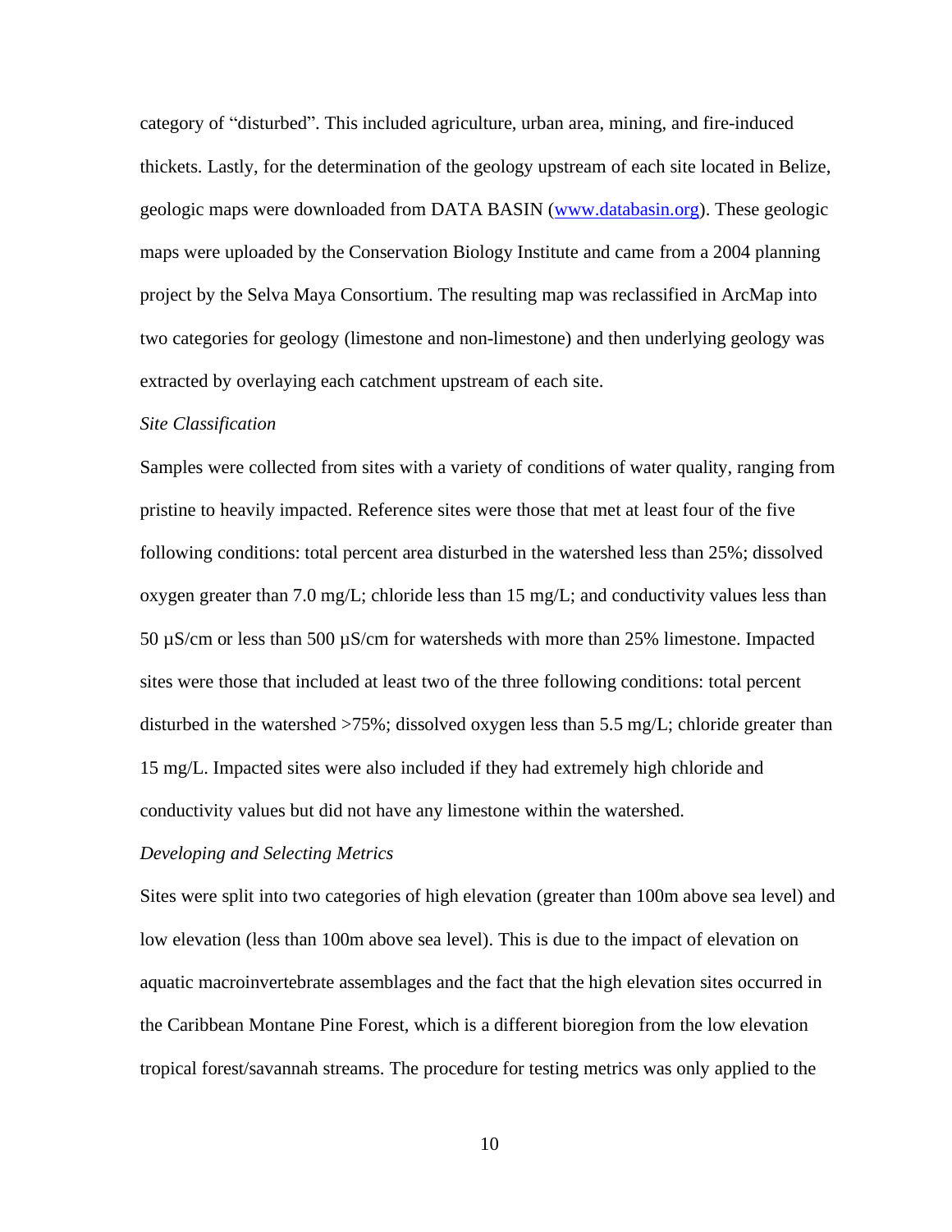category of "disturbed". This included agriculture, urban area, mining, and fire-induced thickets. Lastly, for the determination of the geology upstream of each site located in Belize, geologic maps were downloaded from DATA BASIN (www.databasin.org). These geologic maps were uploaded by the Conservation Biology Institute and came from a 2004 planning project by the Selva Maya Consortium. The resulting map was reclassified in ArcMap into two categories for geology (limestone and non-limestone) and then underlying geology was extracted by overlaying each catchment upstream of each site.

*Site Classification*

Samples were collected from sites with a variety of conditions of water quality, ranging from pristine to heavily impacted. Reference sites were those that met at least four of the five following conditions: total percent area disturbed in the watershed less than 25%; dissolved oxygen greater than 7.0 mg/L; chloride less than 15 mg/L; and conductivity values less than 50 µS/cm or less than 500 µS/cm for watersheds with more than 25% limestone. Impacted sites were those that included at least two of the three following conditions: total percent disturbed in the watershed >75%; dissolved oxygen less than 5.5 mg/L; chloride greater than 15 mg/L. Impacted sites were also included if they had extremely high chloride and conductivity values but did not have any limestone within the watershed.

*Developing and Selecting Metrics*

Sites were split into two categories of high elevation (greater than 100m above sea level) and low elevation (less than 100m above sea level). This is due to the impact of elevation on aquatic macroinvertebrate assemblages and the fact that the high elevation sites occurred in the Caribbean Montane Pine Forest, which is a different bioregion from the low elevation tropical forest/savannah streams. The procedure for testing metrics was only applied to the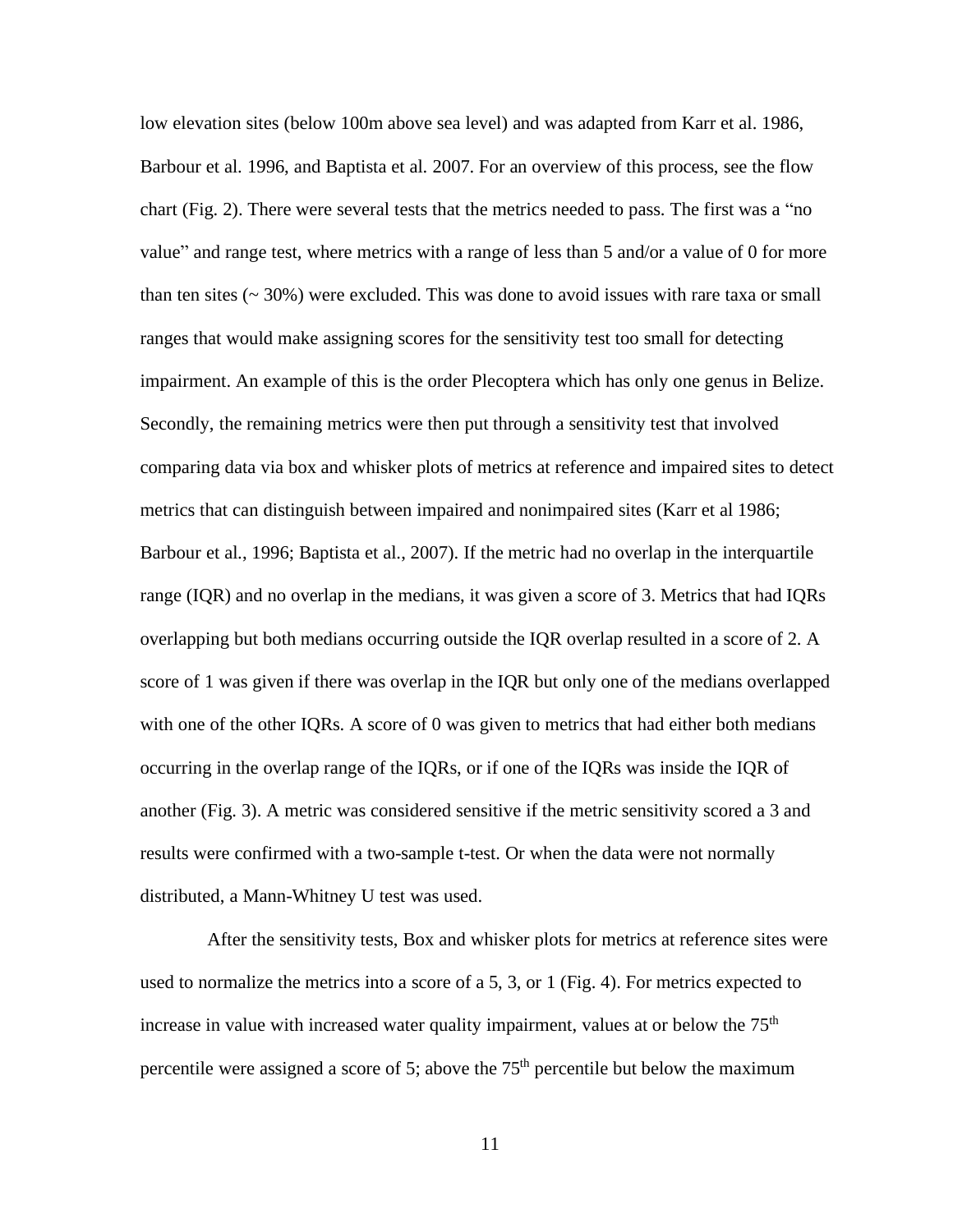low elevation sites (below 100m above sea level) and was adapted from Karr et al. 1986, Barbour et al. 1996, and Baptista et al. 2007. For an overview of this process, see the flow chart (Fig. 2). There were several tests that the metrics needed to pass. The first was a "no value" and range test, where metrics with a range of less than 5 and/or a value of 0 for more than ten sites (~ 30%) were excluded. This was done to avoid issues with rare taxa or small ranges that would make assigning scores for the sensitivity test too small for detecting impairment. An example of this is the order Plecoptera which has only one genus in Belize. Secondly, the remaining metrics were then put through a sensitivity test that involved comparing data via box and whisker plots of metrics at reference and impaired sites to detect metrics that can distinguish between impaired and nonimpaired sites (Karr et al 1986; Barbour et al., 1996; Baptista et al., 2007). If the metric had no overlap in the interquartile range (IQR) and no overlap in the medians, it was given a score of 3. Metrics that had IQRs overlapping but both medians occurring outside the IQR overlap resulted in a score of 2. A score of 1 was given if there was overlap in the IQR but only one of the medians overlapped with one of the other IQRs. A score of 0 was given to metrics that had either both medians occurring in the overlap range of the IQRs, or if one of the IQRs was inside the IQR of another (Fig. 3). A metric was considered sensitive if the metric sensitivity scored a 3 and results were confirmed with a two-sample t-test. Or when the data were not normally distributed, a Mann-Whitney U test was used.

After the sensitivity tests, Box and whisker plots for metrics at reference sites were used to normalize the metrics into a score of a 5, 3, or 1 (Fig. 4). For metrics expected to increase in value with increased water quality impairment, values at or below the $75^{th}$ percentile were assigned a score of 5; above the $75^{th}$ percentile but below the maximum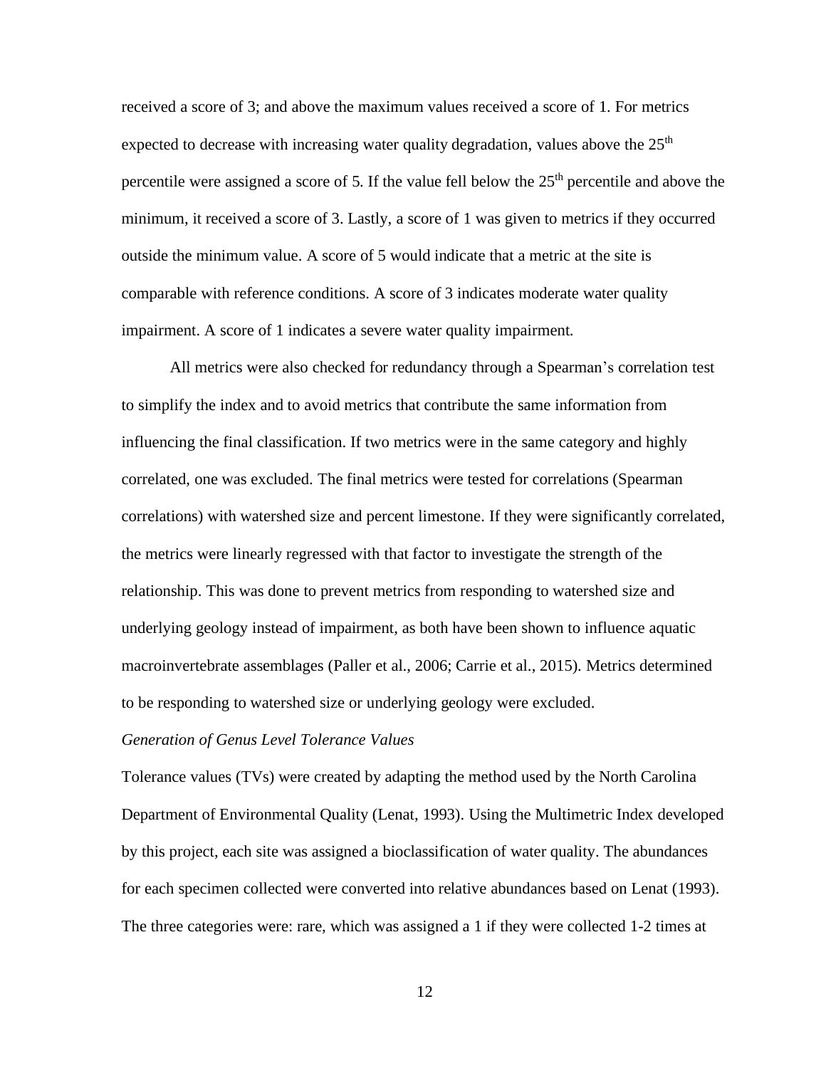received a score of 3; and above the maximum values received a score of 1. For metrics expected to decrease with increasing water quality degradation, values above the $25^{th}$ percentile were assigned a score of 5. If the value fell below the $25^{th}$ percentile and above the minimum, it received a score of 3. Lastly, a score of 1 was given to metrics if they occurred outside the minimum value. A score of 5 would indicate that a metric at the site is comparable with reference conditions. A score of 3 indicates moderate water quality impairment. A score of 1 indicates a severe water quality impairment.

All metrics were also checked for redundancy through a Spearman's correlation test to simplify the index and to avoid metrics that contribute the same information from influencing the final classification. If two metrics were in the same category and highly correlated, one was excluded. The final metrics were tested for correlations (Spearman correlations) with watershed size and percent limestone. If they were significantly correlated, the metrics were linearly regressed with that factor to investigate the strength of the relationship. This was done to prevent metrics from responding to watershed size and underlying geology instead of impairment, as both have been shown to influence aquatic macroinvertebrate assemblages (Paller et al., 2006; Carrie et al., 2015). Metrics determined to be responding to watershed size or underlying geology were excluded.

*Generation of Genus Level Tolerance Values*

Tolerance values (TVs) were created by adapting the method used by the North Carolina Department of Environmental Quality (Lenat, 1993). Using the Multimetric Index developed by this project, each site was assigned a bioclassification of water quality. The abundances for each specimen collected were converted into relative abundances based on Lenat (1993). The three categories were: rare, which was assigned a 1 if they were collected 1-2 times at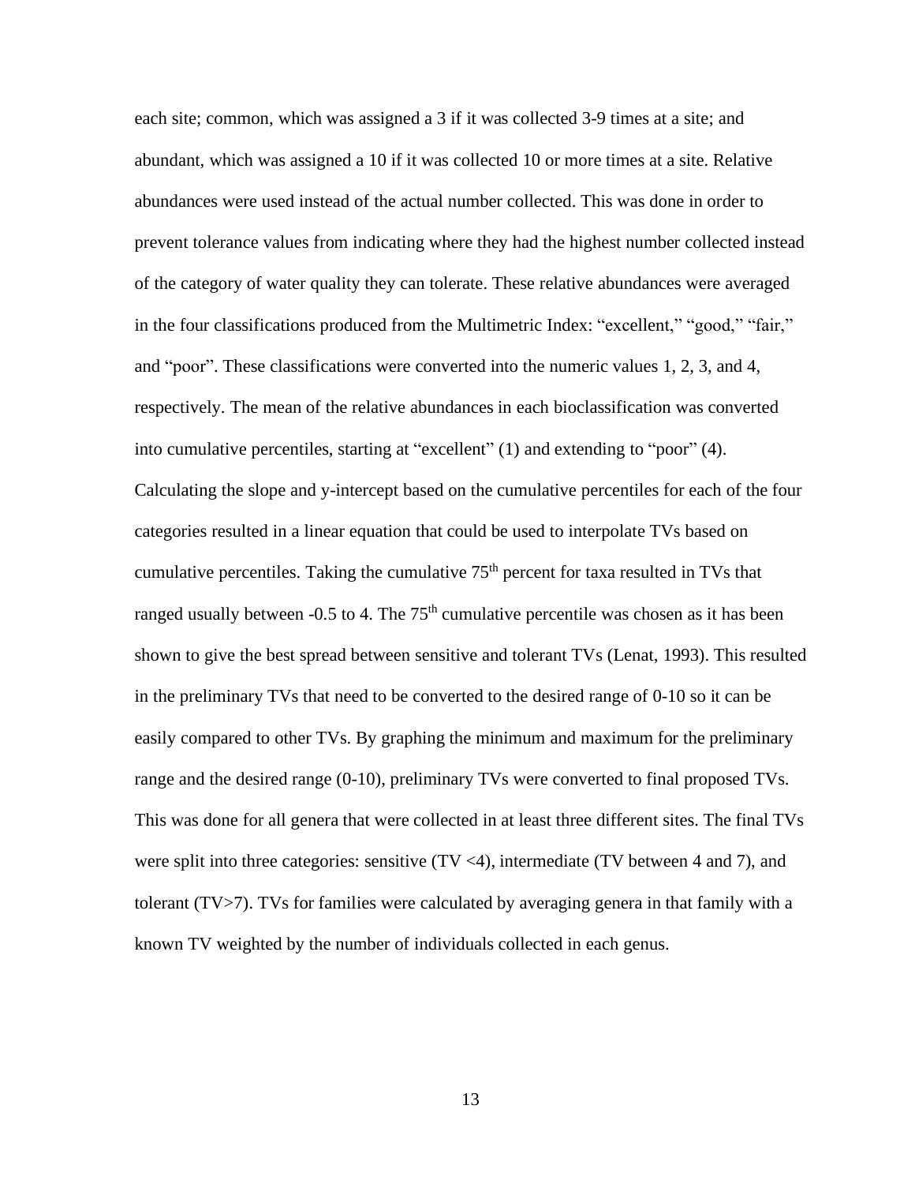each site; common, which was assigned a 3 if it was collected 3-9 times at a site; and abundant, which was assigned a 10 if it was collected 10 or more times at a site. Relative abundances were used instead of the actual number collected. This was done in order to prevent tolerance values from indicating where they had the highest number collected instead of the category of water quality they can tolerate. These relative abundances were averaged in the four classifications produced from the Multimetric Index: "excellent," "good," "fair," and "poor". These classifications were converted into the numeric values 1, 2, 3, and 4, respectively. The mean of the relative abundances in each bioclassification was converted into cumulative percentiles, starting at "excellent" (1) and extending to "poor" (4). Calculating the slope and y-intercept based on the cumulative percentiles for each of the four categories resulted in a linear equation that could be used to interpolate TVs based on cumulative percentiles. Taking the cumulative $75^{th}$ percent for taxa resulted in TVs that ranged usually between -0.5 to 4. The $75^{th}$ cumulative percentile was chosen as it has been shown to give the best spread between sensitive and tolerant TVs (Lenat, 1993). This resulted in the preliminary TVs that need to be converted to the desired range of 0-10 so it can be easily compared to other TVs. By graphing the minimum and maximum for the preliminary range and the desired range (0-10), preliminary TVs were converted to final proposed TVs. This was done for all genera that were collected in at least three different sites. The final TVs were split into three categories: sensitive (TV <4), intermediate (TV between 4 and 7), and tolerant (TV>7). TVs for families were calculated by averaging genera in that family with a known TV weighted by the number of individuals collected in each genus.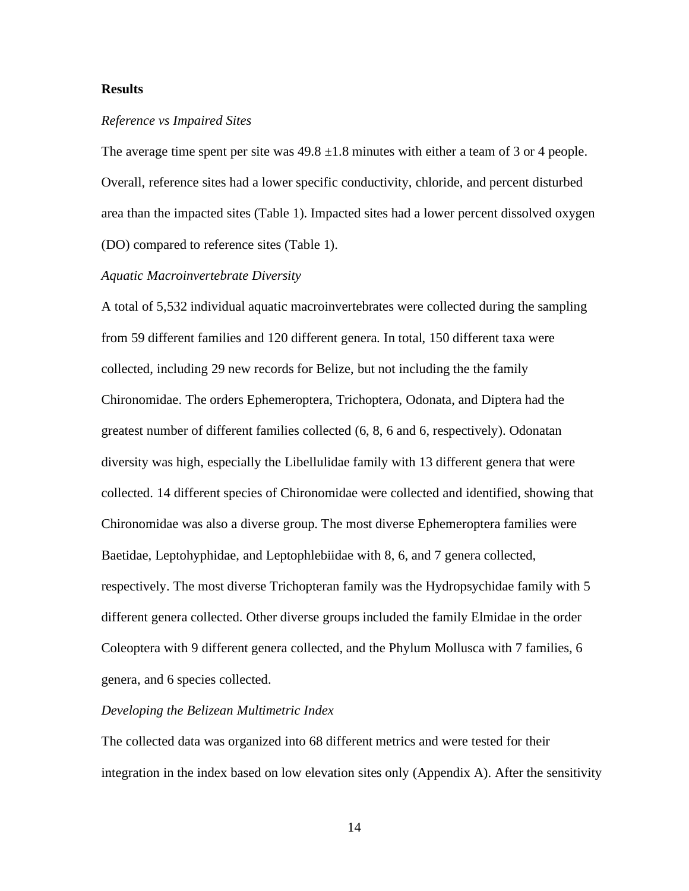**Results**

*Reference vs Impaired Sites*

The average time spent per site was 49.8 ±1.8 minutes with either a team of 3 or 4 people. Overall, reference sites had a lower specific conductivity, chloride, and percent disturbed area than the impacted sites (Table 1). Impacted sites had a lower percent dissolved oxygen (DO) compared to reference sites (Table 1).

*Aquatic Macroinvertebrate Diversity*

A total of 5,532 individual aquatic macroinvertebrates were collected during the sampling from 59 different families and 120 different genera. In total, 150 different taxa were collected, including 29 new records for Belize, but not including the the family Chironomidae. The orders Ephemeroptera, Trichoptera, Odonata, and Diptera had the greatest number of different families collected (6, 8, 6 and 6, respectively). Odonatan diversity was high, especially the Libellulidae family with 13 different genera that were collected. 14 different species of Chironomidae were collected and identified, showing that Chironomidae was also a diverse group. The most diverse Ephemeroptera families were Baetidae, Leptohyphidae, and Leptophlebiidae with 8, 6, and 7 genera collected, respectively. The most diverse Trichopteran family was the Hydropsychidae family with 5 different genera collected. Other diverse groups included the family Elmidae in the order Coleoptera with 9 different genera collected, and the Phylum Mollusca with 7 families, 6 genera, and 6 species collected.

*Developing the Belizean Multimetric Index*

The collected data was organized into 68 different metrics and were tested for their integration in the index based on low elevation sites only (Appendix A). After the sensitivity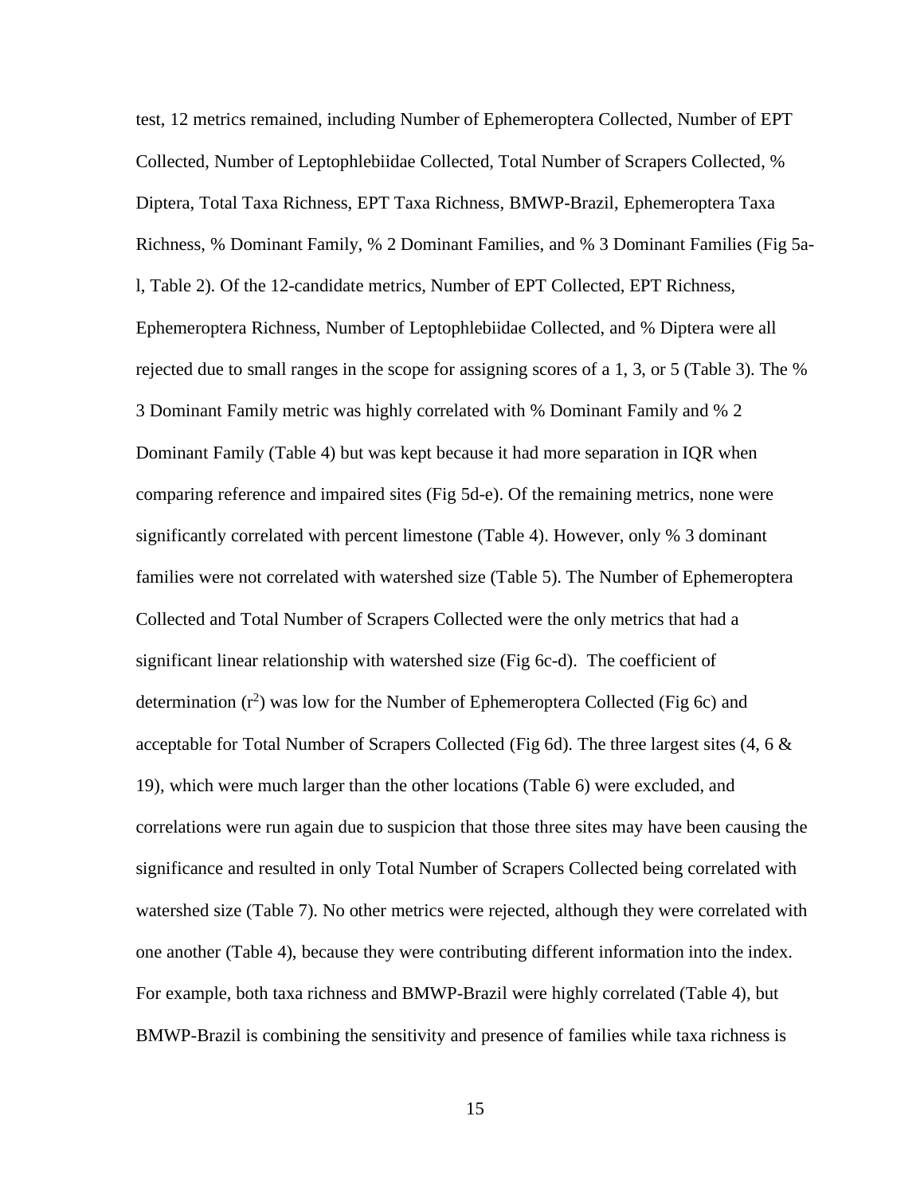test, 12 metrics remained, including Number of Ephemeroptera Collected, Number of EPT Collected, Number of Leptophlebiidae Collected, Total Number of Scrapers Collected, % Diptera, Total Taxa Richness, EPT Taxa Richness, BMWP-Brazil, Ephemeroptera Taxa Richness, % Dominant Family, % 2 Dominant Families, and % 3 Dominant Families (Fig 5a-l, Table 2). Of the 12-candidate metrics, Number of EPT Collected, EPT Richness, Ephemeroptera Richness, Number of Leptophlebiidae Collected, and % Diptera were all rejected due to small ranges in the scope for assigning scores of a 1, 3, or 5 (Table 3). The % 3 Dominant Family metric was highly correlated with % Dominant Family and % 2 Dominant Family (Table 4) but was kept because it had more separation in IQR when comparing reference and impaired sites (Fig 5d-e). Of the remaining metrics, none were significantly correlated with percent limestone (Table 4). However, only % 3 dominant families were not correlated with watershed size (Table 5). The Number of Ephemeroptera Collected and Total Number of Scrapers Collected were the only metrics that had a significant linear relationship with watershed size (Fig 6c-d). The coefficient of determination ($r^2$) was low for the Number of Ephemeroptera Collected (Fig 6c) and acceptable for Total Number of Scrapers Collected (Fig 6d). The three largest sites (4, 6 & 19), which were much larger than the other locations (Table 6) were excluded, and correlations were run again due to suspicion that those three sites may have been causing the significance and resulted in only Total Number of Scrapers Collected being correlated with watershed size (Table 7). No other metrics were rejected, although they were correlated with one another (Table 4), because they were contributing different information into the index. For example, both taxa richness and BMWP-Brazil were highly correlated (Table 4), but BMWP-Brazil is combining the sensitivity and presence of families while taxa richness is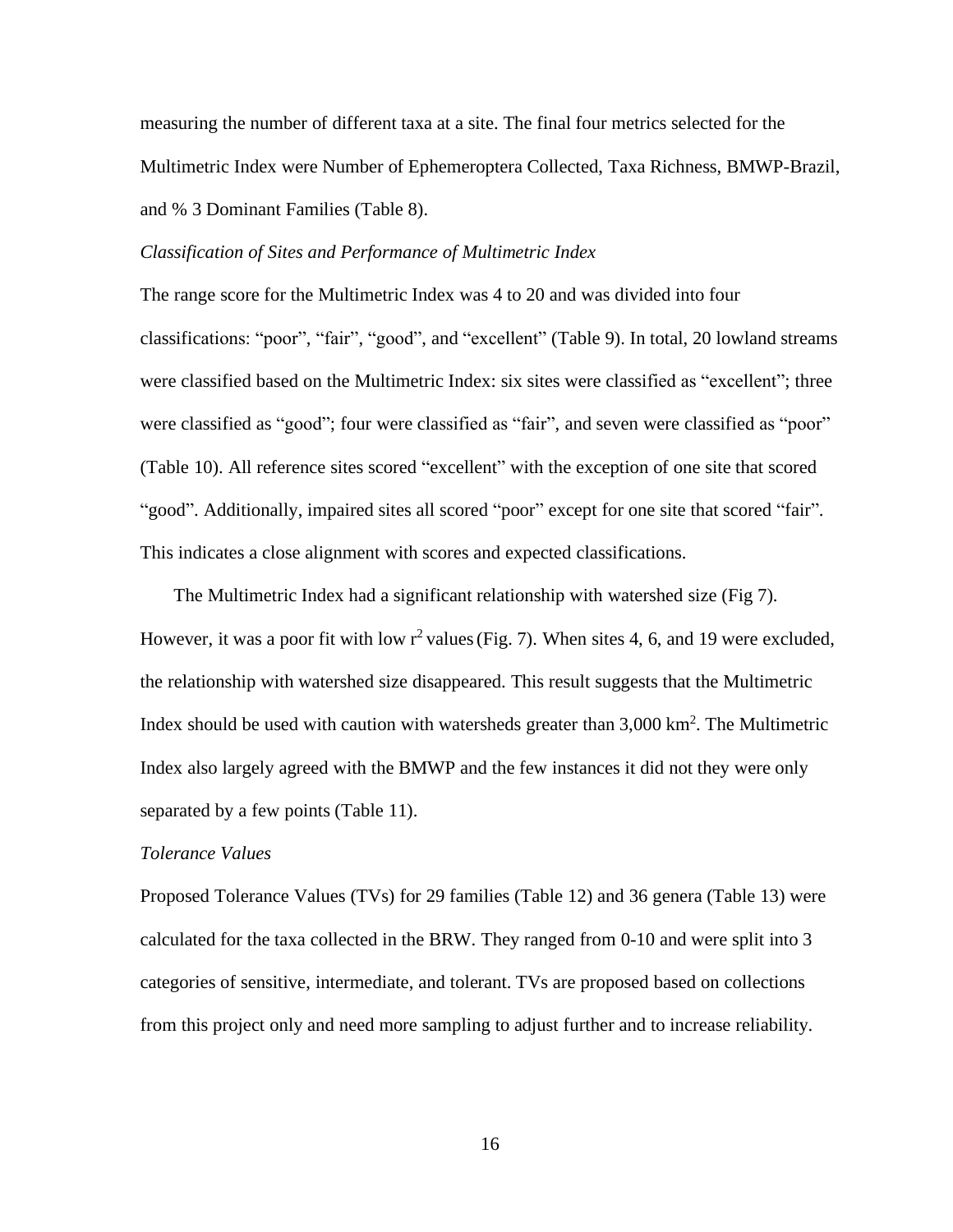measuring the number of different taxa at a site. The final four metrics selected for the Multimetric Index were Number of Ephemeroptera Collected, Taxa Richness, BMWP-Brazil, and % 3 Dominant Families (Table 8).

*Classification of Sites and Performance of Multimetric Index*

The range score for the Multimetric Index was 4 to 20 and was divided into four classifications: "poor", "fair", "good", and "excellent" (Table 9). In total, 20 lowland streams were classified based on the Multimetric Index: six sites were classified as "excellent"; three were classified as "good"; four were classified as "fair", and seven were classified as "poor" (Table 10). All reference sites scored "excellent" with the exception of one site that scored "good". Additionally, impaired sites all scored "poor" except for one site that scored "fair". This indicates a close alignment with scores and expected classifications.

The Multimetric Index had a significant relationship with watershed size (Fig 7). However, it was a poor fit with low $r^2$ values (Fig. 7). When sites 4, 6, and 19 were excluded, the relationship with watershed size disappeared. This result suggests that the Multimetric Index should be used with caution with watersheds greater than 3,000 $km^2$. The Multimetric Index also largely agreed with the BMWP and the few instances it did not they were only separated by a few points (Table 11).

*Tolerance Values*

Proposed Tolerance Values (TVs) for 29 families (Table 12) and 36 genera (Table 13) were calculated for the taxa collected in the BRW. They ranged from 0-10 and were split into 3 categories of sensitive, intermediate, and tolerant. TVs are proposed based on collections from this project only and need more sampling to adjust further and to increase reliability.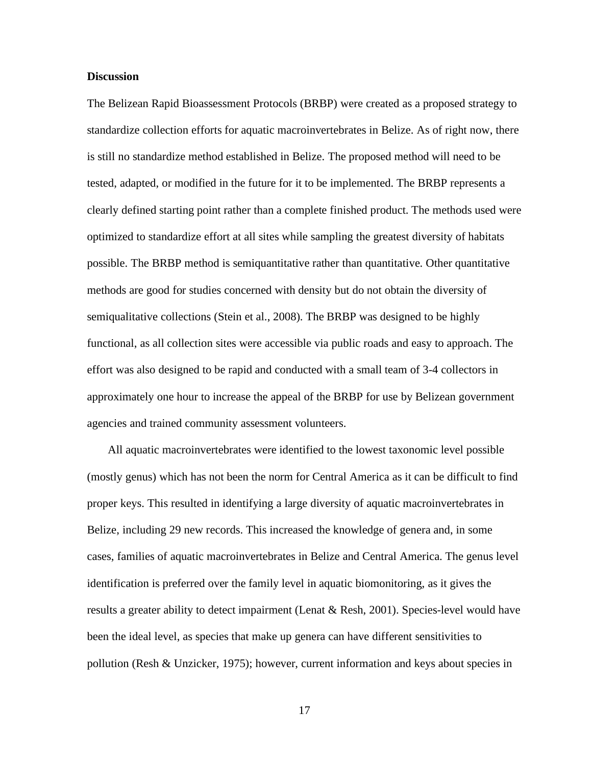**Discussion**

The Belizean Rapid Bioassessment Protocols (BRBP) were created as a proposed strategy to standardize collection efforts for aquatic macroinvertebrates in Belize. As of right now, there is still no standardize method established in Belize. The proposed method will need to be tested, adapted, or modified in the future for it to be implemented. The BRBP represents a clearly defined starting point rather than a complete finished product. The methods used were optimized to standardize effort at all sites while sampling the greatest diversity of habitats possible. The BRBP method is semiquantitative rather than quantitative. Other quantitative methods are good for studies concerned with density but do not obtain the diversity of semiqualitative collections (Stein et al., 2008). The BRBP was designed to be highly functional, as all collection sites were accessible via public roads and easy to approach. The effort was also designed to be rapid and conducted with a small team of 3-4 collectors in approximately one hour to increase the appeal of the BRBP for use by Belizean government agencies and trained community assessment volunteers.

All aquatic macroinvertebrates were identified to the lowest taxonomic level possible (mostly genus) which has not been the norm for Central America as it can be difficult to find proper keys. This resulted in identifying a large diversity of aquatic macroinvertebrates in Belize, including 29 new records. This increased the knowledge of genera and, in some cases, families of aquatic macroinvertebrates in Belize and Central America. The genus level identification is preferred over the family level in aquatic biomonitoring, as it gives the results a greater ability to detect impairment (Lenat & Resh, 2001). Species-level would have been the ideal level, as species that make up genera can have different sensitivities to pollution (Resh & Unzicker, 1975); however, current information and keys about species in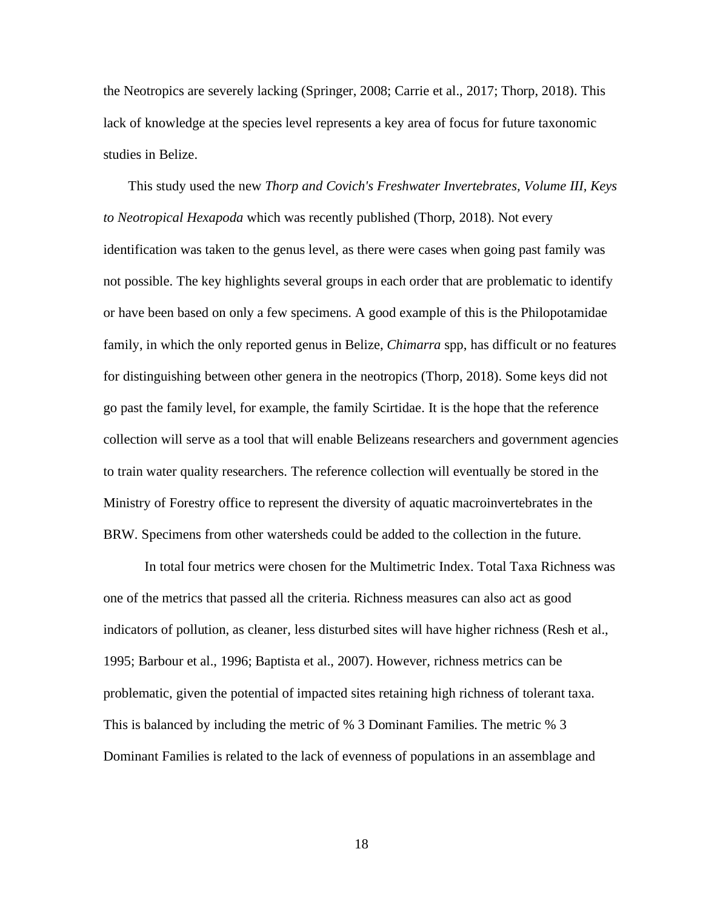the Neotropics are severely lacking (Springer, 2008; Carrie et al., 2017; Thorp, 2018). This lack of knowledge at the species level represents a key area of focus for future taxonomic studies in Belize.

This study used the new *Thorp and Covich's Freshwater Invertebrates, Volume III, Keys to Neotropical Hexapoda* which was recently published (Thorp, 2018). Not every identification was taken to the genus level, as there were cases when going past family was not possible. The key highlights several groups in each order that are problematic to identify or have been based on only a few specimens. A good example of this is the Philopotamidae family, in which the only reported genus in Belize, *Chimarra* spp, has difficult or no features for distinguishing between other genera in the neotropics (Thorp, 2018). Some keys did not go past the family level, for example, the family Scirtidae. It is the hope that the reference collection will serve as a tool that will enable Belizeans researchers and government agencies to train water quality researchers. The reference collection will eventually be stored in the Ministry of Forestry office to represent the diversity of aquatic macroinvertebrates in the BRW. Specimens from other watersheds could be added to the collection in the future.

In total four metrics were chosen for the Multimetric Index. Total Taxa Richness was one of the metrics that passed all the criteria. Richness measures can also act as good indicators of pollution, as cleaner, less disturbed sites will have higher richness (Resh et al., 1995; Barbour et al., 1996; Baptista et al., 2007). However, richness metrics can be problematic, given the potential of impacted sites retaining high richness of tolerant taxa. This is balanced by including the metric of % 3 Dominant Families. The metric % 3 Dominant Families is related to the lack of evenness of populations in an assemblage and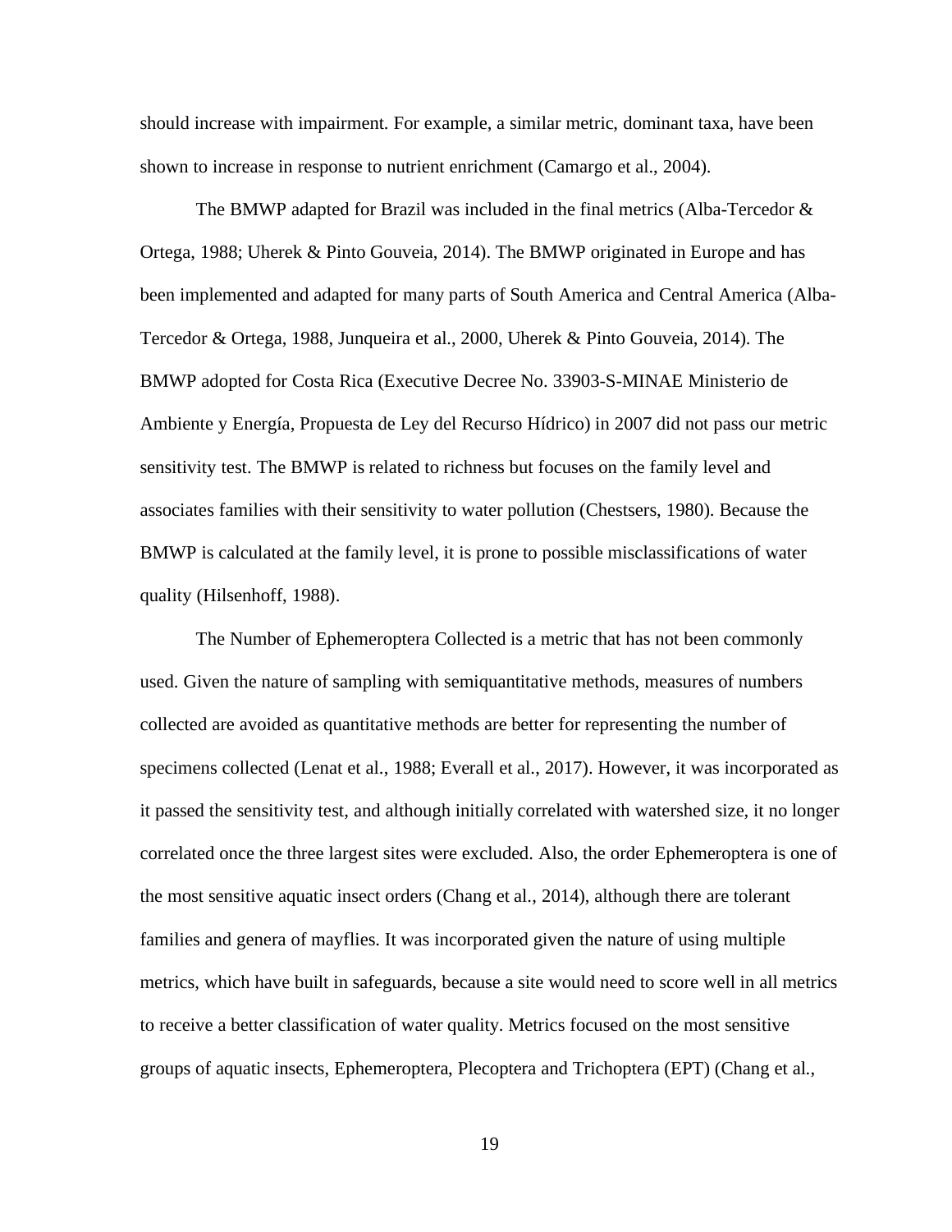should increase with impairment. For example, a similar metric, dominant taxa, have been shown to increase in response to nutrient enrichment (Camargo et al., 2004).

The BMWP adapted for Brazil was included in the final metrics (Alba-Tercedor & Ortega, 1988; Uherek & Pinto Gouveia, 2014). The BMWP originated in Europe and has been implemented and adapted for many parts of South America and Central America (Alba-Tercedor & Ortega, 1988, Junqueira et al., 2000, Uherek & Pinto Gouveia, 2014). The BMWP adopted for Costa Rica (Executive Decree No. 33903-S-MINAE Ministerio de Ambiente y Energía, Propuesta de Ley del Recurso Hídrico) in 2007 did not pass our metric sensitivity test. The BMWP is related to richness but focuses on the family level and associates families with their sensitivity to water pollution (Chestsers, 1980). Because the BMWP is calculated at the family level, it is prone to possible misclassifications of water quality (Hilsenhoff, 1988).

The Number of Ephemeroptera Collected is a metric that has not been commonly used. Given the nature of sampling with semiquantitative methods, measures of numbers collected are avoided as quantitative methods are better for representing the number of specimens collected (Lenat et al., 1988; Everall et al., 2017). However, it was incorporated as it passed the sensitivity test, and although initially correlated with watershed size, it no longer correlated once the three largest sites were excluded. Also, the order Ephemeroptera is one of the most sensitive aquatic insect orders (Chang et al., 2014), although there are tolerant families and genera of mayflies. It was incorporated given the nature of using multiple metrics, which have built in safeguards, because a site would need to score well in all metrics to receive a better classification of water quality. Metrics focused on the most sensitive groups of aquatic insects, Ephemeroptera, Plecoptera and Trichoptera (EPT) (Chang et al.,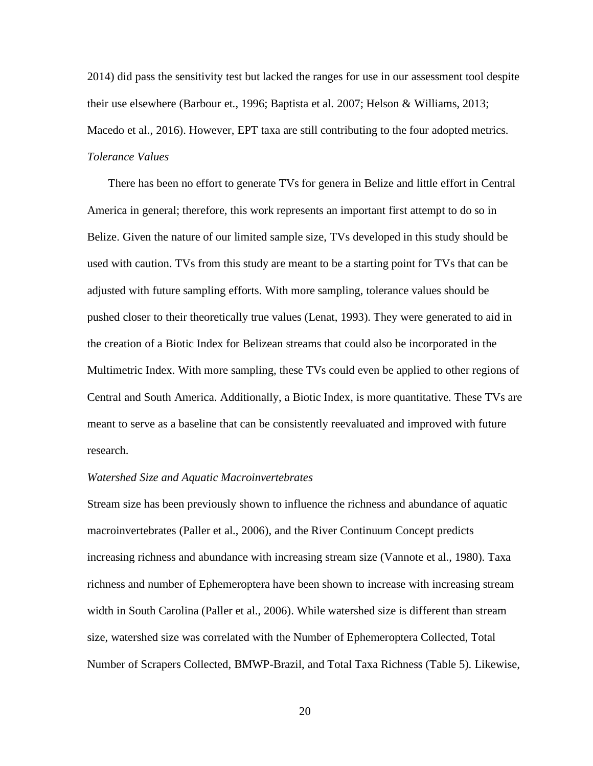2014) did pass the sensitivity test but lacked the ranges for use in our assessment tool despite their use elsewhere (Barbour et., 1996; Baptista et al. 2007; Helson & Williams, 2013; Macedo et al., 2016). However, EPT taxa are still contributing to the four adopted metrics.

### *Tolerance Values*

There has been no effort to generate TVs for genera in Belize and little effort in Central America in general; therefore, this work represents an important first attempt to do so in Belize. Given the nature of our limited sample size, TVs developed in this study should be used with caution. TVs from this study are meant to be a starting point for TVs that can be adjusted with future sampling efforts. With more sampling, tolerance values should be pushed closer to their theoretically true values (Lenat, 1993). They were generated to aid in the creation of a Biotic Index for Belizean streams that could also be incorporated in the Multimetric Index. With more sampling, these TVs could even be applied to other regions of Central and South America. Additionally, a Biotic Index, is more quantitative. These TVs are meant to serve as a baseline that can be consistently reevaluated and improved with future research.

### *Watershed Size and Aquatic Macroinvertebrates*

Stream size has been previously shown to influence the richness and abundance of aquatic macroinvertebrates (Paller et al., 2006), and the River Continuum Concept predicts increasing richness and abundance with increasing stream size (Vannote et al., 1980). Taxa richness and number of Ephemeroptera have been shown to increase with increasing stream width in South Carolina (Paller et al., 2006). While watershed size is different than stream size, watershed size was correlated with the Number of Ephemeroptera Collected, Total Number of Scrapers Collected, BMWP-Brazil, and Total Taxa Richness (Table 5). Likewise,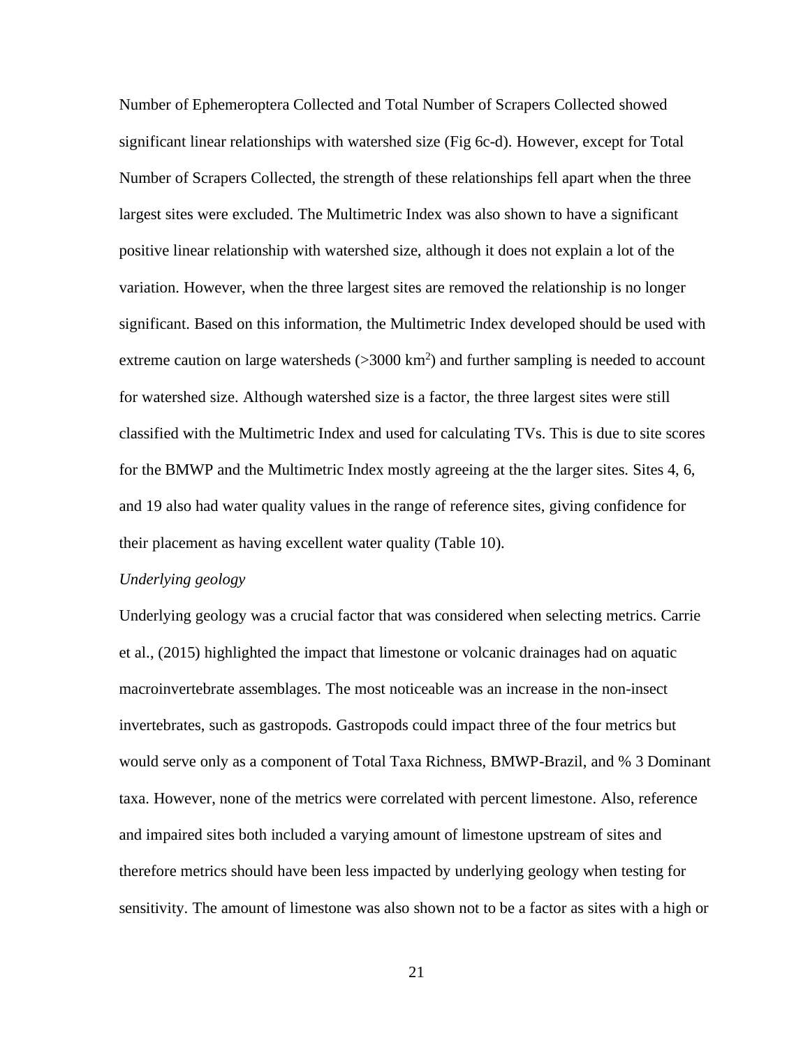Number of Ephemeroptera Collected and Total Number of Scrapers Collected showed significant linear relationships with watershed size (Fig 6c-d). However, except for Total Number of Scrapers Collected, the strength of these relationships fell apart when the three largest sites were excluded. The Multimetric Index was also shown to have a significant positive linear relationship with watershed size, although it does not explain a lot of the variation. However, when the three largest sites are removed the relationship is no longer significant. Based on this information, the Multimetric Index developed should be used with extreme caution on large watersheds (>3000 $km^2$) and further sampling is needed to account for watershed size. Although watershed size is a factor, the three largest sites were still classified with the Multimetric Index and used for calculating TVs. This is due to site scores for the BMWP and the Multimetric Index mostly agreeing at the the larger sites. Sites 4, 6, and 19 also had water quality values in the range of reference sites, giving confidence for their placement as having excellent water quality (Table 10).

*Underlying geology*

Underlying geology was a crucial factor that was considered when selecting metrics. Carrie et al., (2015) highlighted the impact that limestone or volcanic drainages had on aquatic macroinvertebrate assemblages. The most noticeable was an increase in the non-insect invertebrates, such as gastropods. Gastropods could impact three of the four metrics but would serve only as a component of Total Taxa Richness, BMWP-Brazil, and % 3 Dominant taxa. However, none of the metrics were correlated with percent limestone. Also, reference and impaired sites both included a varying amount of limestone upstream of sites and therefore metrics should have been less impacted by underlying geology when testing for sensitivity. The amount of limestone was also shown not to be a factor as sites with a high or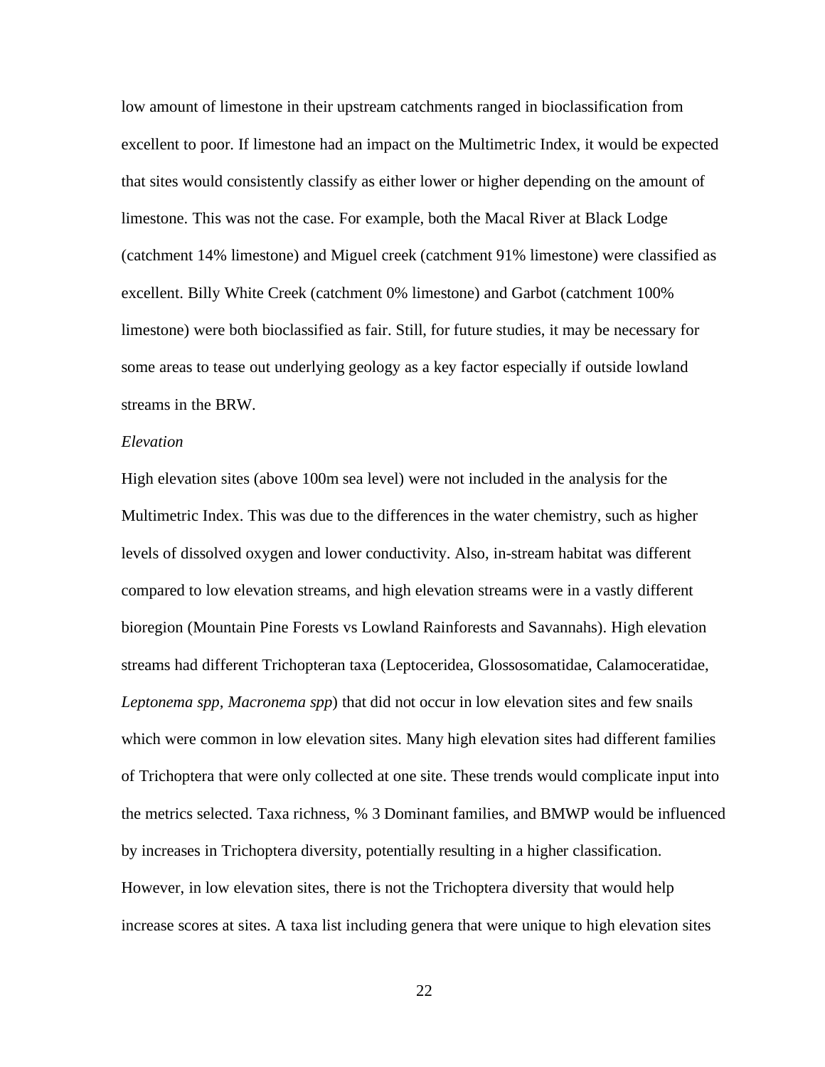low amount of limestone in their upstream catchments ranged in bioclassification from excellent to poor. If limestone had an impact on the Multimetric Index, it would be expected that sites would consistently classify as either lower or higher depending on the amount of limestone. This was not the case. For example, both the Macal River at Black Lodge (catchment 14% limestone) and Miguel creek (catchment 91% limestone) were classified as excellent. Billy White Creek (catchment 0% limestone) and Garbot (catchment 100% limestone) were both bioclassified as fair. Still, for future studies, it may be necessary for some areas to tease out underlying geology as a key factor especially if outside lowland streams in the BRW.

*Elevation*

High elevation sites (above 100m sea level) were not included in the analysis for the Multimetric Index. This was due to the differences in the water chemistry, such as higher levels of dissolved oxygen and lower conductivity. Also, in-stream habitat was different compared to low elevation streams, and high elevation streams were in a vastly different bioregion (Mountain Pine Forests vs Lowland Rainforests and Savannahs). High elevation streams had different Trichopteran taxa (Leptoceridea, Glossosomatidae, Calamoceratidae, *Leptonema spp, Macronema spp*) that did not occur in low elevation sites and few snails which were common in low elevation sites. Many high elevation sites had different families of Trichoptera that were only collected at one site. These trends would complicate input into the metrics selected. Taxa richness, % 3 Dominant families, and BMWP would be influenced by increases in Trichoptera diversity, potentially resulting in a higher classification. However, in low elevation sites, there is not the Trichoptera diversity that would help increase scores at sites. A taxa list including genera that were unique to high elevation sites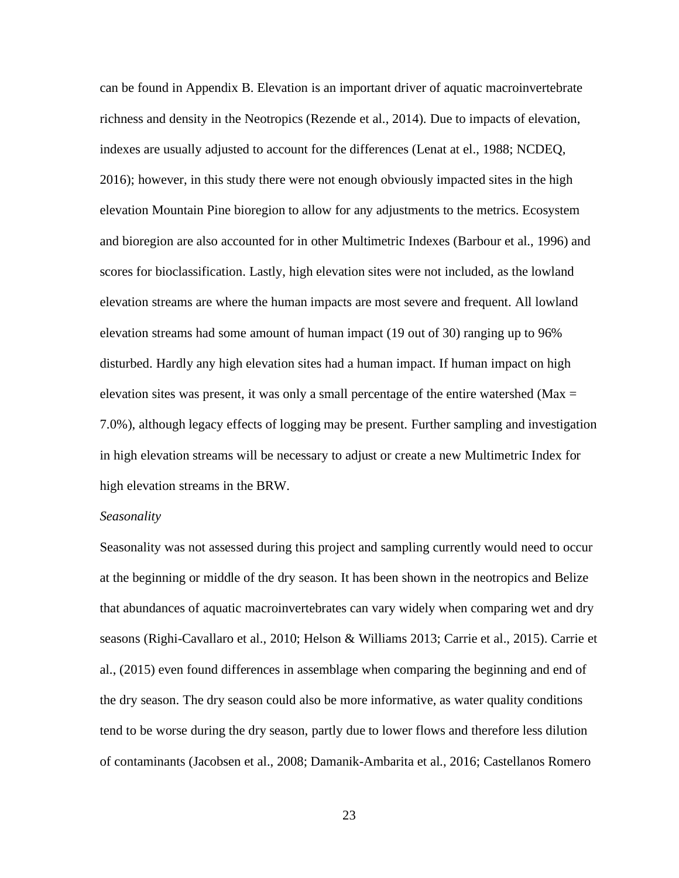can be found in Appendix B. Elevation is an important driver of aquatic macroinvertebrate richness and density in the Neotropics (Rezende et al., 2014). Due to impacts of elevation, indexes are usually adjusted to account for the differences (Lenat at el., 1988; NCDEQ, 2016); however, in this study there were not enough obviously impacted sites in the high elevation Mountain Pine bioregion to allow for any adjustments to the metrics. Ecosystem and bioregion are also accounted for in other Multimetric Indexes (Barbour et al., 1996) and scores for bioclassification. Lastly, high elevation sites were not included, as the lowland elevation streams are where the human impacts are most severe and frequent. All lowland elevation streams had some amount of human impact (19 out of 30) ranging up to 96% disturbed. Hardly any high elevation sites had a human impact. If human impact on high elevation sites was present, it was only a small percentage of the entire watershed (Max = 7.0%), although legacy effects of logging may be present. Further sampling and investigation in high elevation streams will be necessary to adjust or create a new Multimetric Index for high elevation streams in the BRW.

*Seasonality*

Seasonality was not assessed during this project and sampling currently would need to occur at the beginning or middle of the dry season. It has been shown in the neotropics and Belize that abundances of aquatic macroinvertebrates can vary widely when comparing wet and dry seasons (Righi-Cavallaro et al., 2010; Helson & Williams 2013; Carrie et al., 2015). Carrie et al., (2015) even found differences in assemblage when comparing the beginning and end of the dry season. The dry season could also be more informative, as water quality conditions tend to be worse during the dry season, partly due to lower flows and therefore less dilution of contaminants (Jacobsen et al., 2008; Damanik-Ambarita et al., 2016; Castellanos Romero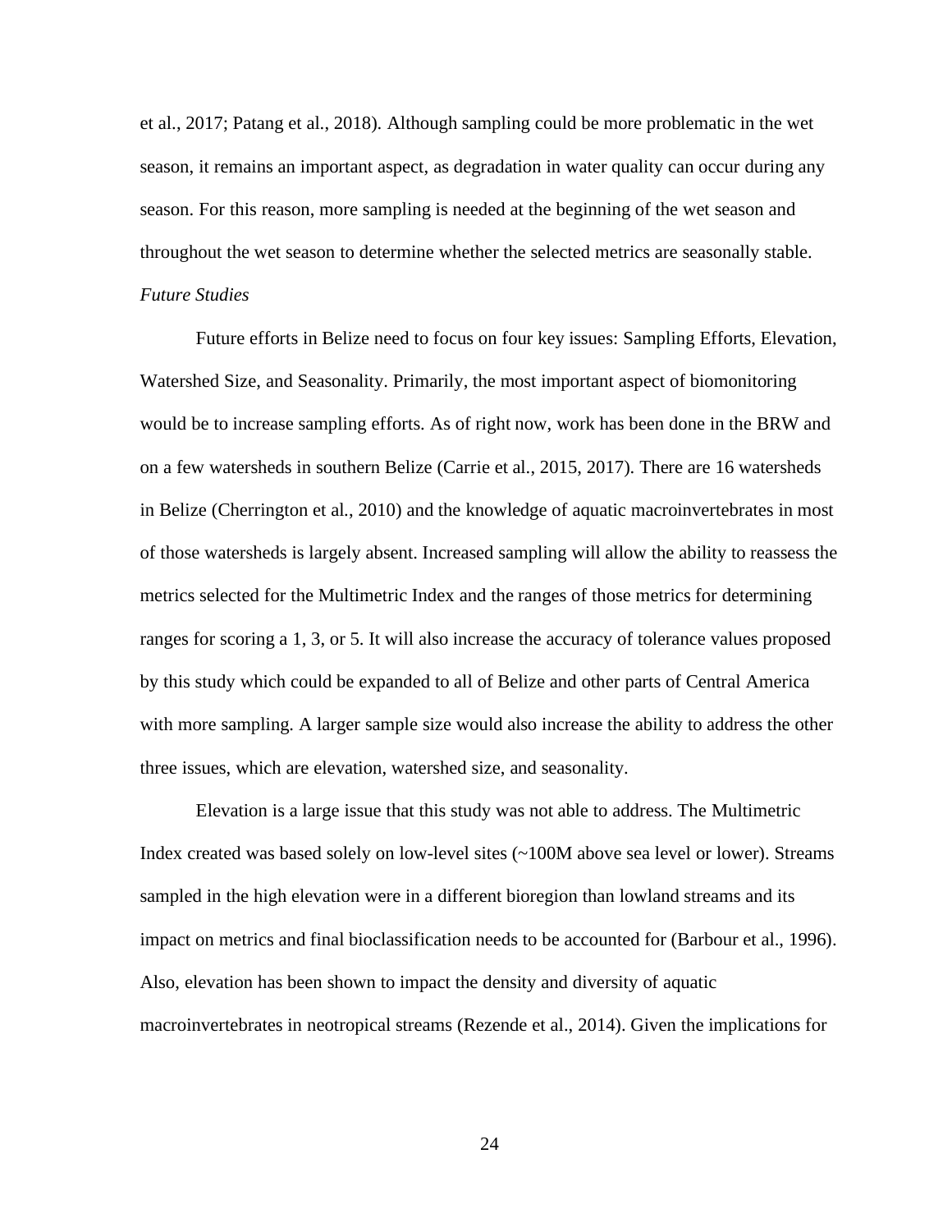et al., 2017; Patang et al., 2018). Although sampling could be more problematic in the wet season, it remains an important aspect, as degradation in water quality can occur during any season. For this reason, more sampling is needed at the beginning of the wet season and throughout the wet season to determine whether the selected metrics are seasonally stable.

*Future Studies*

Future efforts in Belize need to focus on four key issues: Sampling Efforts, Elevation, Watershed Size, and Seasonality. Primarily, the most important aspect of biomonitoring would be to increase sampling efforts. As of right now, work has been done in the BRW and on a few watersheds in southern Belize (Carrie et al., 2015, 2017). There are 16 watersheds in Belize (Cherrington et al., 2010) and the knowledge of aquatic macroinvertebrates in most of those watersheds is largely absent. Increased sampling will allow the ability to reassess the metrics selected for the Multimetric Index and the ranges of those metrics for determining ranges for scoring a 1, 3, or 5. It will also increase the accuracy of tolerance values proposed by this study which could be expanded to all of Belize and other parts of Central America with more sampling. A larger sample size would also increase the ability to address the other three issues, which are elevation, watershed size, and seasonality.

Elevation is a large issue that this study was not able to address. The Multimetric Index created was based solely on low-level sites (~100M above sea level or lower). Streams sampled in the high elevation were in a different bioregion than lowland streams and its impact on metrics and final bioclassification needs to be accounted for (Barbour et al., 1996). Also, elevation has been shown to impact the density and diversity of aquatic macroinvertebrates in neotropical streams (Rezende et al., 2014). Given the implications for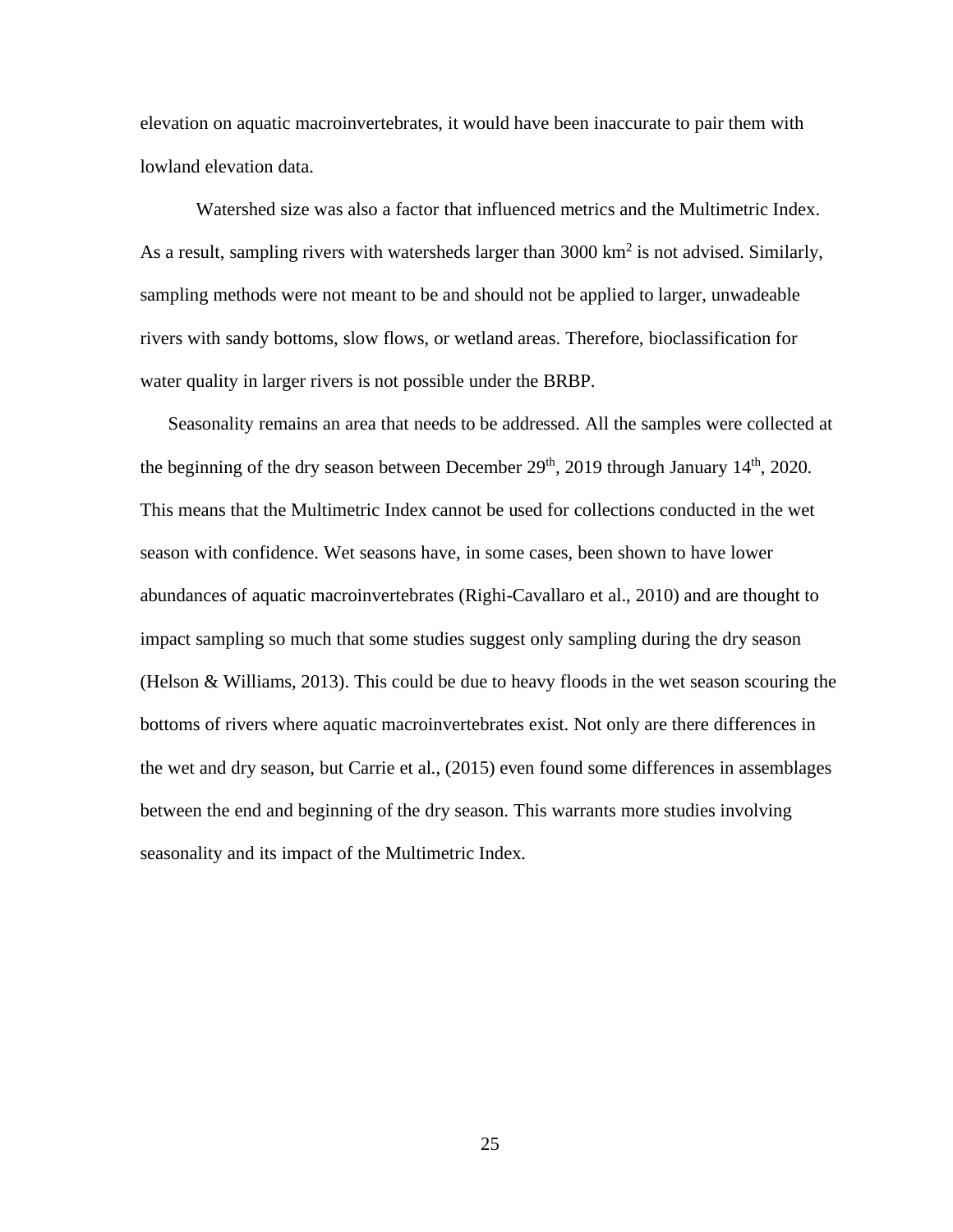elevation on aquatic macroinvertebrates, it would have been inaccurate to pair them with lowland elevation data.

Watershed size was also a factor that influenced metrics and the Multimetric Index. As a result, sampling rivers with watersheds larger than 3000 $km^2$ is not advised. Similarly, sampling methods were not meant to be and should not be applied to larger, unwadeable rivers with sandy bottoms, slow flows, or wetland areas. Therefore, bioclassification for water quality in larger rivers is not possible under the BRBP.

Seasonality remains an area that needs to be addressed. All the samples were collected at the beginning of the dry season between December $29^{th}$, 2019 through January $14^{th}$, 2020. This means that the Multimetric Index cannot be used for collections conducted in the wet season with confidence. Wet seasons have, in some cases, been shown to have lower abundances of aquatic macroinvertebrates (Righi-Cavallaro et al., 2010) and are thought to impact sampling so much that some studies suggest only sampling during the dry season (Helson & Williams, 2013). This could be due to heavy floods in the wet season scouring the bottoms of rivers where aquatic macroinvertebrates exist. Not only are there differences in the wet and dry season, but Carrie et al., (2015) even found some differences in assemblages between the end and beginning of the dry season. This warrants more studies involving seasonality and its impact of the Multimetric Index.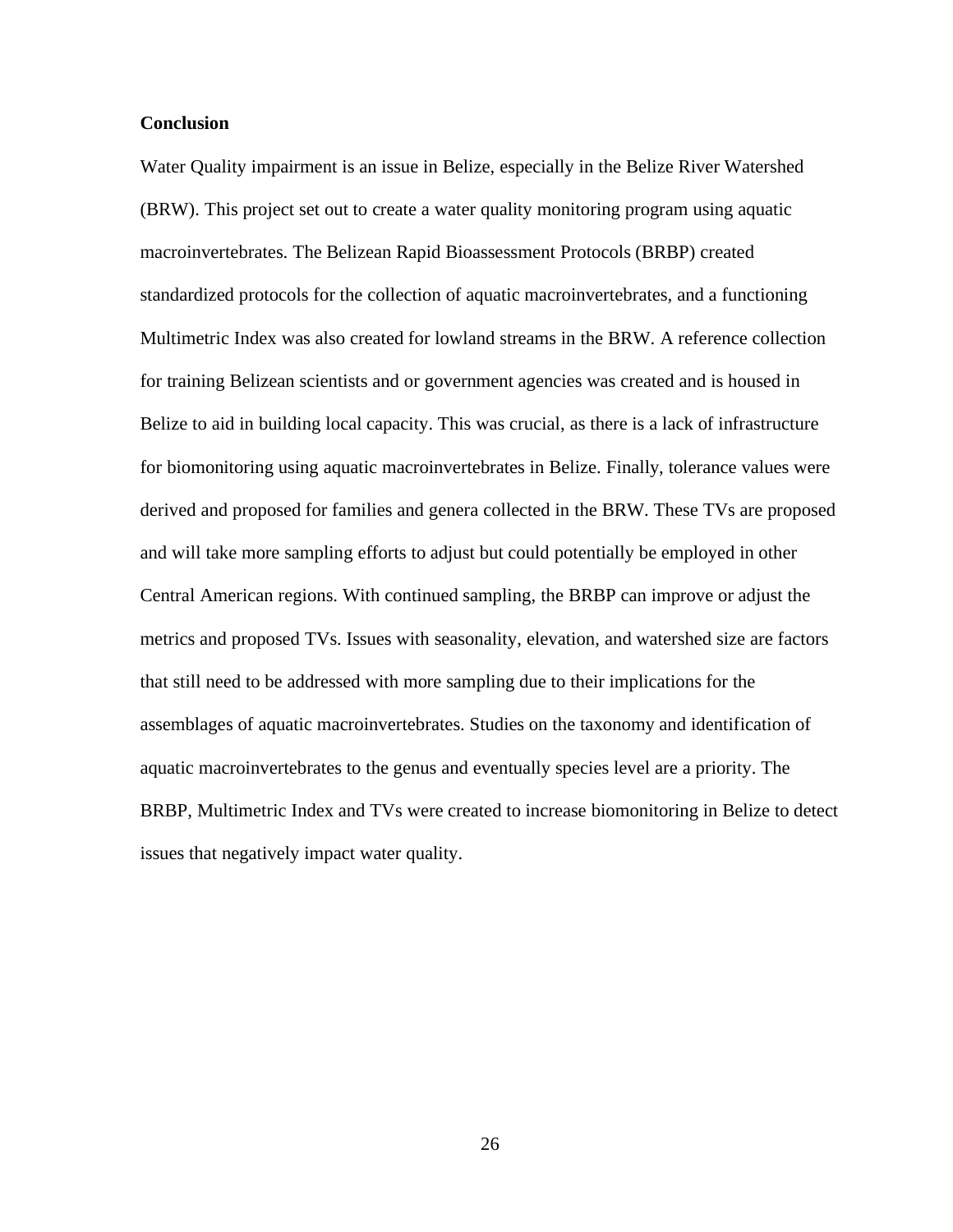**Conclusion**

Water Quality impairment is an issue in Belize, especially in the Belize River Watershed (BRW). This project set out to create a water quality monitoring program using aquatic macroinvertebrates. The Belizean Rapid Bioassessment Protocols (BRBP) created standardized protocols for the collection of aquatic macroinvertebrates, and a functioning Multimetric Index was also created for lowland streams in the BRW. A reference collection for training Belizean scientists and or government agencies was created and is housed in Belize to aid in building local capacity. This was crucial, as there is a lack of infrastructure for biomonitoring using aquatic macroinvertebrates in Belize. Finally, tolerance values were derived and proposed for families and genera collected in the BRW. These TVs are proposed and will take more sampling efforts to adjust but could potentially be employed in other Central American regions. With continued sampling, the BRBP can improve or adjust the metrics and proposed TVs. Issues with seasonality, elevation, and watershed size are factors that still need to be addressed with more sampling due to their implications for the assemblages of aquatic macroinvertebrates. Studies on the taxonomy and identification of aquatic macroinvertebrates to the genus and eventually species level are a priority. The BRBP, Multimetric Index and TVs were created to increase biomonitoring in Belize to detect issues that negatively impact water quality.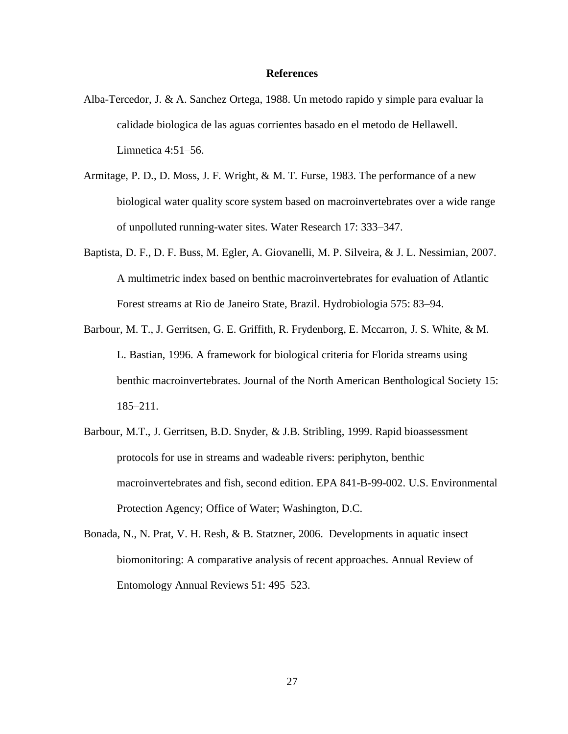## References

Alba-Tercedor, J. & A. Sanchez Ortega, 1988. Un metodo rapido y simple para evaluar la calidade biologica de las aguas corrientes basado en el metodo de Hellawell. Limnetica 4:51–56.

Armitage, P. D., D. Moss, J. F. Wright, & M. T. Furse, 1983. The performance of a new biological water quality score system based on macroinvertebrates over a wide range of unpolluted running-water sites. Water Research 17: 333–347.

Baptista, D. F., D. F. Buss, M. Egler, A. Giovanelli, M. P. Silveira, & J. L. Nessimian, 2007. A multimetric index based on benthic macroinvertebrates for evaluation of Atlantic Forest streams at Rio de Janeiro State, Brazil. Hydrobiologia 575: 83–94.

Barbour, M. T., J. Gerritsen, G. E. Griffith, R. Frydenborg, E. Mccarron, J. S. White, & M. L. Bastian, 1996. A framework for biological criteria for Florida streams using benthic macroinvertebrates. Journal of the North American Benthological Society 15: 185–211.

Barbour, M.T., J. Gerritsen, B.D. Snyder, & J.B. Stribling, 1999. Rapid bioassessment protocols for use in streams and wadeable rivers: periphyton, benthic macroinvertebrates and fish, second edition. EPA 841-B-99-002. U.S. Environmental Protection Agency; Office of Water; Washington, D.C.

Bonada, N., N. Prat, V. H. Resh, & B. Statzner, 2006. Developments in aquatic insect biomonitoring: A comparative analysis of recent approaches. Annual Review of Entomology Annual Reviews 51: 495–523.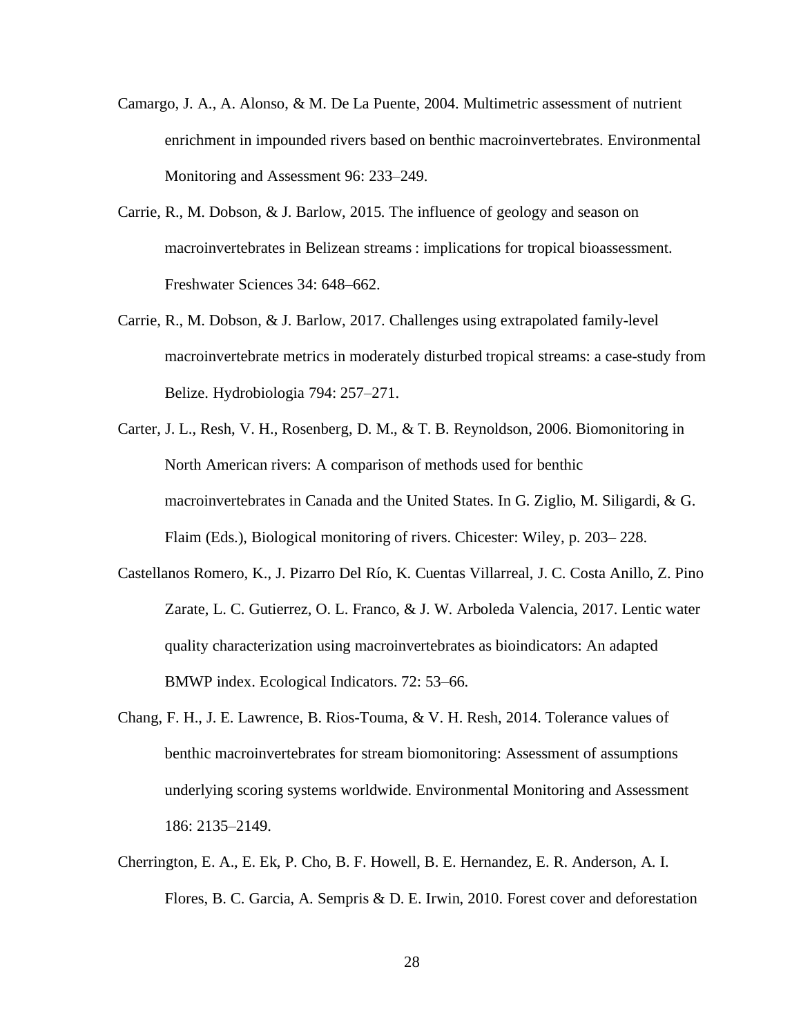Camargo, J. A., A. Alonso, & M. De La Puente, 2004. Multimetric assessment of nutrient enrichment in impounded rivers based on benthic macroinvertebrates. Environmental Monitoring and Assessment 96: 233–249.

Carrie, R., M. Dobson, & J. Barlow, 2015. The influence of geology and season on macroinvertebrates in Belizean streams : implications for tropical bioassessment. Freshwater Sciences 34: 648–662.

Carrie, R., M. Dobson, & J. Barlow, 2017. Challenges using extrapolated family-level macroinvertebrate metrics in moderately disturbed tropical streams: a case-study from Belize. Hydrobiologia 794: 257–271.

Carter, J. L., Resh, V. H., Rosenberg, D. M., & T. B. Reynoldson, 2006. Biomonitoring in North American rivers: A comparison of methods used for benthic macroinvertebrates in Canada and the United States. In G. Ziglio, M. Siligardi, & G. Flaim (Eds.), Biological monitoring of rivers. Chicester: Wiley, p. 203– 228.

Castellanos Romero, K., J. Pizarro Del Río, K. Cuentas Villarreal, J. C. Costa Anillo, Z. Pino Zarate, L. C. Gutierrez, O. L. Franco, & J. W. Arboleda Valencia, 2017. Lentic water quality characterization using macroinvertebrates as bioindicators: An adapted BMWP index. Ecological Indicators. 72: 53–66.

Chang, F. H., J. E. Lawrence, B. Rios-Touma, & V. H. Resh, 2014. Tolerance values of benthic macroinvertebrates for stream biomonitoring: Assessment of assumptions underlying scoring systems worldwide. Environmental Monitoring and Assessment 186: 2135–2149.

Cherrington, E. A., E. Ek, P. Cho, B. F. Howell, B. E. Hernandez, E. R. Anderson, A. I. Flores, B. C. Garcia, A. Sempris & D. E. Irwin, 2010. Forest cover and deforestation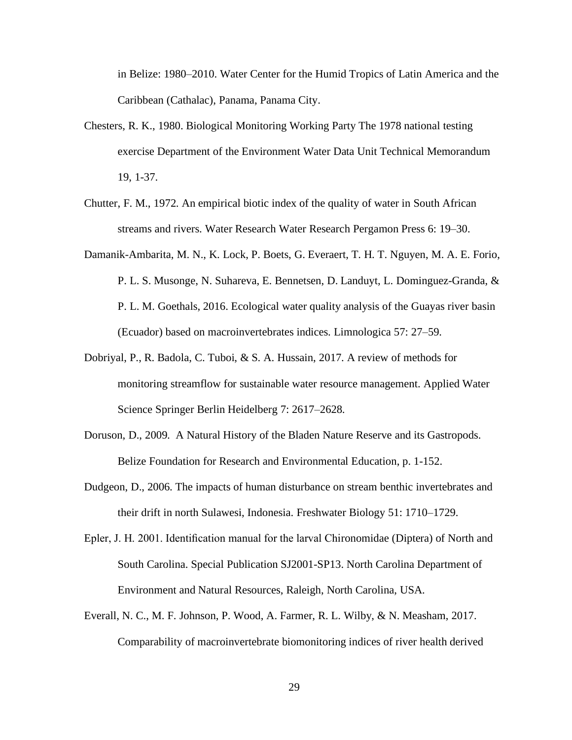in Belize: 1980–2010. Water Center for the Humid Tropics of Latin America and the Caribbean (Cathalac), Panama, Panama City.

Chesters, R. K., 1980. Biological Monitoring Working Party The 1978 national testing exercise Department of the Environment Water Data Unit Technical Memorandum 19, 1-37.

Chutter, F. M., 1972. An empirical biotic index of the quality of water in South African streams and rivers. Water Research Water Research Pergamon Press 6: 19–30.

Damanik-Ambarita, M. N., K. Lock, P. Boets, G. Everaert, T. H. T. Nguyen, M. A. E. Forio, P. L. S. Musonge, N. Suhareva, E. Bennetsen, D. Landuyt, L. Dominguez-Granda, & P. L. M. Goethals, 2016. Ecological water quality analysis of the Guayas river basin (Ecuador) based on macroinvertebrates indices. Limnologica 57: 27–59.

Dobriyal, P., R. Badola, C. Tuboi, & S. A. Hussain, 2017. A review of methods for monitoring streamflow for sustainable water resource management. Applied Water Science Springer Berlin Heidelberg 7: 2617–2628.

Doruson, D., 2009. A Natural History of the Bladen Nature Reserve and its Gastropods. Belize Foundation for Research and Environmental Education, p. 1-152.

Dudgeon, D., 2006. The impacts of human disturbance on stream benthic invertebrates and their drift in north Sulawesi, Indonesia. Freshwater Biology 51: 1710–1729.

Epler, J. H. 2001. Identification manual for the larval Chironomidae (Diptera) of North and South Carolina. Special Publication SJ2001-SP13. North Carolina Department of Environment and Natural Resources, Raleigh, North Carolina, USA.

Everall, N. C., M. F. Johnson, P. Wood, A. Farmer, R. L. Wilby, & N. Measham, 2017. Comparability of macroinvertebrate biomonitoring indices of river health derived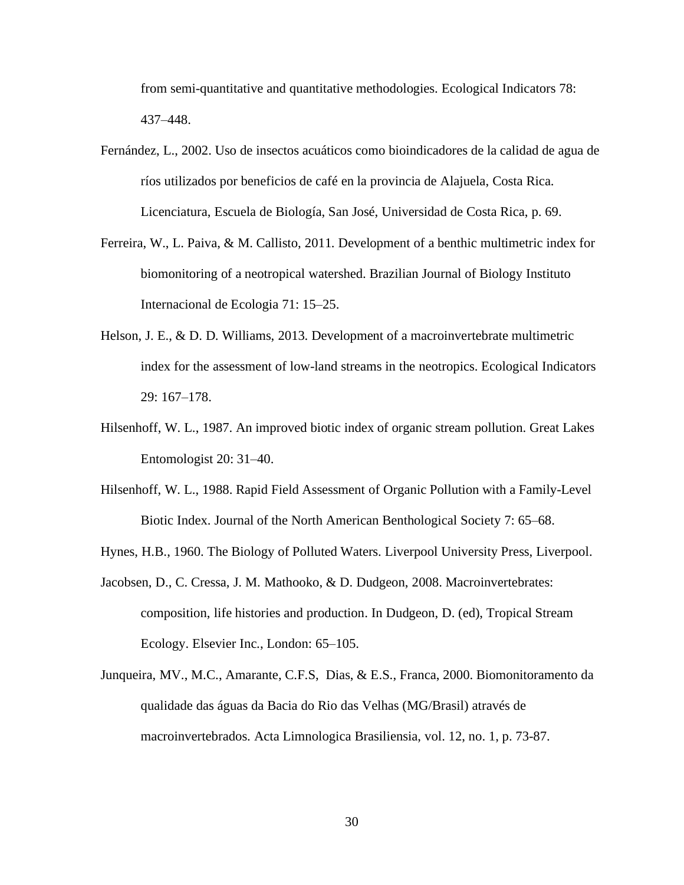from semi-quantitative and quantitative methodologies. Ecological Indicators 78: 437–448.

Fernández, L., 2002. Uso de insectos acuáticos como bioindicadores de la calidad de agua de ríos utilizados por beneficios de café en la provincia de Alajuela, Costa Rica. Licenciatura, Escuela de Biología, San José, Universidad de Costa Rica, p. 69.

Ferreira, W., L. Paiva, & M. Callisto, 2011. Development of a benthic multimetric index for biomonitoring of a neotropical watershed. Brazilian Journal of Biology Instituto Internacional de Ecologia 71: 15–25.

Helson, J. E., & D. D. Williams, 2013. Development of a macroinvertebrate multimetric index for the assessment of low-land streams in the neotropics. Ecological Indicators 29: 167–178.

Hilsenhoff, W. L., 1987. An improved biotic index of organic stream pollution. Great Lakes Entomologist 20: 31–40.

Hilsenhoff, W. L., 1988. Rapid Field Assessment of Organic Pollution with a Family-Level Biotic Index. Journal of the North American Benthological Society 7: 65–68.

Hynes, H.B., 1960. The Biology of Polluted Waters. Liverpool University Press, Liverpool.

Jacobsen, D., C. Cressa, J. M. Mathooko, & D. Dudgeon, 2008. Macroinvertebrates: composition, life histories and production. In Dudgeon, D. (ed), Tropical Stream Ecology. Elsevier Inc., London: 65–105.

Junqueira, MV., M.C., Amarante, C.F.S, Dias, & E.S., Franca, 2000. Biomonitoramento da qualidade das águas da Bacia do Rio das Velhas (MG/Brasil) através de macroinvertebrados. Acta Limnologica Brasiliensia, vol. 12, no. 1, p. 73-87.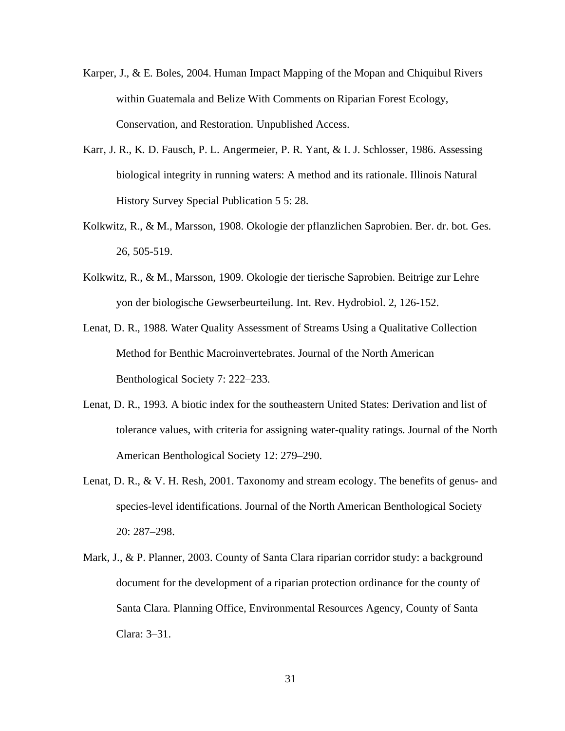Karper, J., & E. Boles, 2004. Human Impact Mapping of the Mopan and Chiquibul Rivers within Guatemala and Belize With Comments on Riparian Forest Ecology, Conservation, and Restoration. Unpublished Access.

Karr, J. R., K. D. Fausch, P. L. Angermeier, P. R. Yant, & I. J. Schlosser, 1986. Assessing biological integrity in running waters: A method and its rationale. Illinois Natural History Survey Special Publication 5 5: 28.

Kolkwitz, R., & M., Marsson, 1908. Okologie der pflanzlichen Saprobien. Ber. dr. bot. Ges. 26, 505-519.

Kolkwitz, R., & M., Marsson, 1909. Okologie der tierische Saprobien. Beitrige zur Lehre yon der biologische Gewserbeurteilung. Int. Rev. Hydrobiol. 2, 126-152.

Lenat, D. R., 1988. Water Quality Assessment of Streams Using a Qualitative Collection Method for Benthic Macroinvertebrates. Journal of the North American Benthological Society 7: 222–233.

Lenat, D. R., 1993. A biotic index for the southeastern United States: Derivation and list of tolerance values, with criteria for assigning water-quality ratings. Journal of the North American Benthological Society 12: 279–290.

Lenat, D. R., & V. H. Resh, 2001. Taxonomy and stream ecology. The benefits of genus- and species-level identifications. Journal of the North American Benthological Society 20: 287–298.

Mark, J., & P. Planner, 2003. County of Santa Clara riparian corridor study: a background document for the development of a riparian protection ordinance for the county of Santa Clara. Planning Office, Environmental Resources Agency, County of Santa Clara: 3–31.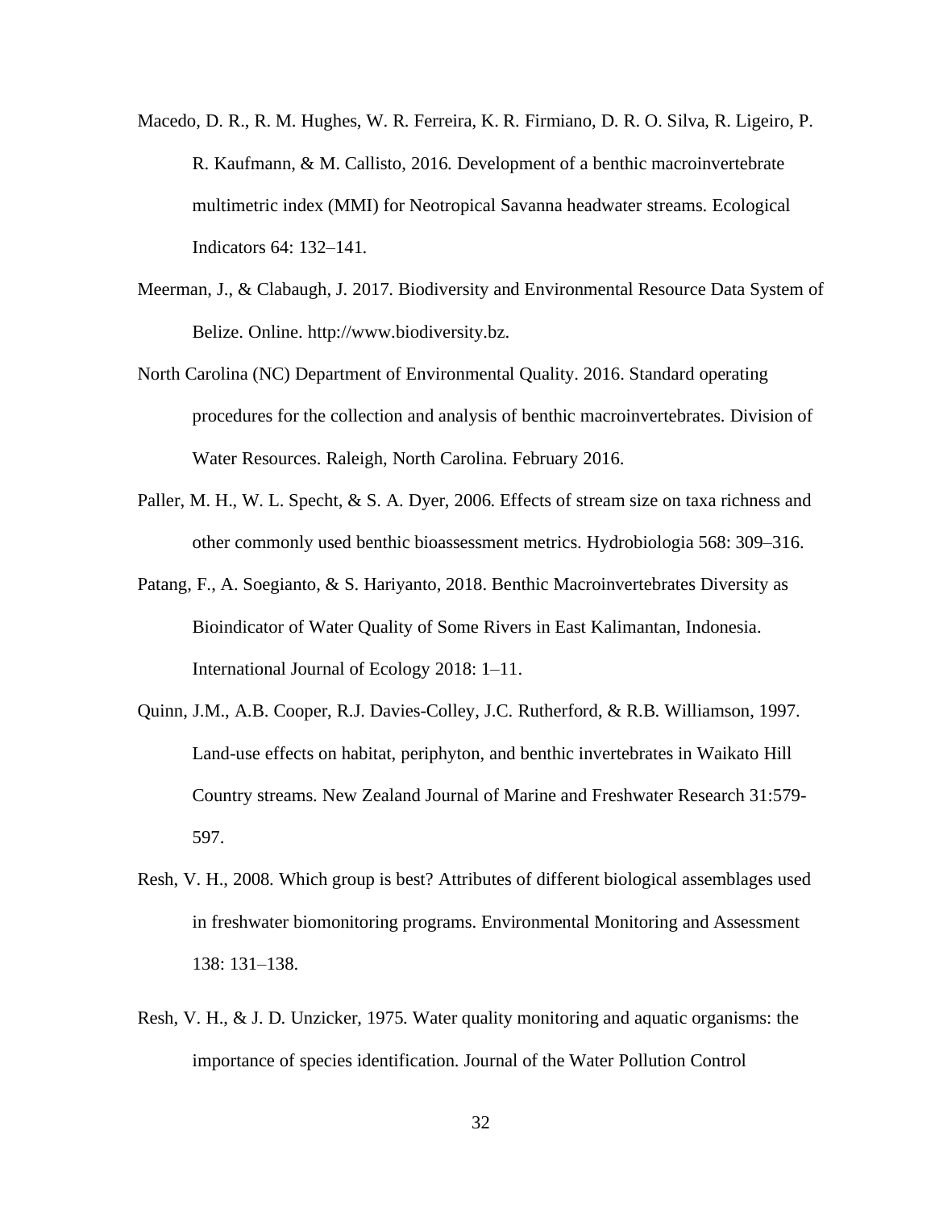Macedo, D. R., R. M. Hughes, W. R. Ferreira, K. R. Firmiano, D. R. O. Silva, R. Ligeiro, P. R. Kaufmann, & M. Callisto, 2016. Development of a benthic macroinvertebrate multimetric index (MMI) for Neotropical Savanna headwater streams. Ecological Indicators 64: 132–141.

Meerman, J., & Clabaugh, J. 2017. Biodiversity and Environmental Resource Data System of Belize. Online. http://www.biodiversity.bz.

North Carolina (NC) Department of Environmental Quality. 2016. Standard operating procedures for the collection and analysis of benthic macroinvertebrates. Division of Water Resources. Raleigh, North Carolina. February 2016.

Paller, M. H., W. L. Specht, & S. A. Dyer, 2006. Effects of stream size on taxa richness and other commonly used benthic bioassessment metrics. Hydrobiologia 568: 309–316.

Patang, F., A. Soegianto, & S. Hariyanto, 2018. Benthic Macroinvertebrates Diversity as Bioindicator of Water Quality of Some Rivers in East Kalimantan, Indonesia. International Journal of Ecology 2018: 1–11.

Quinn, J.M., A.B. Cooper, R.J. Davies-Colley, J.C. Rutherford, & R.B. Williamson, 1997. Land-use effects on habitat, periphyton, and benthic invertebrates in Waikato Hill Country streams. New Zealand Journal of Marine and Freshwater Research 31:579-597.

Resh, V. H., 2008. Which group is best? Attributes of different biological assemblages used in freshwater biomonitoring programs. Environmental Monitoring and Assessment 138: 131–138.

Resh, V. H., & J. D. Unzicker, 1975. Water quality monitoring and aquatic organisms: the importance of species identification. Journal of the Water Pollution Control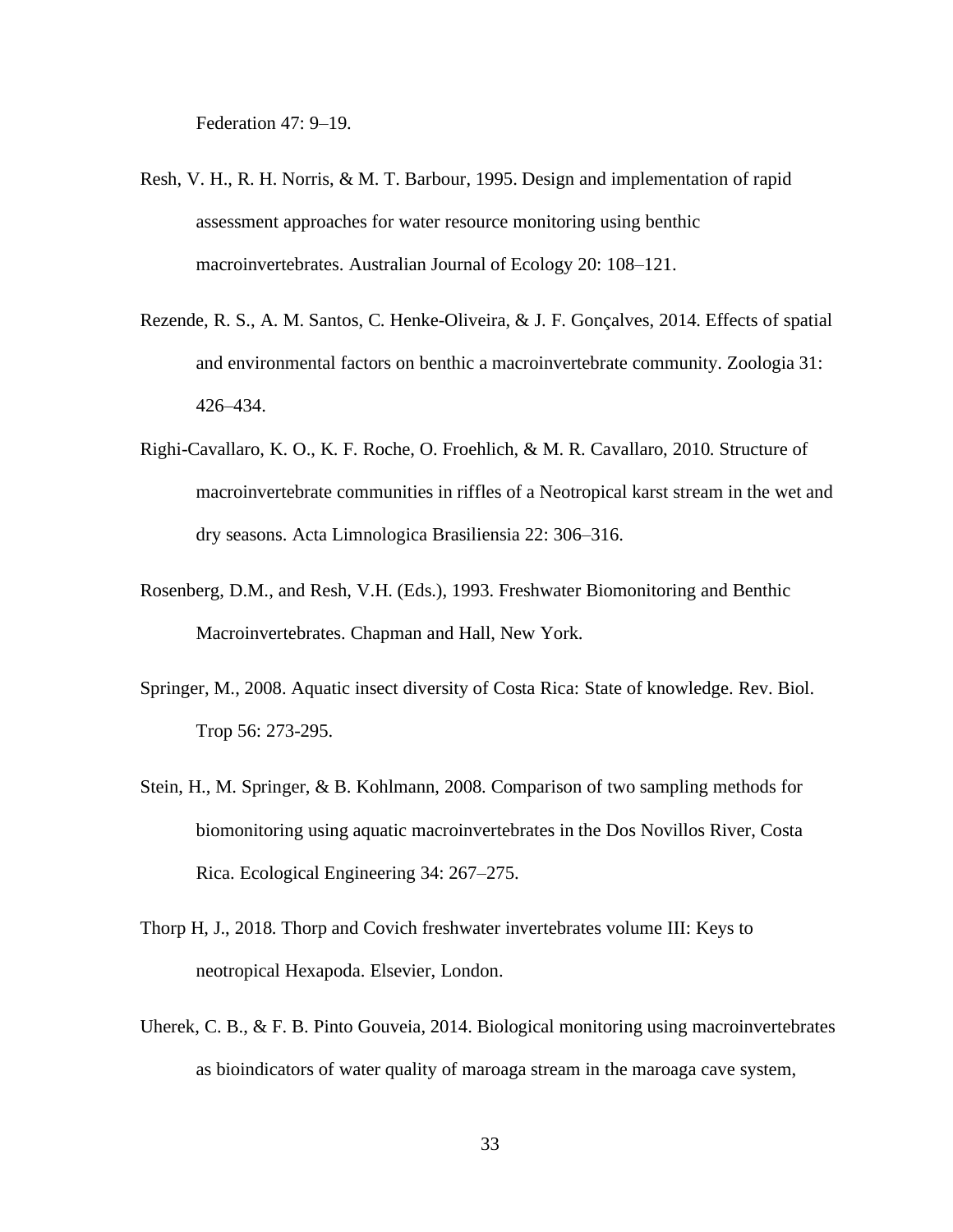Federation 47: 9–19.

Resh, V. H., R. H. Norris, & M. T. Barbour, 1995. Design and implementation of rapid assessment approaches for water resource monitoring using benthic macroinvertebrates. Australian Journal of Ecology 20: 108–121.

Rezende, R. S., A. M. Santos, C. Henke-Oliveira, & J. F. Gonçalves, 2014. Effects of spatial and environmental factors on benthic a macroinvertebrate community. Zoologia 31: 426–434.

Righi-Cavallaro, K. O., K. F. Roche, O. Froehlich, & M. R. Cavallaro, 2010. Structure of macroinvertebrate communities in riffles of a Neotropical karst stream in the wet and dry seasons. Acta Limnologica Brasiliensia 22: 306–316.

Rosenberg, D.M., and Resh, V.H. (Eds.), 1993. Freshwater Biomonitoring and Benthic Macroinvertebrates. Chapman and Hall, New York.

Springer, M., 2008. Aquatic insect diversity of Costa Rica: State of knowledge. Rev. Biol. Trop 56: 273-295.

Stein, H., M. Springer, & B. Kohlmann, 2008. Comparison of two sampling methods for biomonitoring using aquatic macroinvertebrates in the Dos Novillos River, Costa Rica. Ecological Engineering 34: 267–275.

Thorp H, J., 2018. Thorp and Covich freshwater invertebrates volume III: Keys to neotropical Hexapoda. Elsevier, London.

Uherek, C. B., & F. B. Pinto Gouveia, 2014. Biological monitoring using macroinvertebrates as bioindicators of water quality of maroaga stream in the maroaga cave system,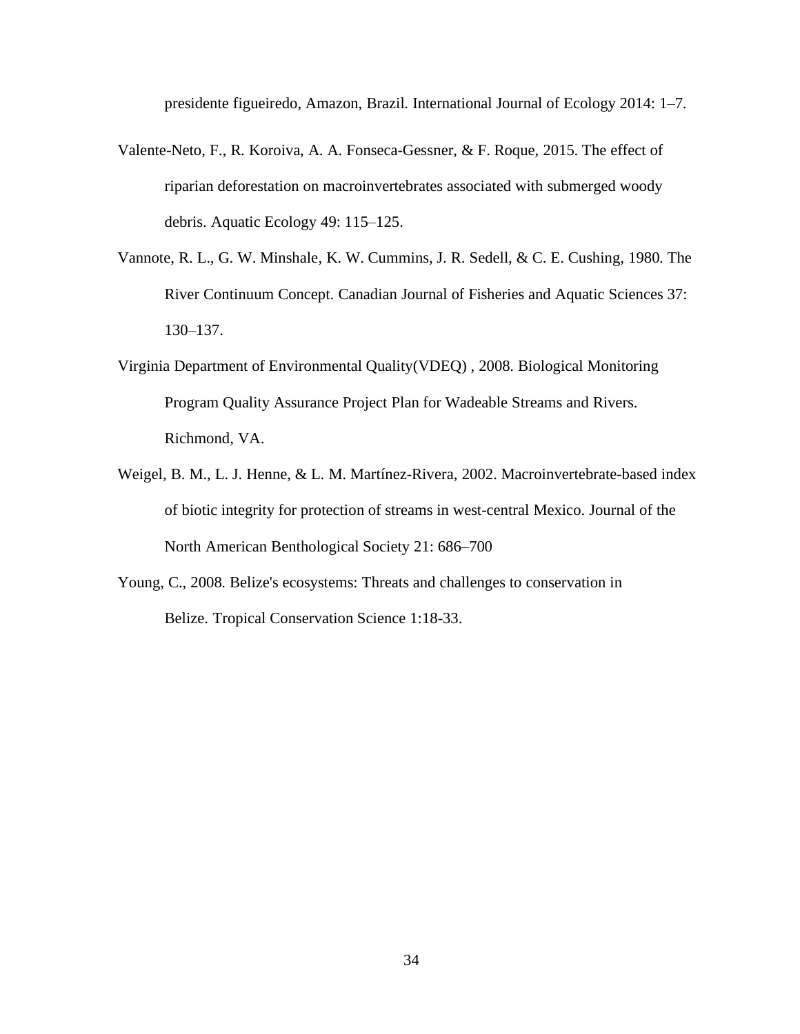presidente figueiredo, Amazon, Brazil. International Journal of Ecology 2014: 1–7.

Valente-Neto, F., R. Koroiva, A. A. Fonseca-Gessner, & F. Roque, 2015. The effect of riparian deforestation on macroinvertebrates associated with submerged woody debris. Aquatic Ecology 49: 115–125.

Vannote, R. L., G. W. Minshale, K. W. Cummins, J. R. Sedell, & C. E. Cushing, 1980. The River Continuum Concept. Canadian Journal of Fisheries and Aquatic Sciences 37: 130–137.

Virginia Department of Environmental Quality(VDEQ) , 2008. Biological Monitoring Program Quality Assurance Project Plan for Wadeable Streams and Rivers. Richmond, VA.

Weigel, B. M., L. J. Henne, & L. M. Martínez-Rivera, 2002. Macroinvertebrate-based index of biotic integrity for protection of streams in west-central Mexico. Journal of the North American Benthological Society 21: 686–700

Young, C., 2008. Belize's ecosystems: Threats and challenges to conservation in Belize. Tropical Conservation Science 1:18-33.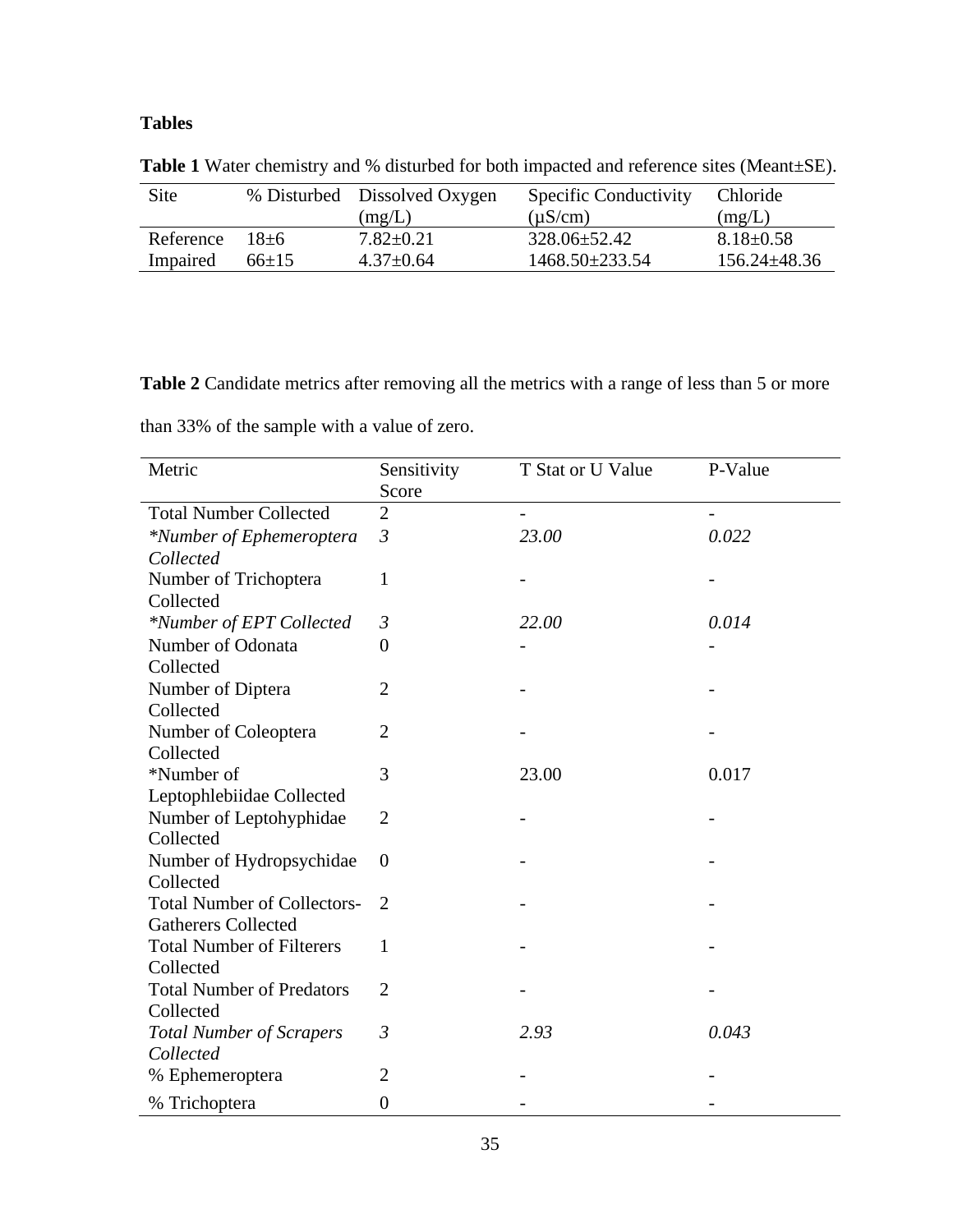**Tables**

**Table 1** Water chemistry and % disturbed for both impacted and reference sites (Meant±SE).

| Site | % Disturbed | Dissolved Oxygen (mg/L) | Specific Conductivity (μS/cm) | Chloride (mg/L) |
|---|---|---|---|---|
| Reference | 18±6 | 7.82±0.21 | 328.06±52.42 | 8.18±0.58 |
| Impaired | 66±15 | 4.37±0.64 | 1468.50±233.54 | 156.24±48.36 |

**Table 2** Candidate metrics after removing all the metrics with a range of less than 5 or more than 33% of the sample with a value of zero.

| Metric | Sensitivity Score | T Stat or U Value | P-Value |
|---|---|---|---|
| Total Number Collected | 2 | - | - |
| *\*Number of Ephemeroptera Collected* | *3* | *23.00* | *0.022* |
| Number of Trichoptera Collected | 1 | - | - |
| *\*Number of EPT Collected* | *3* | *22.00* | *0.014* |
| Number of Odonata Collected | 0 | - | - |
| Number of Diptera Collected | 2 | - | - |
| Number of Coleoptera Collected | 2 | - | - |
| *Number of Leptophlebiidae Collected | 3 | 23.00 | 0.017 |
| Number of Leptohyphidae Collected | 2 | - | - |
| Number of Hydropsychidae Collected | 0 | - | - |
| Total Number of Collectors-Gatherers Collected | 2 | - | - |
| Total Number of Filterers Collected | 1 | - | - |
| Total Number of Predators Collected | 2 | - | - |
| *Total Number of Scrapers Collected* | *3* | *2.93* | *0.043* |
| % Ephemeroptera | 2 | - | - |
| % Trichoptera | 0 | - | - |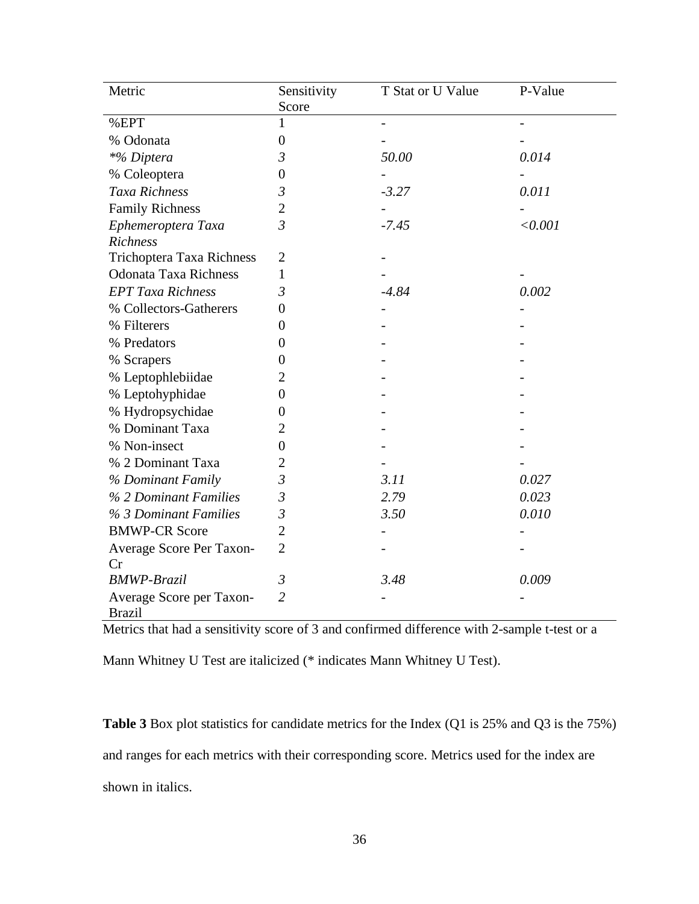| Metric | Sensitivity Score | T Stat or U Value | P-Value |
|---|---|---|---|
| %EPT | 1 | - | - |
| % Odonata | 0 | - | - |
| *\*% Diptera* | *3* | *50.00* | *0.014* |
| % Coleoptera | 0 | - | - |
| *Taxa Richness* | *3* | *-3.27* | *0.011* |
| Family Richness | 2 | - | - |
| *Ephemeroptera Taxa Richness* | *3* | *-7.45* | *<0.001* |
| Trichoptera Taxa Richness | 2 | - | |
| Odonata Taxa Richness | 1 | - | - |
| *EPT Taxa Richness* | *3* | *-4.84* | *0.002* |
| % Collectors-Gatherers | 0 | - | - |
| % Filterers | 0 | - | - |
| % Predators | 0 | - | - |
| % Scrapers | 0 | - | - |
| % Leptophlebiidae | 2 | - | - |
| % Leptohyphidae | 0 | - | - |
| % Hydropsychidae | 0 | - | - |
| % Dominant Taxa | 2 | - | - |
| % Non-insect | 0 | - | - |
| % 2 Dominant Taxa | 2 | - | - |
| *% Dominant Family* | *3* | *3.11* | *0.027* |
| *% 2 Dominant Families* | *3* | *2.79* | *0.023* |
| *% 3 Dominant Families* | *3* | *3.50* | *0.010* |
| BMWP-CR Score | 2 | - | - |
| Average Score Per Taxon-Cr | 2 | - | - |
| *BMWP-Brazil* | *3* | *3.48* | *0.009* |
| Average Score per Taxon-Brazil | *2* | - | - |

Metrics that had a sensitivity score of 3 and confirmed difference with 2-sample t-test or a Mann Whitney U Test are italicized (* indicates Mann Whitney U Test).

**Table 3** Box plot statistics for candidate metrics for the Index (Q1 is 25% and Q3 is the 75%) and ranges for each metrics with their corresponding score. Metrics used for the index are shown in italics.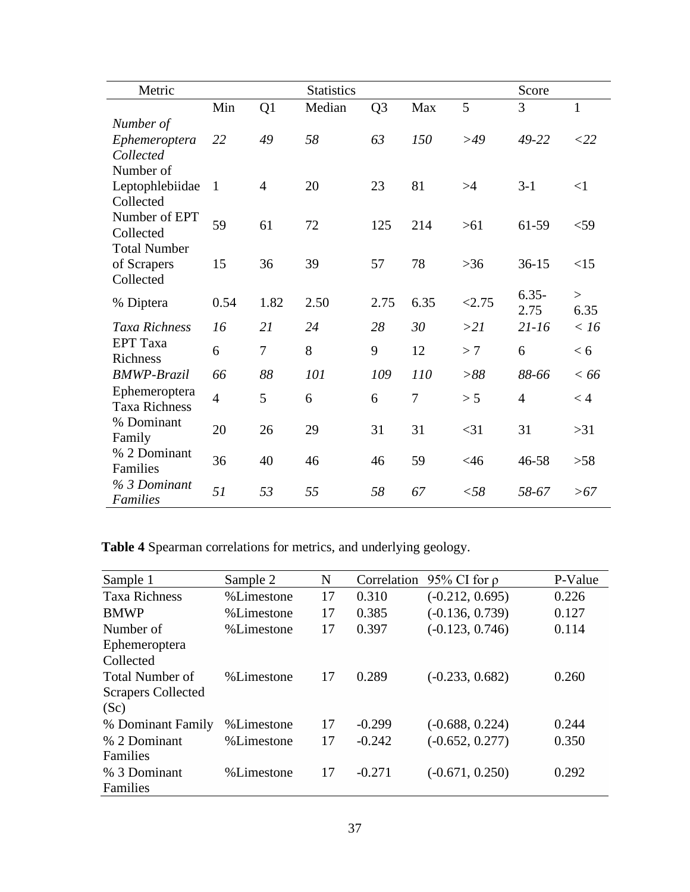| Metric | Statistics | | | | | Score | | |
|---|---|---|---|---|---|---|---|---|
| | Min | Q1 | Median | Q3 | Max | 5 | 3 | 1 |
| *Number of Ephemeroptera Collected* | *22* | *49* | *58* | *63* | *150* | *>49* | *49-22* | *<22* |
| Number of Leptophlebiidae Collected | 1 | 4 | 20 | 23 | 81 | >4 | 3-1 | <1 |
| Number of EPT Collected | 59 | 61 | 72 | 125 | 214 | >61 | 61-59 | <59 |
| Total Number of Scrapers Collected | 15 | 36 | 39 | 57 | 78 | >36 | 36-15 | <15 |
| % Diptera | 0.54 | 1.82 | 2.50 | 2.75 | 6.35 | <2.75 | 6.35-2.75 | > 6.35 |
| *Taxa Richness* | *16* | *21* | *24* | *28* | *30* | *>21* | *21-16* | *< 16* |
| EPT Taxa Richness | 6 | 7 | 8 | 9 | 12 | > 7 | 6 | < 6 |
| *BMWP-Brazil* | *66* | *88* | *101* | *109* | *110* | *>88* | *88-66* | *< 66* |
| Ephemeroptera Taxa Richness | 4 | 5 | 6 | 6 | 7 | > 5 | 4 | < 4 |
| % Dominant Family | 20 | 26 | 29 | 31 | 31 | <31 | 31 | >31 |
| % 2 Dominant Families | 36 | 40 | 46 | 46 | 59 | <46 | 46-58 | >58 |
| *% 3 Dominant Families* | *51* | *53* | *55* | *58* | *67* | *<58* | *58-67* | *>67* |

**Table 4** Spearman correlations for metrics, and underlying geology.

| Sample 1 | Sample 2 | N | Correlation | 95% CI for ρ | P-Value |
|---|---|---|---|---|---|
| Taxa Richness | %Limestone | 17 | 0.310 | (-0.212, 0.695) | 0.226 |
| BMWP | %Limestone | 17 | 0.385 | (-0.136, 0.739) | 0.127 |
| Number of Ephemeroptera Collected | %Limestone | 17 | 0.397 | (-0.123, 0.746) | 0.114 |
| Total Number of Scrapers Collected (Sc) | %Limestone | 17 | 0.289 | (-0.233, 0.682) | 0.260 |
| % Dominant Family | %Limestone | 17 | -0.299 | (-0.688, 0.224) | 0.244 |
| % 2 Dominant Families | %Limestone | 17 | -0.242 | (-0.652, 0.277) | 0.350 |
| % 3 Dominant Families | %Limestone | 17 | -0.271 | (-0.671, 0.250) | 0.292 |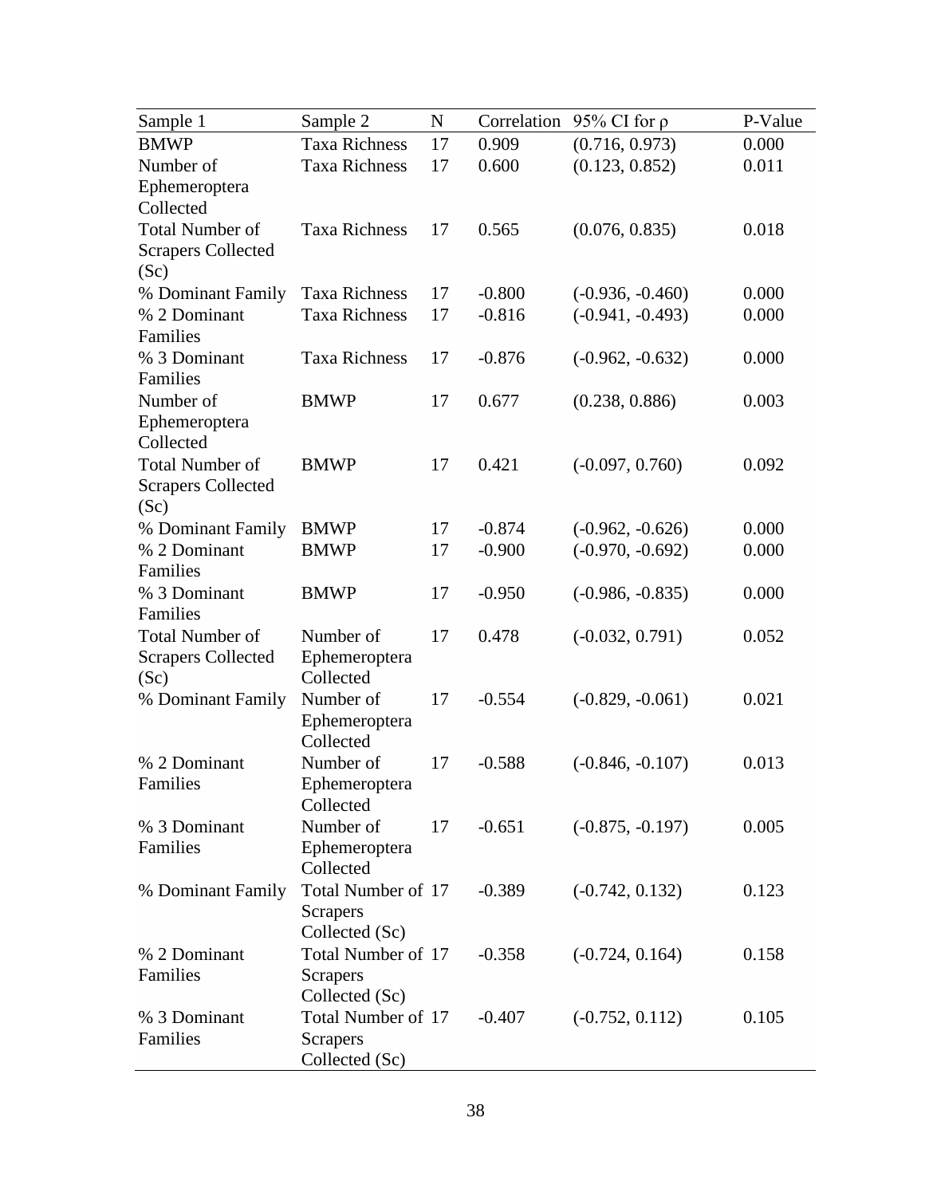| Sample 1 | Sample 2 | N | Correlation | 95% CI for ρ | P-Value |
|---|---|---|---|---|---|
| BMWP | Taxa Richness | 17 | 0.909 | (0.716, 0.973) | 0.000 |
| Number of Ephemeroptera Collected | Taxa Richness | 17 | 0.600 | (0.123, 0.852) | 0.011 |
| Total Number of Scrapers Collected (Sc) | Taxa Richness | 17 | 0.565 | (0.076, 0.835) | 0.018 |
| % Dominant Family | Taxa Richness | 17 | -0.800 | (-0.936, -0.460) | 0.000 |
| % 2 Dominant Families | Taxa Richness | 17 | -0.816 | (-0.941, -0.493) | 0.000 |
| % 3 Dominant Families | Taxa Richness | 17 | -0.876 | (-0.962, -0.632) | 0.000 |
| Number of Ephemeroptera Collected | BMWP | 17 | 0.677 | (0.238, 0.886) | 0.003 |
| Total Number of Scrapers Collected (Sc) | BMWP | 17 | 0.421 | (-0.097, 0.760) | 0.092 |
| % Dominant Family | BMWP | 17 | -0.874 | (-0.962, -0.626) | 0.000 |
| % 2 Dominant Families | BMWP | 17 | -0.900 | (-0.970, -0.692) | 0.000 |
| % 3 Dominant Families | BMWP | 17 | -0.950 | (-0.986, -0.835) | 0.000 |
| Total Number of Scrapers Collected (Sc) | Number of Ephemeroptera Collected | 17 | 0.478 | (-0.032, 0.791) | 0.052 |
| % Dominant Family | Number of Ephemeroptera Collected | 17 | -0.554 | (-0.829, -0.061) | 0.021 |
| % 2 Dominant Families | Number of Ephemeroptera Collected | 17 | -0.588 | (-0.846, -0.107) | 0.013 |
| % 3 Dominant Families | Number of Ephemeroptera Collected | 17 | -0.651 | (-0.875, -0.197) | 0.005 |
| % Dominant Family | Total Number of Scrapers Collected (Sc) | 17 | -0.389 | (-0.742, 0.132) | 0.123 |
| % 2 Dominant Families | Total Number of Scrapers Collected (Sc) | 17 | -0.358 | (-0.724, 0.164) | 0.158 |
| % 3 Dominant Families | Total Number of Scrapers Collected (Sc) | 17 | -0.407 | (-0.752, 0.112) | 0.105 |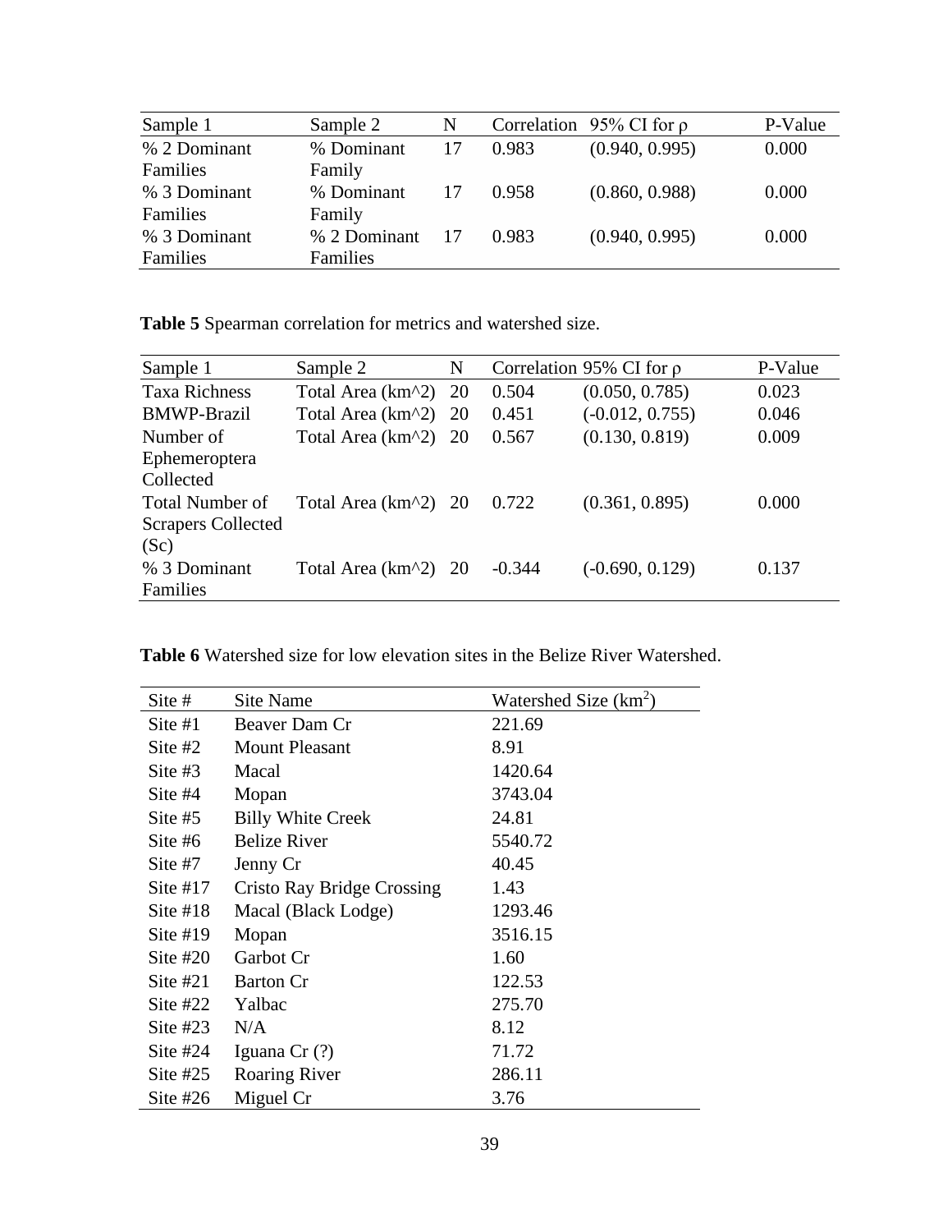| Sample 1 | Sample 2 | N | Correlation | 95% CI for ρ | P-Value |
|---|---|---|---|---|---|
| % 2 Dominant Families | % Dominant Family | 17 | 0.983 | (0.940, 0.995) | 0.000 |
| % 3 Dominant Families | % Dominant Family | 17 | 0.958 | (0.860, 0.988) | 0.000 |
| % 3 Dominant Families | % 2 Dominant Families | 17 | 0.983 | (0.940, 0.995) | 0.000 |

**Table 5** Spearman correlation for metrics and watershed size.

| Sample 1 | Sample 2 | N | Correlation | 95% CI for ρ | P-Value |
|---|---|---|---|---|---|
| Taxa Richness | Total Area (km^2) | 20 | 0.504 | (0.050, 0.785) | 0.023 |
| BMWP-Brazil | Total Area (km^2) | 20 | 0.451 | (-0.012, 0.755) | 0.046 |
| Number of Ephemeroptera Collected | Total Area (km^2) | 20 | 0.567 | (0.130, 0.819) | 0.009 |
| Total Number of Scrapers Collected (Sc) | Total Area (km^2) | 20 | 0.722 | (0.361, 0.895) | 0.000 |
| % 3 Dominant Families | Total Area (km^2) | 20 | -0.344 | (-0.690, 0.129) | 0.137 |

**Table 6** Watershed size for low elevation sites in the Belize River Watershed.

| Site # | Site Name | Watershed Size ($km^2$) |
|---|---|---|
| Site #1 | Beaver Dam Cr | 221.69 |
| Site #2 | Mount Pleasant | 8.91 |
| Site #3 | Macal | 1420.64 |
| Site #4 | Mopan | 3743.04 |
| Site #5 | Billy White Creek | 24.81 |
| Site #6 | Belize River | 5540.72 |
| Site #7 | Jenny Cr | 40.45 |
| Site #17 | Cristo Ray Bridge Crossing | 1.43 |
| Site #18 | Macal (Black Lodge) | 1293.46 |
| Site #19 | Mopan | 3516.15 |
| Site #20 | Garbot Cr | 1.60 |
| Site #21 | Barton Cr | 122.53 |
| Site #22 | Yalbac | 275.70 |
| Site #23 | N/A | 8.12 |
| Site #24 | Iguana Cr (?) | 71.72 |
| Site #25 | Roaring River | 286.11 |
| Site #26 | Miguel Cr | 3.76 |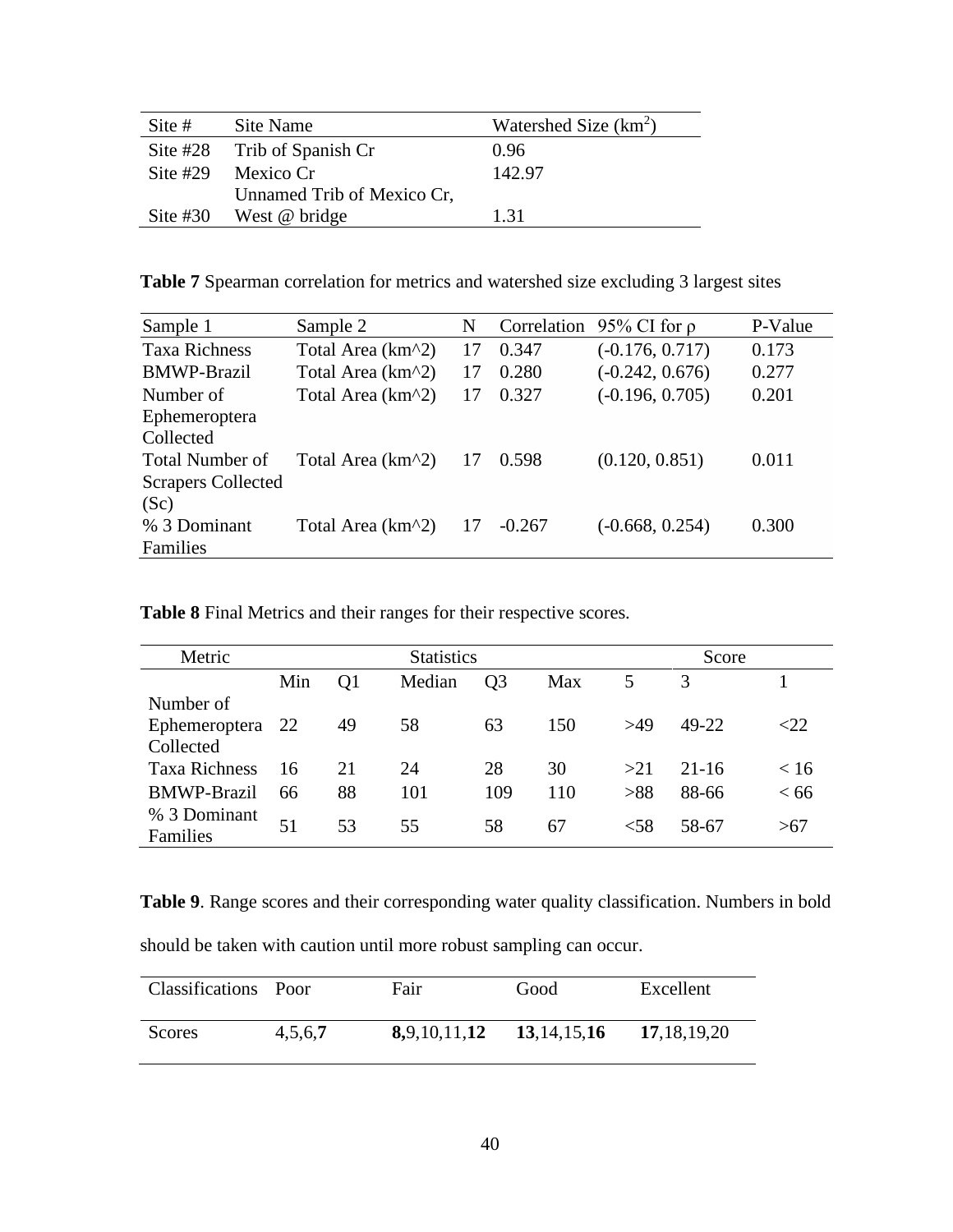| Site # | Site Name | Watershed Size ($km^2$) |
|---|---|---|
| Site #28 | Trib of Spanish Cr | 0.96 |
| Site #29 | Mexico Cr | 142.97 |
| Site #30 | Unnamed Trib of Mexico Cr, West @ bridge | 1.31 |

**Table 7** Spearman correlation for metrics and watershed size excluding 3 largest sites

| Sample 1 | Sample 2 | N | Correlation | 95% CI for ρ | P-Value |
|---|---|---|---|---|---|
| Taxa Richness | Total Area (km^2) | 17 | 0.347 | (-0.176, 0.717) | 0.173 |
| BMWP-Brazil | Total Area (km^2) | 17 | 0.280 | (-0.242, 0.676) | 0.277 |
| Number of Ephemeroptera Collected | Total Area (km^2) | 17 | 0.327 | (-0.196, 0.705) | 0.201 |
| Total Number of Scrapers Collected (Sc) | Total Area (km^2) | 17 | 0.598 | (0.120, 0.851) | 0.011 |
| % 3 Dominant Families | Total Area (km^2) | 17 | -0.267 | (-0.668, 0.254) | 0.300 |

**Table 8** Final Metrics and their ranges for their respective scores.

| Metric | Statistics | | | | | Score | | |
|---|---|---|---|---|---|---|---|---|
| | Min | Q1 | Median | Q3 | Max | 5 | 3 | 1 |
| Number of Ephemeroptera Collected | 22 | 49 | 58 | 63 | 150 | >49 | 49-22 | <22 |
| Taxa Richness | 16 | 21 | 24 | 28 | 30 | >21 | 21-16 | < 16 |
| BMWP-Brazil | 66 | 88 | 101 | 109 | 110 | >88 | 88-66 | < 66 |
| % 3 Dominant Families | 51 | 53 | 55 | 58 | 67 | <58 | 58-67 | >67 |

**Table 9**. Range scores and their corresponding water quality classification. Numbers in bold should be taken with caution until more robust sampling can occur.

| Classifications | Poor | Fair | Good | Excellent |
|---|---|---|---|---|
| Scores | 4,5,6,**7** | **8,**9,10,11,**12** | **13**,14,15,**16** | **17**,18,19,20 |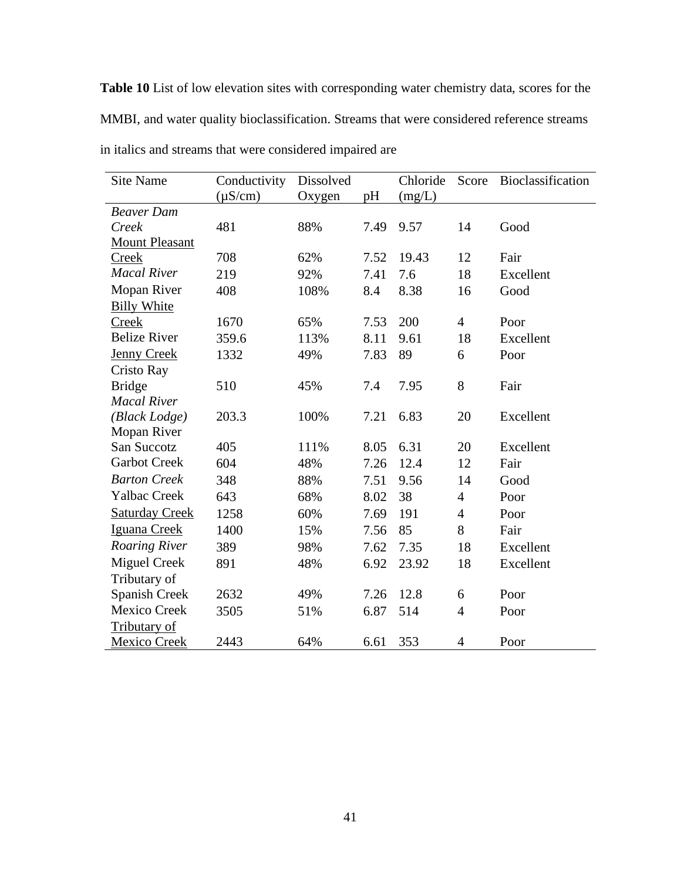**Table 10** List of low elevation sites with corresponding water chemistry data, scores for the MMBI, and water quality bioclassification. Streams that were considered reference streams in italics and streams that were considered impaired are

| Site Name | Conductivity (μS/cm) | Dissolved Oxygen | pH | Chloride (mg/L) | Score | Bioclassification |
|---|---|---|---|---|---|---|
| *Beaver Dam Creek* | 481 | 88% | 7.49 | 9.57 | 14 | Good |
| <u>Mount Pleasant Creek</u> | 708 | 62% | 7.52 | 19.43 | 12 | Fair |
| *Macal River* | 219 | 92% | 7.41 | 7.6 | 18 | Excellent |
| Mopan River | 408 | 108% | 8.4 | 8.38 | 16 | Good |
| <u>Billy White Creek</u> | 1670 | 65% | 7.53 | 200 | 4 | Poor |
| Belize River | 359.6 | 113% | 8.11 | 9.61 | 18 | Excellent |
| <u>Jenny Creek</u> | 1332 | 49% | 7.83 | 89 | 6 | Poor |
| Cristo Ray Bridge | 510 | 45% | 7.4 | 7.95 | 8 | Fair |
| *Macal River (Black Lodge)* | 203.3 | 100% | 7.21 | 6.83 | 20 | Excellent |
| Mopan River San Succotz | 405 | 111% | 8.05 | 6.31 | 20 | Excellent |
| Garbot Creek | 604 | 48% | 7.26 | 12.4 | 12 | Fair |
| *Barton Creek* | 348 | 88% | 7.51 | 9.56 | 14 | Good |
| Yalbac Creek | 643 | 68% | 8.02 | 38 | 4 | Poor |
| <u>Saturday Creek</u> | 1258 | 60% | 7.69 | 191 | 4 | Poor |
| <u>Iguana Creek</u> | 1400 | 15% | 7.56 | 85 | 8 | Fair |
| *Roaring River* | 389 | 98% | 7.62 | 7.35 | 18 | Excellent |
| Miguel Creek | 891 | 48% | 6.92 | 23.92 | 18 | Excellent |
| Tributary of Spanish Creek | 2632 | 49% | 7.26 | 12.8 | 6 | Poor |
| Mexico Creek | 3505 | 51% | 6.87 | 514 | 4 | Poor |
| <u>Tributary of Mexico Creek</u> | 2443 | 64% | 6.61 | 353 | 4 | Poor |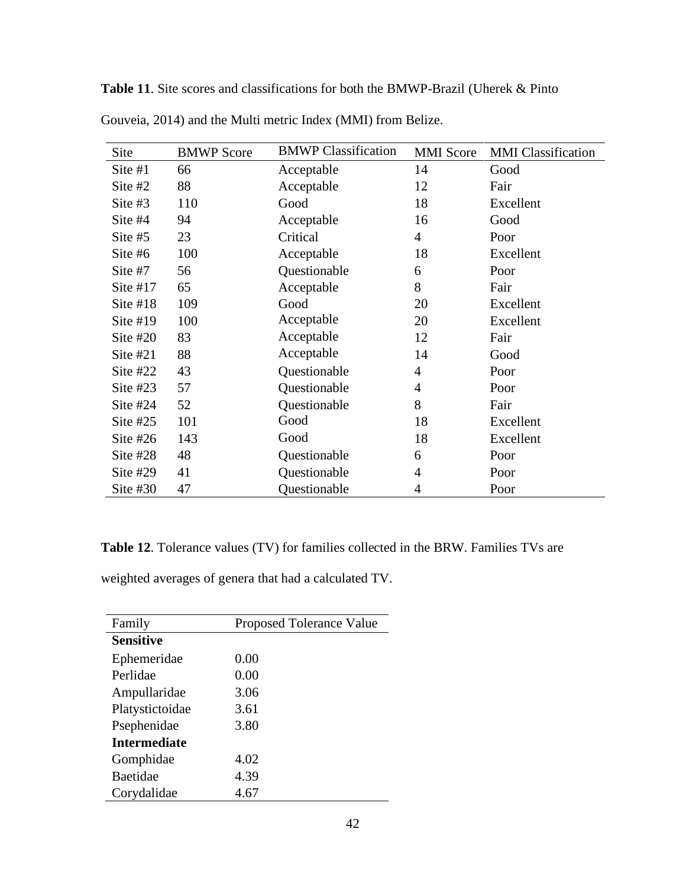**Table 11**. Site scores and classifications for both the BMWP-Brazil (Uherek & Pinto Gouveia, 2014) and the Multi metric Index (MMI) from Belize.

| Site | BMWP Score | BMWP Classification | MMI Score | MMI Classification |
|---|---|---|---|---|
| Site #1 | 66 | Acceptable | 14 | Good |
| Site #2 | 88 | Acceptable | 12 | Fair |
| Site #3 | 110 | Good | 18 | Excellent |
| Site #4 | 94 | Acceptable | 16 | Good |
| Site #5 | 23 | Critical | 4 | Poor |
| Site #6 | 100 | Acceptable | 18 | Excellent |
| Site #7 | 56 | Questionable | 6 | Poor |
| Site #17 | 65 | Acceptable | 8 | Fair |
| Site #18 | 109 | Good | 20 | Excellent |
| Site #19 | 100 | Acceptable | 20 | Excellent |
| Site #20 | 83 | Acceptable | 12 | Fair |
| Site #21 | 88 | Acceptable | 14 | Good |
| Site #22 | 43 | Questionable | 4 | Poor |
| Site #23 | 57 | Questionable | 4 | Poor |
| Site #24 | 52 | Questionable | 8 | Fair |
| Site #25 | 101 | Good | 18 | Excellent |
| Site #26 | 143 | Good | 18 | Excellent |
| Site #28 | 48 | Questionable | 6 | Poor |
| Site #29 | 41 | Questionable | 4 | Poor |
| Site #30 | 47 | Questionable | 4 | Poor |

**Table 12**. Tolerance values (TV) for families collected in the BRW. Families TVs are weighted averages of genera that had a calculated TV.

| Family | Proposed Tolerance Value |
|---|---|
| **Sensitive** | |
| Ephemeridae | 0.00 |
| Perlidae | 0.00 |
| Ampullaridae | 3.06 |
| Platystictoidae | 3.61 |
| Psephenidae | 3.80 |
| **Intermediate** | |
| Gomphidae | 4.02 |
| Baetidae | 4.39 |
| Corydalidae | 4.67 |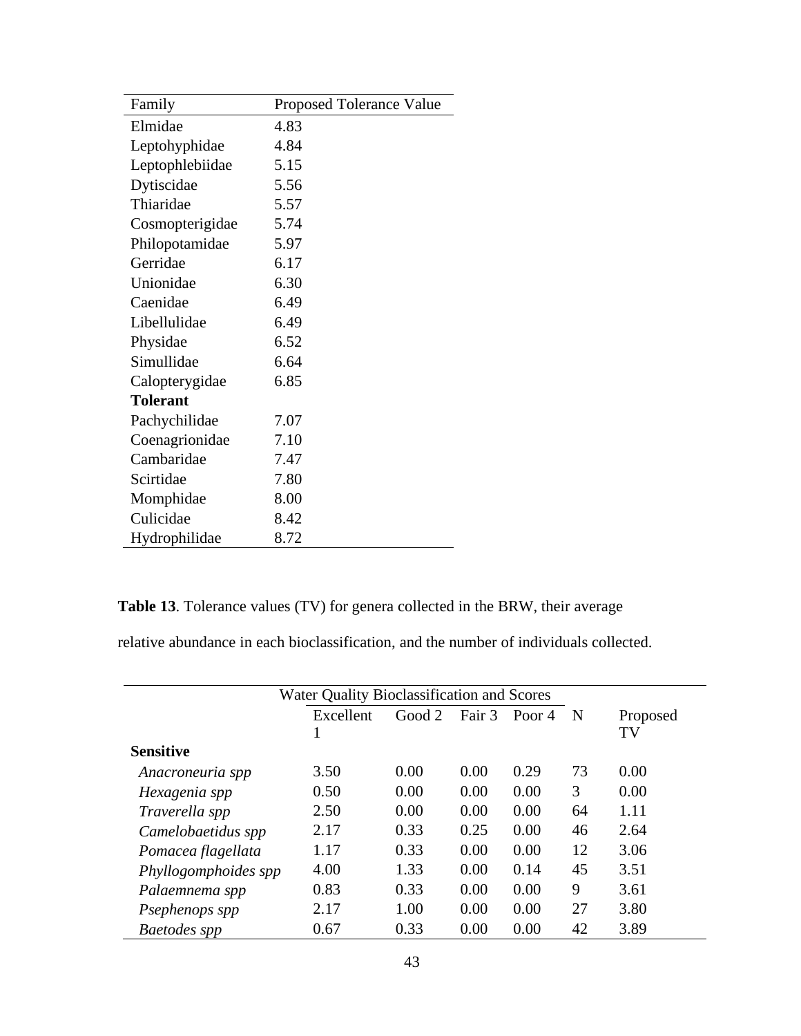| Family | Proposed Tolerance Value |
|---|---|
| Elmidae | 4.83 |
| Leptohyphidae | 4.84 |
| Leptophlebiidae | 5.15 |
| Dytiscidae | 5.56 |
| Thiaridae | 5.57 |
| Cosmopterigidae | 5.74 |
| Philopotamidae | 5.97 |
| Gerridae | 6.17 |
| Unionidae | 6.30 |
| Caenidae | 6.49 |
| Libellulidae | 6.49 |
| Physidae | 6.52 |
| Simullidae | 6.64 |
| Calopterygidae | 6.85 |
| **Tolerant** | |
| Pachychilidae | 7.07 |
| Coenagrionidae | 7.10 |
| Cambaridae | 7.47 |
| Scirtidae | 7.80 |
| Momphidae | 8.00 |
| Culicidae | 8.42 |
| Hydrophilidae | 8.72 |

**Table 13**. Tolerance values (TV) for genera collected in the BRW, their average relative abundance in each bioclassification, and the number of individuals collected.

| | Water Quality Bioclassification and Scores | | | | | |
|---|---|---|---|---|---|---|
| | Excellent 1 | Good 2 | Fair 3 | Poor 4 | N | Proposed TV |
| **Sensitive** | | | | | | |
| *Anacroneuria spp* | 3.50 | 0.00 | 0.00 | 0.29 | 73 | 0.00 |
| *Hexagenia spp* | 0.50 | 0.00 | 0.00 | 0.00 | 3 | 0.00 |
| *Traverella spp* | 2.50 | 0.00 | 0.00 | 0.00 | 64 | 1.11 |
| *Camelobaetidus spp* | 2.17 | 0.33 | 0.25 | 0.00 | 46 | 2.64 |
| *Pomacea flagellata* | 1.17 | 0.33 | 0.00 | 0.00 | 12 | 3.06 |
| *Phyllogomphoides spp* | 4.00 | 1.33 | 0.00 | 0.14 | 45 | 3.51 |
| *Palaemnema spp* | 0.83 | 0.33 | 0.00 | 0.00 | 9 | 3.61 |
| *Psephenops spp* | 2.17 | 1.00 | 0.00 | 0.00 | 27 | 3.80 |
| *Baetodes spp* | 0.67 | 0.33 | 0.00 | 0.00 | 42 | 3.89 |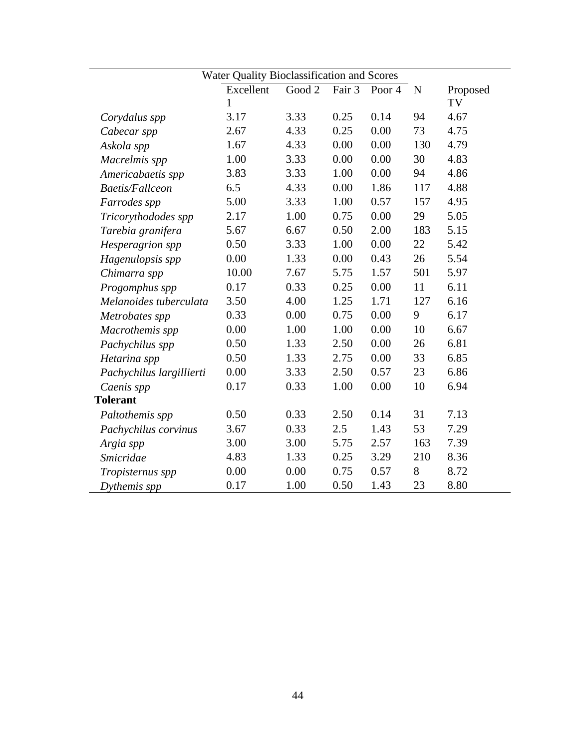| | Water Quality Bioclassification and Scores | | | | | |
|---|---|---|---|---|---|---|
| | Excellent 1 | Good 2 | Fair 3 | Poor 4 | N | Proposed TV |
| *Corydalus spp* | 3.17 | 3.33 | 0.25 | 0.14 | 94 | 4.67 |
| *Cabecar spp* | 2.67 | 4.33 | 0.25 | 0.00 | 73 | 4.75 |
| *Askola spp* | 1.67 | 4.33 | 0.00 | 0.00 | 130 | 4.79 |
| *Macrelmis spp* | 1.00 | 3.33 | 0.00 | 0.00 | 30 | 4.83 |
| *Americabaetis spp* | 3.83 | 3.33 | 1.00 | 0.00 | 94 | 4.86 |
| *Baetis/Fallceon* | 6.5 | 4.33 | 0.00 | 1.86 | 117 | 4.88 |
| *Farrodes spp* | 5.00 | 3.33 | 1.00 | 0.57 | 157 | 4.95 |
| *Tricorythododes spp* | 2.17 | 1.00 | 0.75 | 0.00 | 29 | 5.05 |
| *Tarebia granifera* | 5.67 | 6.67 | 0.50 | 2.00 | 183 | 5.15 |
| *Hesperagrion spp* | 0.50 | 3.33 | 1.00 | 0.00 | 22 | 5.42 |
| *Hagenulopsis spp* | 0.00 | 1.33 | 0.00 | 0.43 | 26 | 5.54 |
| *Chimarra spp* | 10.00 | 7.67 | 5.75 | 1.57 | 501 | 5.97 |
| *Progomphus spp* | 0.17 | 0.33 | 0.25 | 0.00 | 11 | 6.11 |
| *Melanoides tuberculata* | 3.50 | 4.00 | 1.25 | 1.71 | 127 | 6.16 |
| *Metrobates spp* | 0.33 | 0.00 | 0.75 | 0.00 | 9 | 6.17 |
| *Macrothemis spp* | 0.00 | 1.00 | 1.00 | 0.00 | 10 | 6.67 |
| *Pachychilus spp* | 0.50 | 1.33 | 2.50 | 0.00 | 26 | 6.81 |
| *Hetarina spp* | 0.50 | 1.33 | 2.75 | 0.00 | 33 | 6.85 |
| *Pachychilus largillierti* | 0.00 | 3.33 | 2.50 | 0.57 | 23 | 6.86 |
| *Caenis spp* | 0.17 | 0.33 | 1.00 | 0.00 | 10 | 6.94 |
| **Tolerant** | | | | | | |
| *Paltothemis spp* | 0.50 | 0.33 | 2.50 | 0.14 | 31 | 7.13 |
| *Pachychilus corvinus* | 3.67 | 0.33 | 2.5 | 1.43 | 53 | 7.29 |
| *Argia spp* | 3.00 | 3.00 | 5.75 | 2.57 | 163 | 7.39 |
| *Smicridae* | 4.83 | 1.33 | 0.25 | 3.29 | 210 | 8.36 |
| *Tropisternus spp* | 0.00 | 0.00 | 0.75 | 0.57 | 8 | 8.72 |
| *Dythemis spp* | 0.17 | 1.00 | 0.50 | 1.43 | 23 | 8.80 |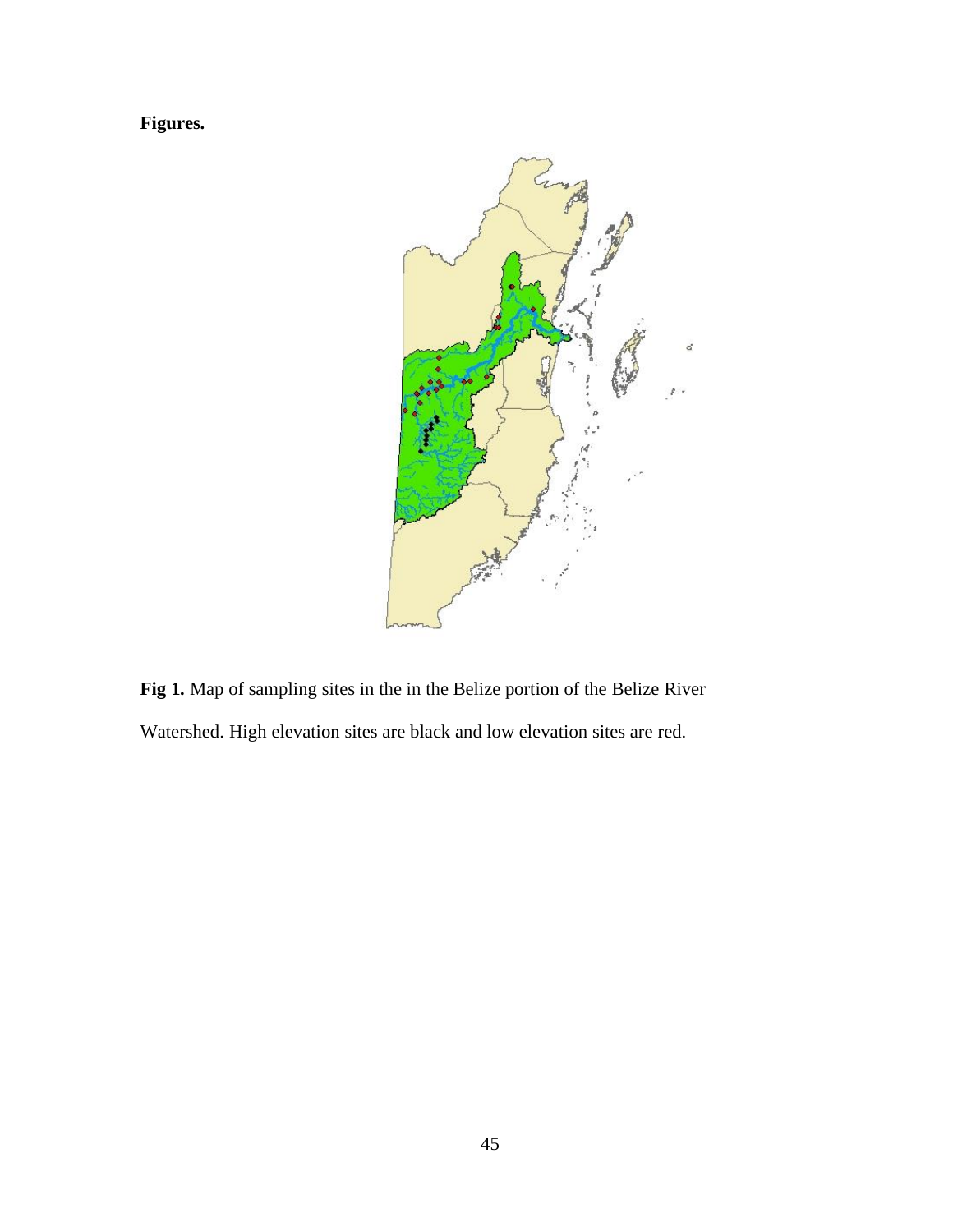**Figures.**

**Fig 1.** Map of sampling sites in the in the Belize portion of the Belize River Watershed. High elevation sites are black and low elevation sites are red.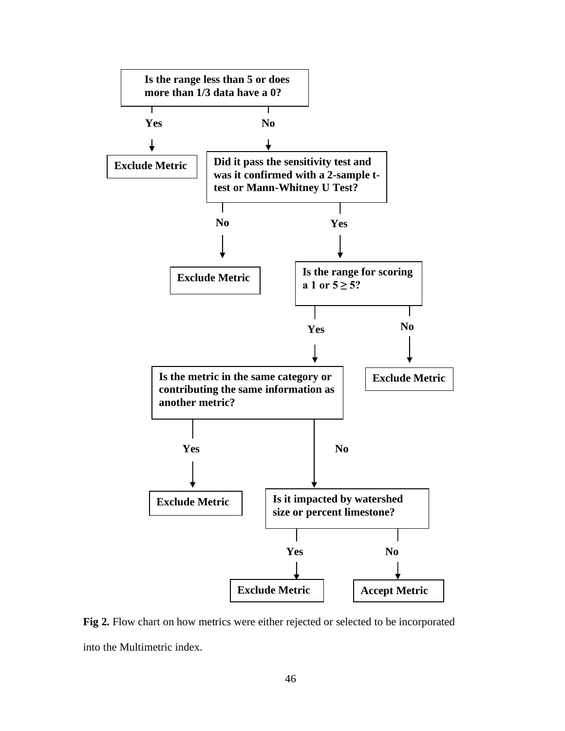**Is the range less than 5 or does more than 1/3 data have a 0?**

- **Yes** → **Exclude Metric**
- **No** → **Did it pass the sensitivity test and was it confirmed with a 2-sample t-test or Mann-Whitney U Test?**
  - **No** → **Exclude Metric**
  - **Yes** → **Is the range for scoring a 1 or 5 ≥ 5?**
    - **No** → **Exclude Metric**
    - **Yes** → **Is the metric in the same category or contributing the same information as another metric?**
      - **Yes** → **Exclude Metric**
      - **No** → **Is it impacted by watershed size or percent limestone?**
        - **Yes** → **Exclude Metric**
        - **No** → **Accept Metric**

**Fig 2.** Flow chart on how metrics were either rejected or selected to be incorporated into the Multimetric index.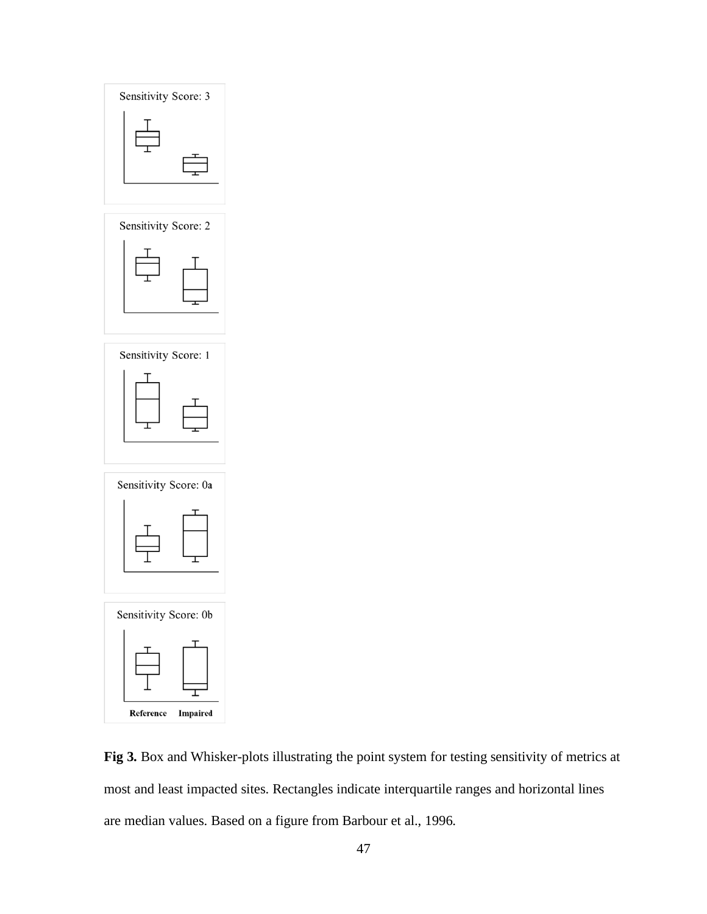Sensitivity Score: 3

Sensitivity Score: 2

Sensitivity Score: 1

Sensitivity Score: 0a

Sensitivity Score: 0b

Reference Impaired

**Fig 3.** Box and Whisker-plots illustrating the point system for testing sensitivity of metrics at most and least impacted sites. Rectangles indicate interquartile ranges and horizontal lines are median values. Based on a figure from Barbour et al., 1996.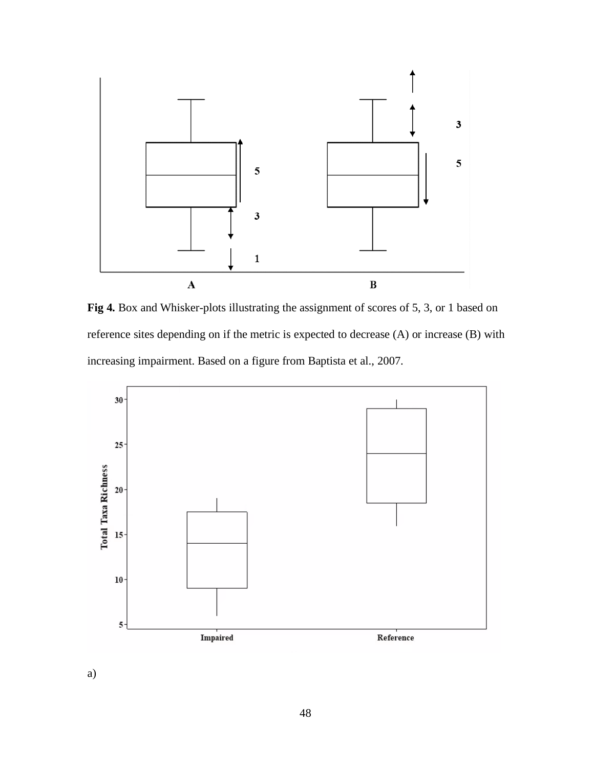**Fig 4.** Box and Whisker-plots illustrating the assignment of scores of 5, 3, or 1 based on reference sites depending on if the metric is expected to decrease (A) or increase (B) with increasing impairment. Based on a figure from Baptista et al., 2007.

a)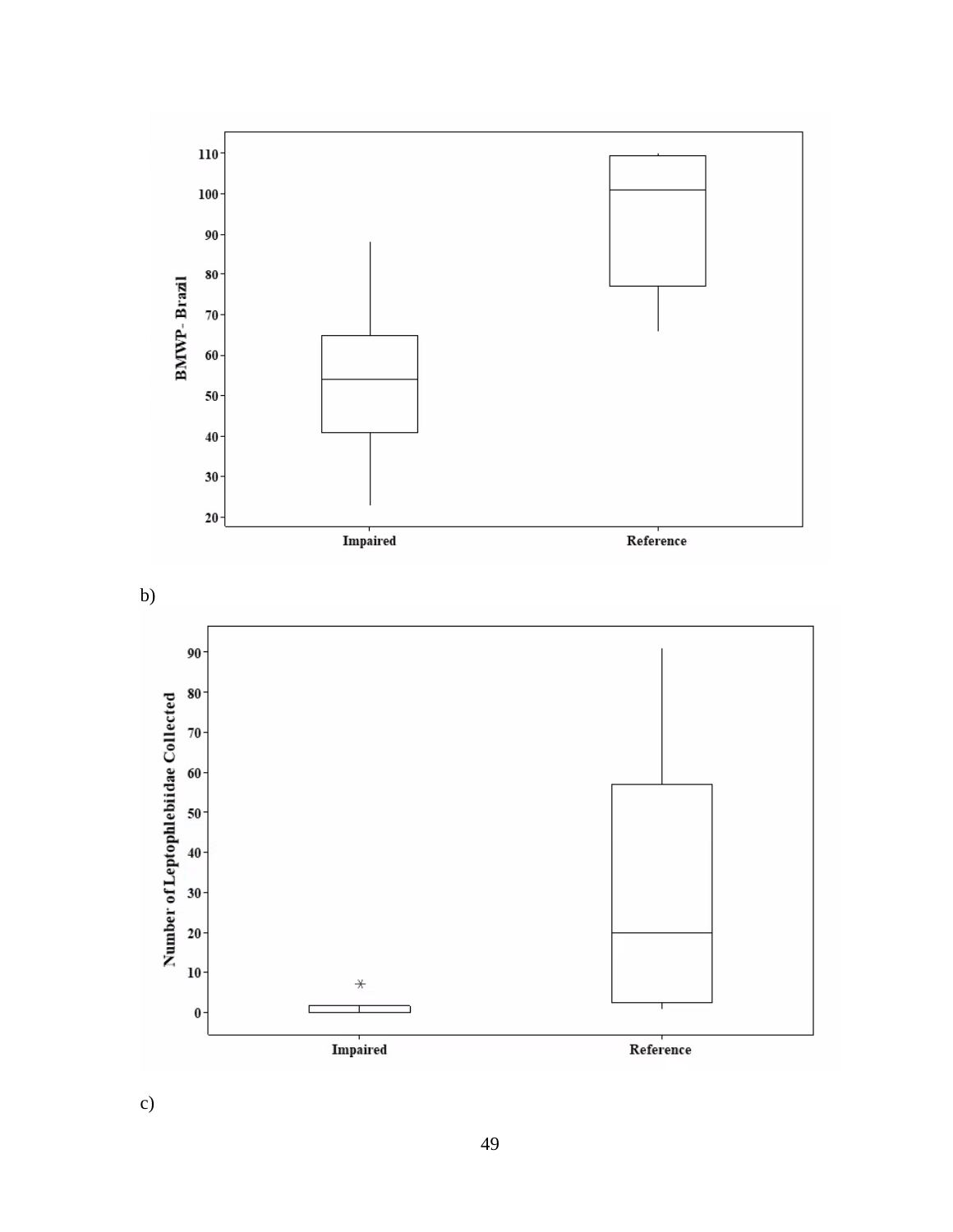b)

c)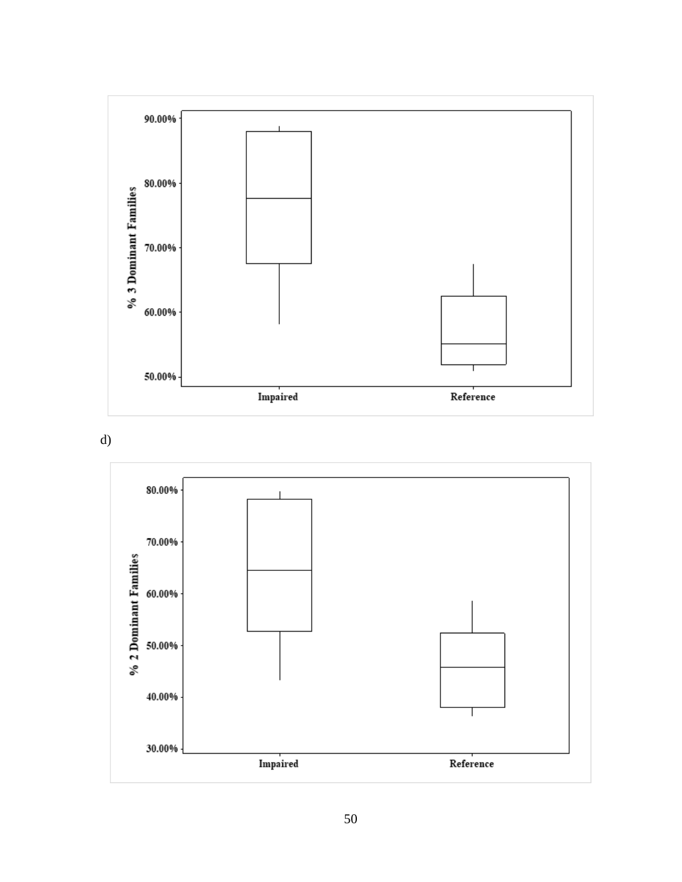d)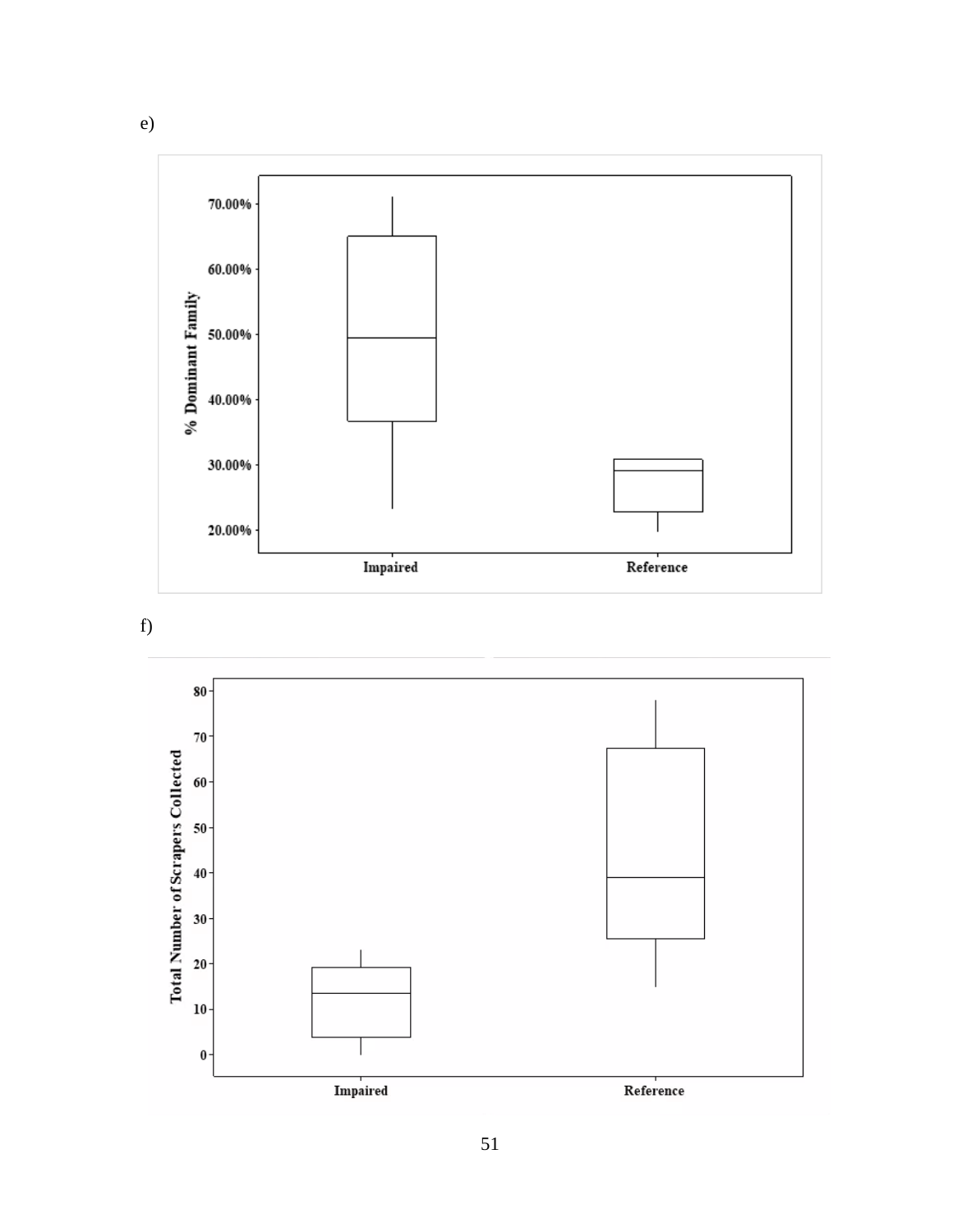e)

f)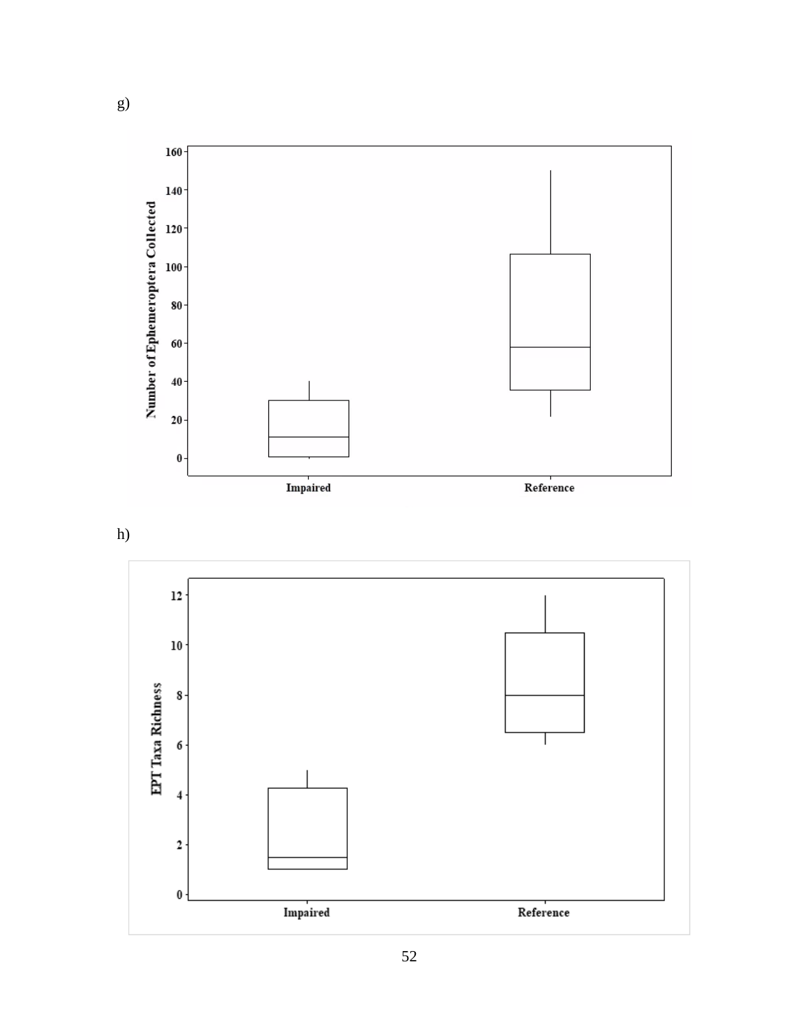g)

h)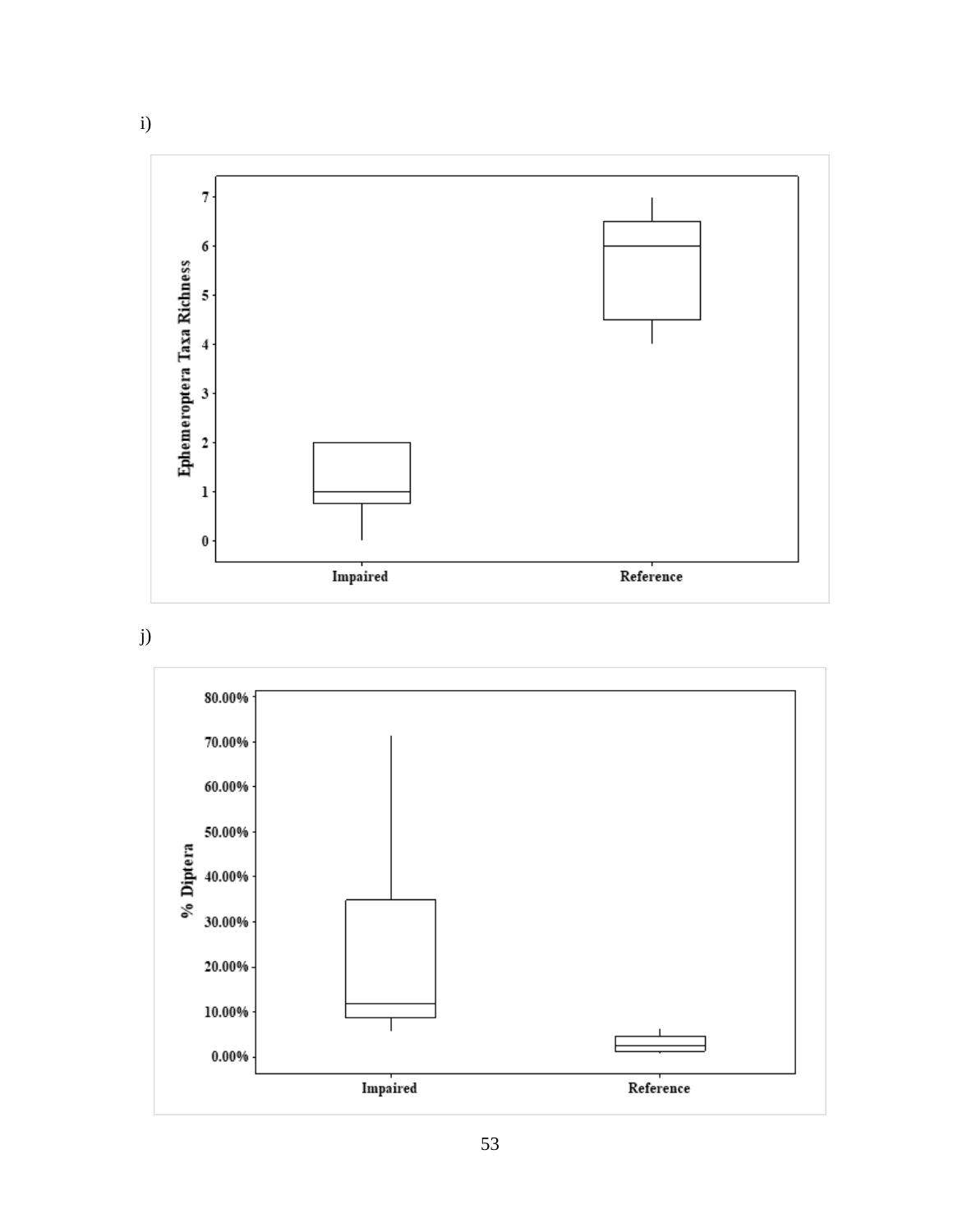i)

j)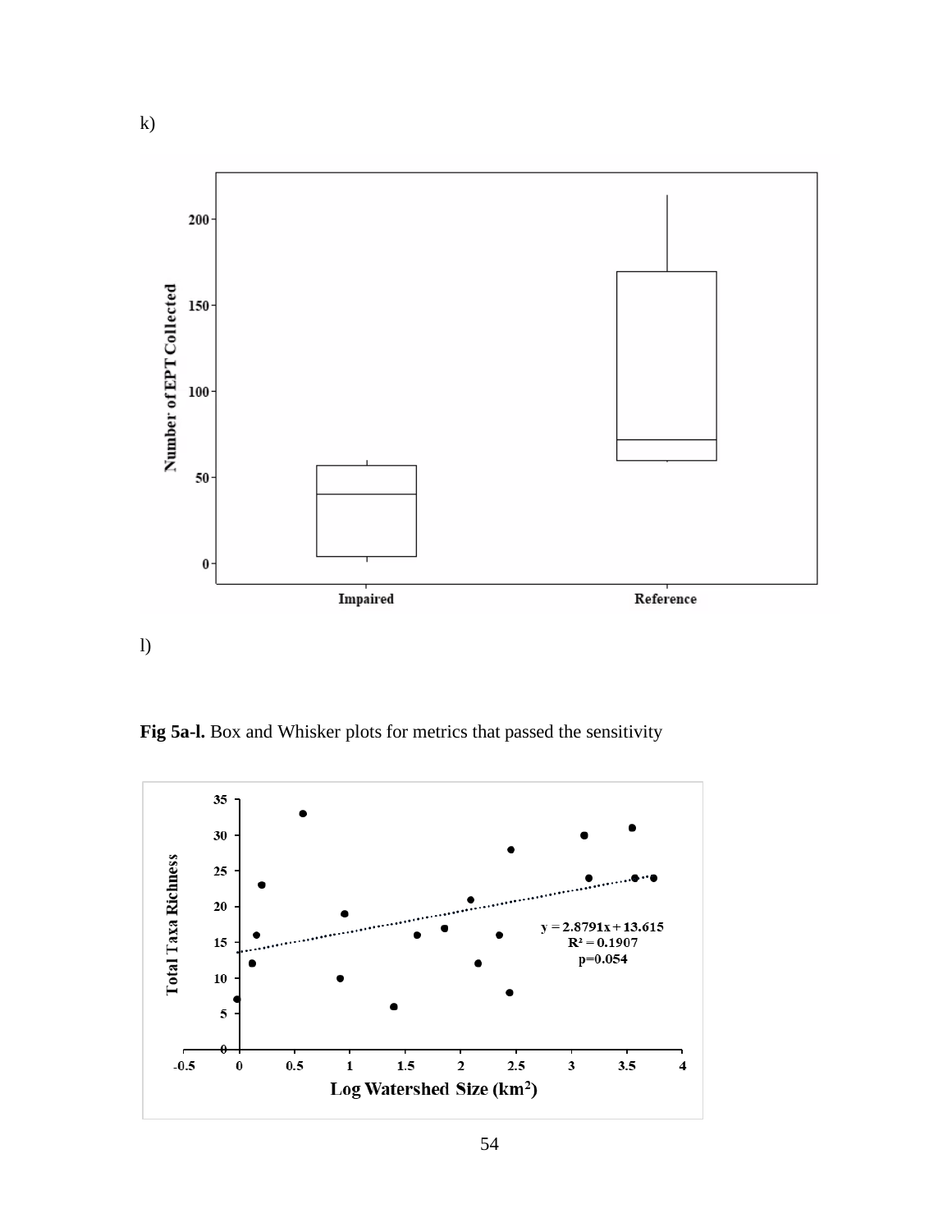k)

l)

**Fig 5a-l.** Box and Whisker plots for metrics that passed the sensitivity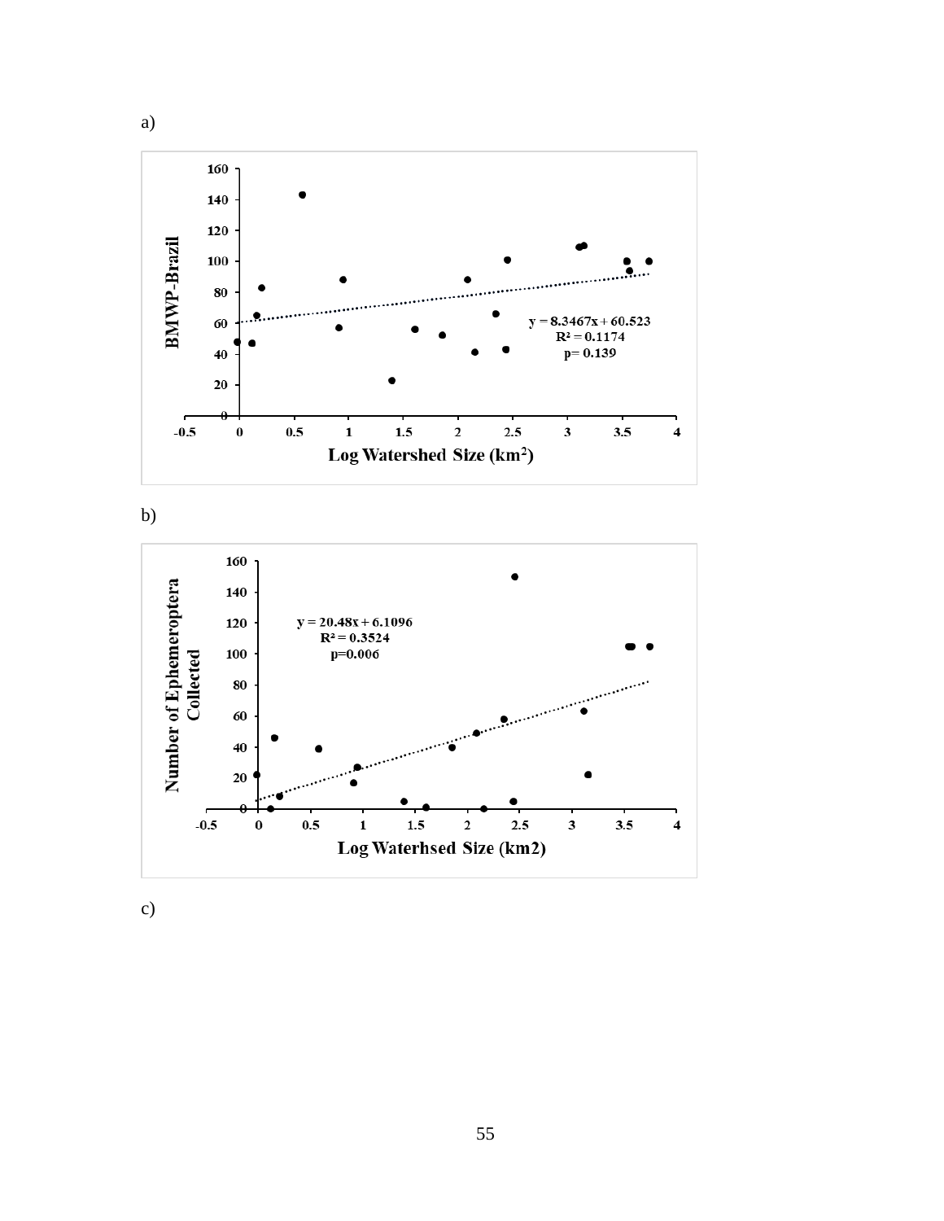a)

b)

c)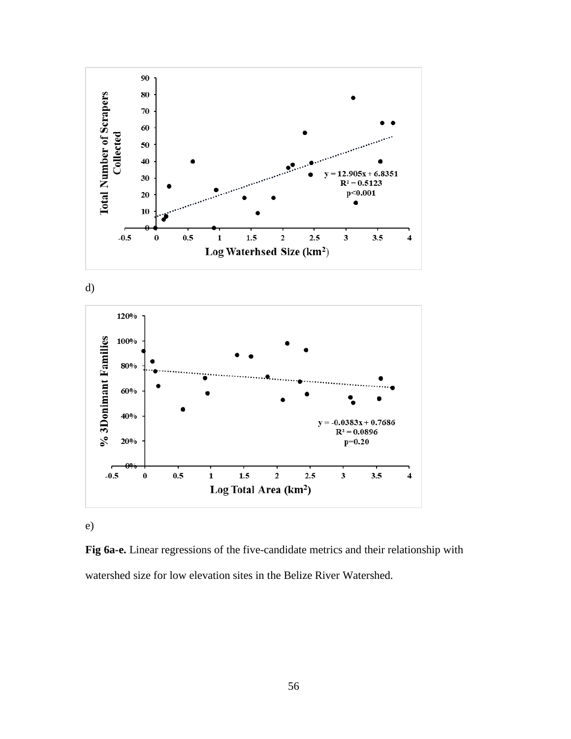d)

e)

**Fig 6a-e.** Linear regressions of the five-candidate metrics and their relationship with watershed size for low elevation sites in the Belize River Watershed.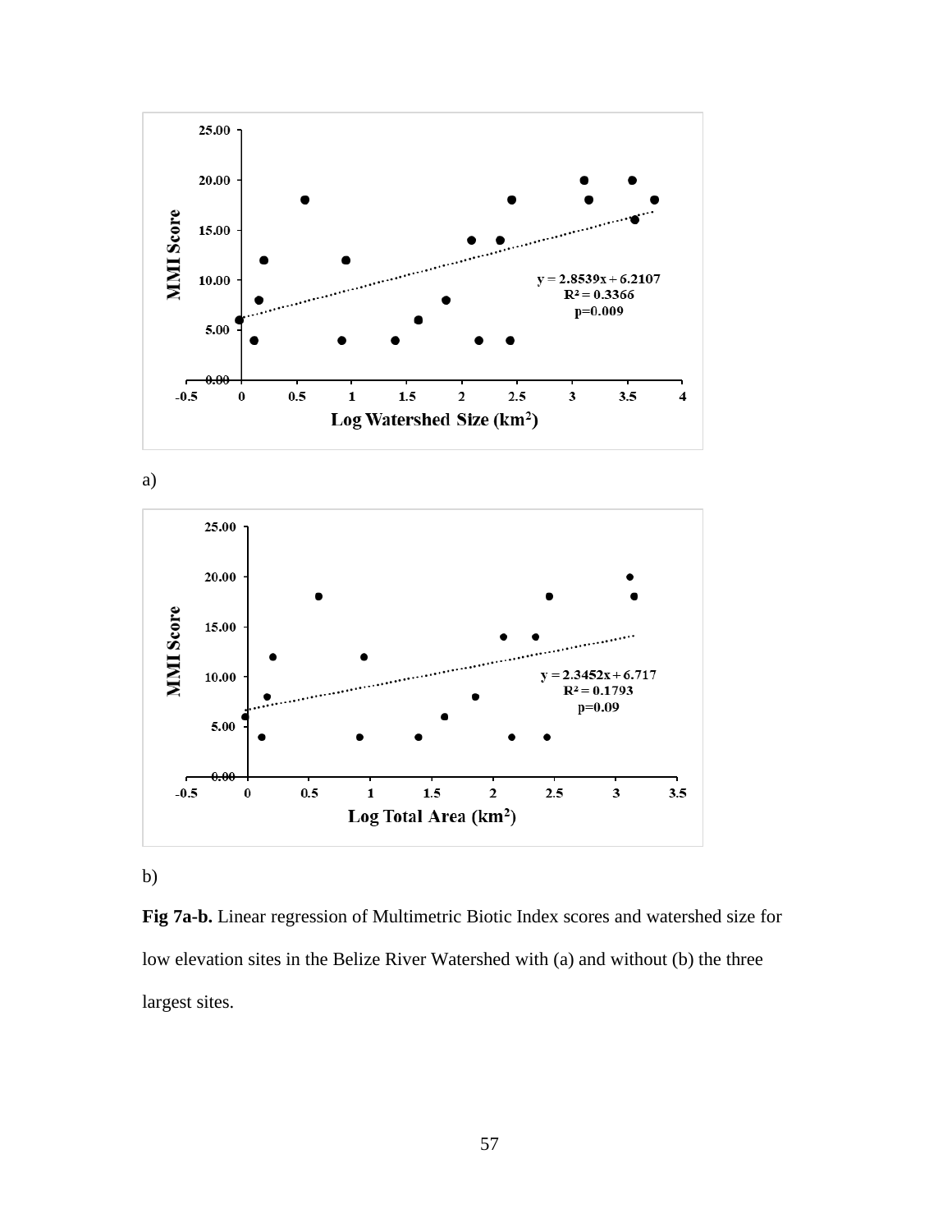a)

b)

**Fig 7a-b.** Linear regression of Multimetric Biotic Index scores and watershed size for low elevation sites in the Belize River Watershed with (a) and without (b) the three largest sites.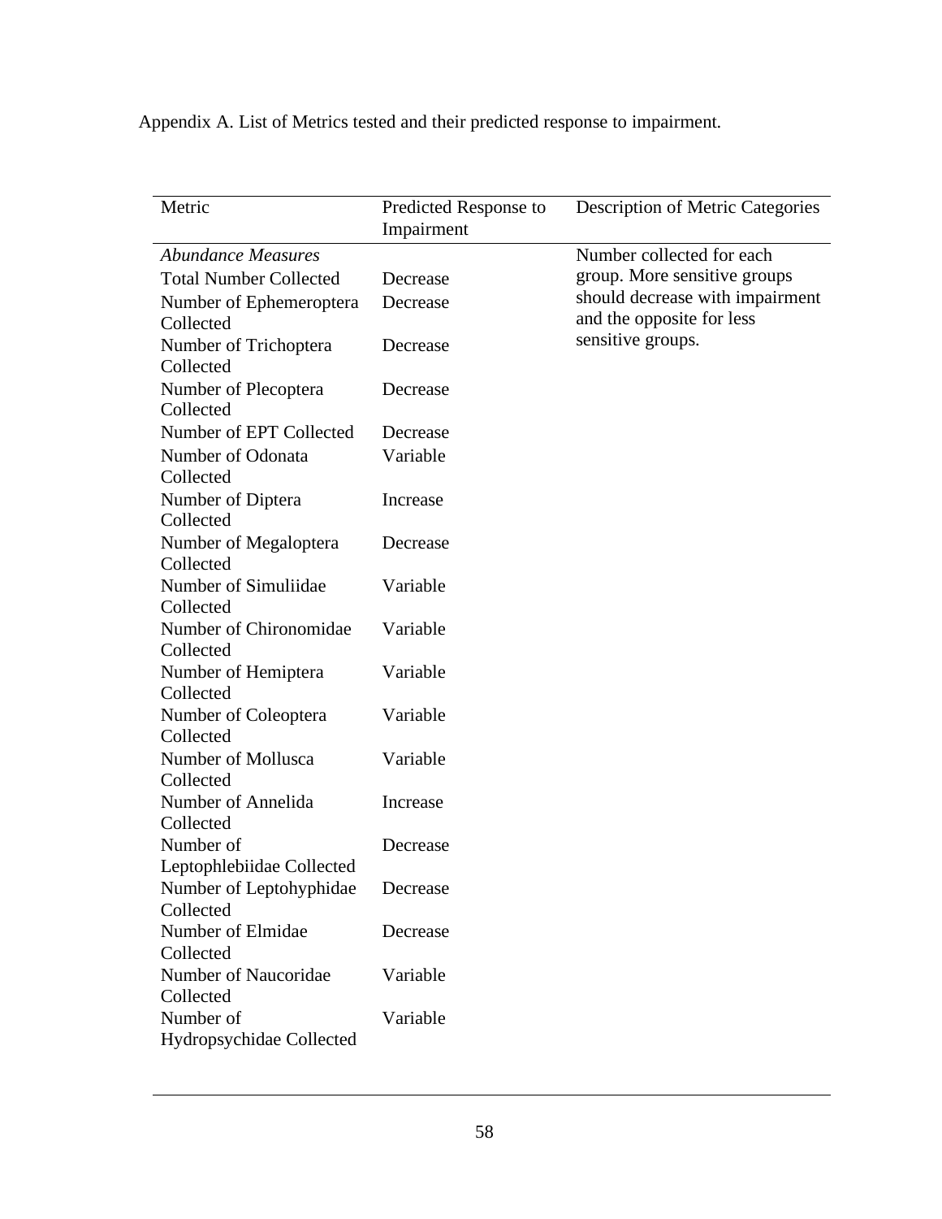Appendix A. List of Metrics tested and their predicted response to impairment.

| Metric | Predicted Response to Impairment | Description of Metric Categories |
|---|---|---|
| *Abundance Measures* | | Number collected for each group. More sensitive groups should decrease with impairment and the opposite for less sensitive groups. |
| Total Number Collected | Decrease | |
| Number of Ephemeroptera Collected | Decrease | |
| Number of Trichoptera Collected | Decrease | |
| Number of Plecoptera Collected | Decrease | |
| Number of EPT Collected | Decrease | |
| Number of Odonata Collected | Variable | |
| Number of Diptera Collected | Increase | |
| Number of Megaloptera Collected | Decrease | |
| Number of Simuliidae Collected | Variable | |
| Number of Chironomidae Collected | Variable | |
| Number of Hemiptera Collected | Variable | |
| Number of Coleoptera Collected | Variable | |
| Number of Mollusca Collected | Variable | |
| Number of Annelida Collected | Increase | |
| Number of Leptophlebiidae Collected | Decrease | |
| Number of Leptohyphidae Collected | Decrease | |
| Number of Elmidae Collected | Decrease | |
| Number of Naucoridae Collected | Variable | |
| Number of Hydropsychidae Collected | Variable | |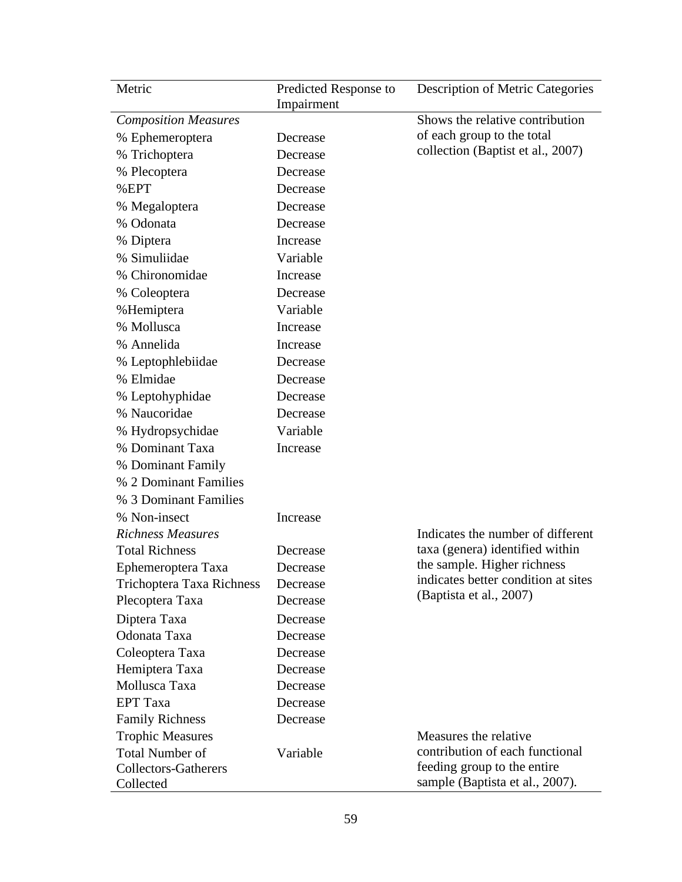| Metric | Predicted Response to Impairment | Description of Metric Categories |
|---|---|---|
| *Composition Measures* | | Shows the relative contribution of each group to the total collection (Baptist et al., 2007) |
| % Ephemeroptera | Decrease | |
| % Trichoptera | Decrease | |
| % Plecoptera | Decrease | |
| %EPT | Decrease | |
| % Megaloptera | Decrease | |
| % Odonata | Decrease | |
| % Diptera | Increase | |
| % Simuliidae | Variable | |
| % Chironomidae | Increase | |
| % Coleoptera | Decrease | |
| %Hemiptera | Variable | |
| % Mollusca | Increase | |
| % Annelida | Increase | |
| % Leptophlebiidae | Decrease | |
| % Elmidae | Decrease | |
| % Leptohyphidae | Decrease | |
| % Naucoridae | Decrease | |
| % Hydropsychidae | Variable | |
| % Dominant Taxa | Increase | |
| % Dominant Family | | |
| % 2 Dominant Families | | |
| % 3 Dominant Families | | |
| % Non-insect | Increase | |
| *Richness Measures* | | Indicates the number of different taxa (genera) identified within the sample. Higher richness indicates better condition at sites (Baptista et al., 2007) |
| Total Richness | Decrease | |
| Ephemeroptera Taxa | Decrease | |
| Trichoptera Taxa Richness | Decrease | |
| Plecoptera Taxa | Decrease | |
| Diptera Taxa | Decrease | |
| Odonata Taxa | Decrease | |
| Coleoptera Taxa | Decrease | |
| Hemiptera Taxa | Decrease | |
| Mollusca Taxa | Decrease | |
| EPT Taxa | Decrease | |
| Family Richness | Decrease | |
| Trophic Measures | | Measures the relative contribution of each functional feeding group to the entire sample (Baptista et al., 2007). |
| Total Number of Collectors-Gatherers Collected | Variable | |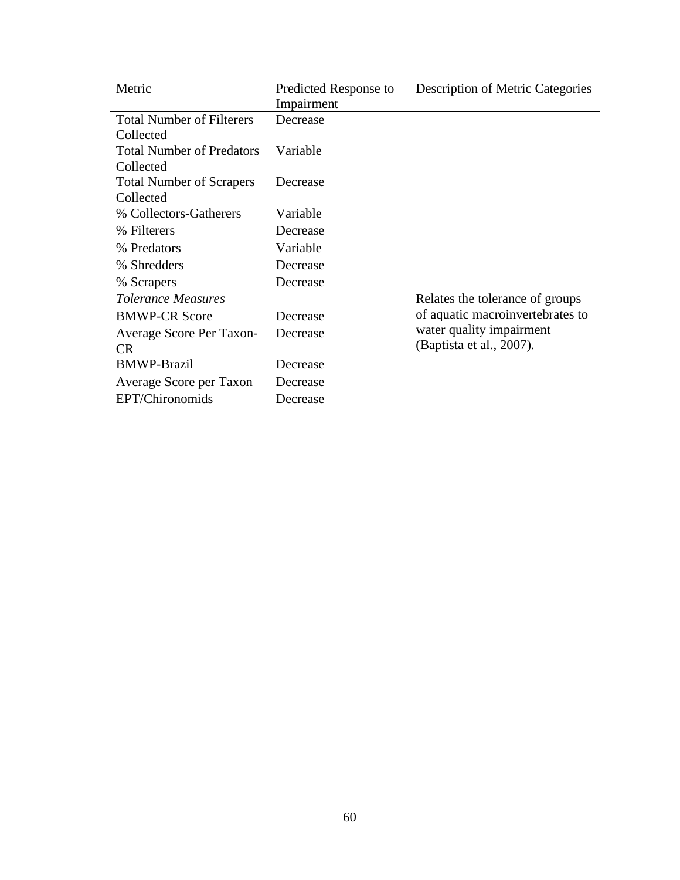| Metric | Predicted Response to Impairment | Description of Metric Categories |
| --- | --- | --- |
| Total Number of Filterers Collected | Decrease | |
| Total Number of Predators Collected | Variable | |
| Total Number of Scrapers Collected | Decrease | |
| % Collectors-Gatherers | Variable | |
| % Filterers | Decrease | |
| % Predators | Variable | |
| % Shredders | Decrease | |
| % Scrapers | Decrease | |
| *Tolerance Measures* | | Relates the tolerance of groups of aquatic macroinvertebrates to water quality impairment (Baptista et al., 2007). |
| BMWP-CR Score | Decrease | |
| Average Score Per Taxon-CR | Decrease | |
| BMWP-Brazil | Decrease | |
| Average Score per Taxon | Decrease | |
| EPT/Chironomids | Decrease | |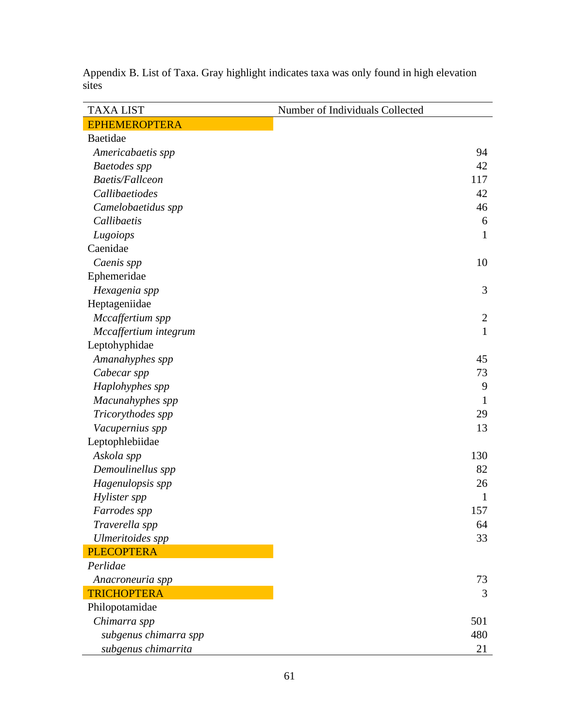Appendix B. List of Taxa. Gray highlight indicates taxa was only found in high elevation sites

| TAXA LIST | Number of Individuals Collected |
|---|---|
| EPHEMEROPTERA | |
| Baetidae | |
| *Americabaetis spp* | 94 |
| *Baetodes spp* | 42 |
| *Baetis/Fallceon* | 117 |
| *Callibaetiodes* | 42 |
| *Camelobaetidus spp* | 46 |
| *Callibaetis* | 6 |
| *Lugoiops* | 1 |
| Caenidae | |
| *Caenis spp* | 10 |
| Ephemeridae | |
| *Hexagenia spp* | 3 |
| Heptageniidae | |
| *Mccaffertium spp* | 2 |
| *Mccaffertium integrum* | 1 |
| Leptohyphidae | |
| *Amanahyphes spp* | 45 |
| *Cabecar spp* | 73 |
| *Haplohyphes spp* | 9 |
| *Macunahyphes spp* | 1 |
| *Tricorythodes spp* | 29 |
| *Vacupernius spp* | 13 |
| Leptophlebiidae | |
| *Askola spp* | 130 |
| *Demoulinellus spp* | 82 |
| *Hagenulopsis spp* | 26 |
| *Hylister spp* | 1 |
| *Farrodes spp* | 157 |
| *Traverella spp* | 64 |
| *Ulmeritoides spp* | 33 |
| PLECOPTERA | |
| *Perlidae* | |
| *Anacroneuria spp* | 73 |
| TRICHOPTERA | 3 |
| Philopotamidae | |
| *Chimarra spp* | 501 |
| *subgenus chimarra spp* | 480 |
| *subgenus chimarrita* | 21 |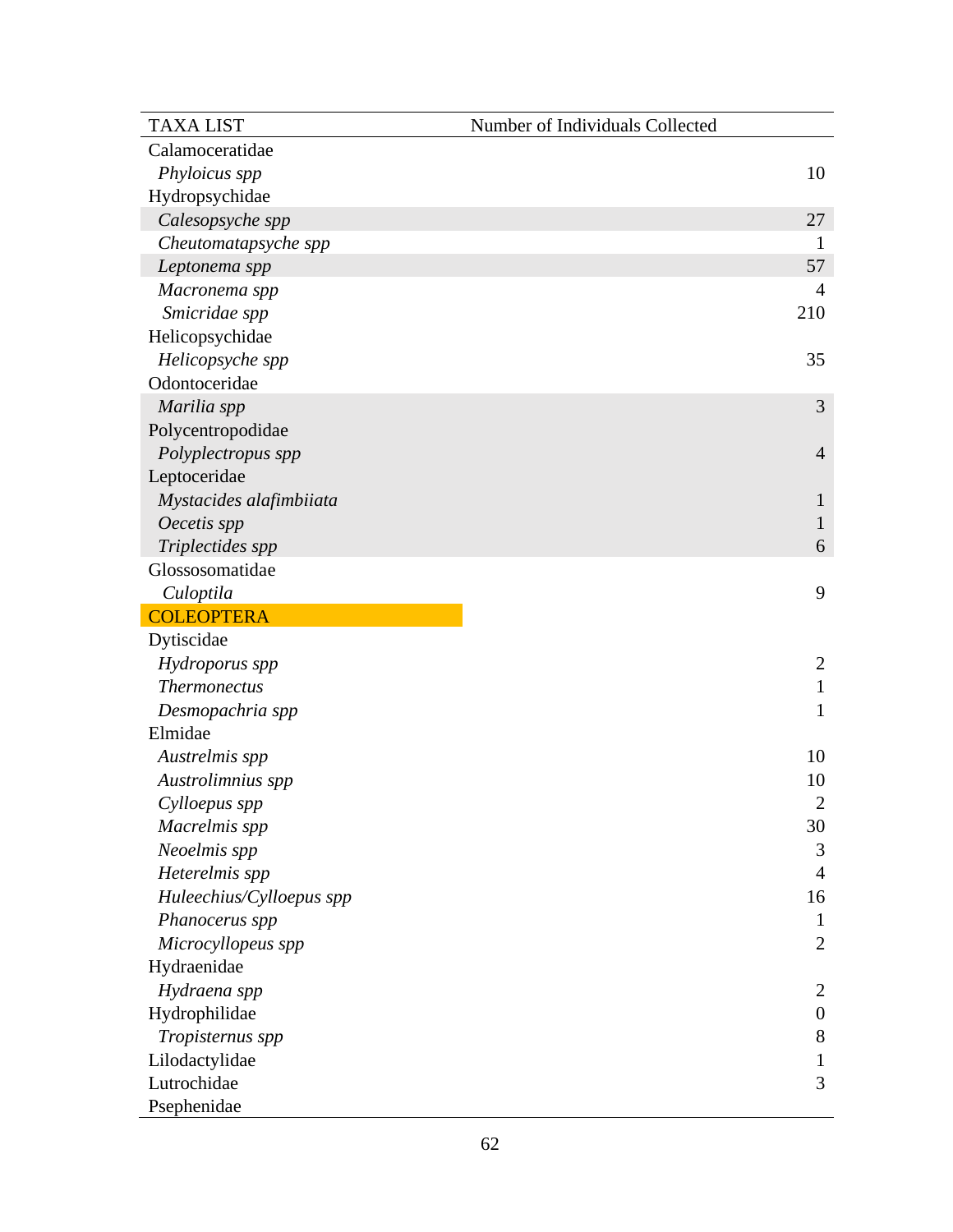| TAXA LIST | Number of Individuals Collected |
|---|---|
| Calamoceratidae | |
| *Phyloicus spp* | 10 |
| Hydropsychidae | |
| *Calesopsyche spp* | 27 |
| *Cheutomatapsyche spp* | 1 |
| *Leptonema spp* | 57 |
| *Macronema spp* | 4 |
| *Smicridae spp* | 210 |
| Helicopsychidae | |
| *Helicopsyche spp* | 35 |
| Odontoceridae | |
| *Marilia spp* | 3 |
| Polycentropodidae | |
| *Polyplectropus spp* | 4 |
| Leptoceridae | |
| *Mystacides alafimbiiata* | 1 |
| *Oecetis spp* | 1 |
| *Triplectides spp* | 6 |
| Glossosomatidae | |
| *Culoptila* | 9 |
| COLEOPTERA | |
| Dytiscidae | |
| *Hydroporus spp* | 2 |
| *Thermonectus* | 1 |
| *Desmopachria spp* | 1 |
| Elmidae | |
| *Austrelmis spp* | 10 |
| *Austrolimnius spp* | 10 |
| *Cylloepus spp* | 2 |
| *Macrelmis spp* | 30 |
| *Neoelmis spp* | 3 |
| *Heterelmis spp* | 4 |
| *Huleechius/Cylloepus spp* | 16 |
| *Phanocerus spp* | 1 |
| *Microcyllopeus spp* | 2 |
| Hydraenidae | |
| *Hydraena spp* | 2 |
| Hydrophilidae | 0 |
| *Tropisternus spp* | 8 |
| Lilodactylidae | 1 |
| Lutrochidae | 3 |
| Psephenidae | |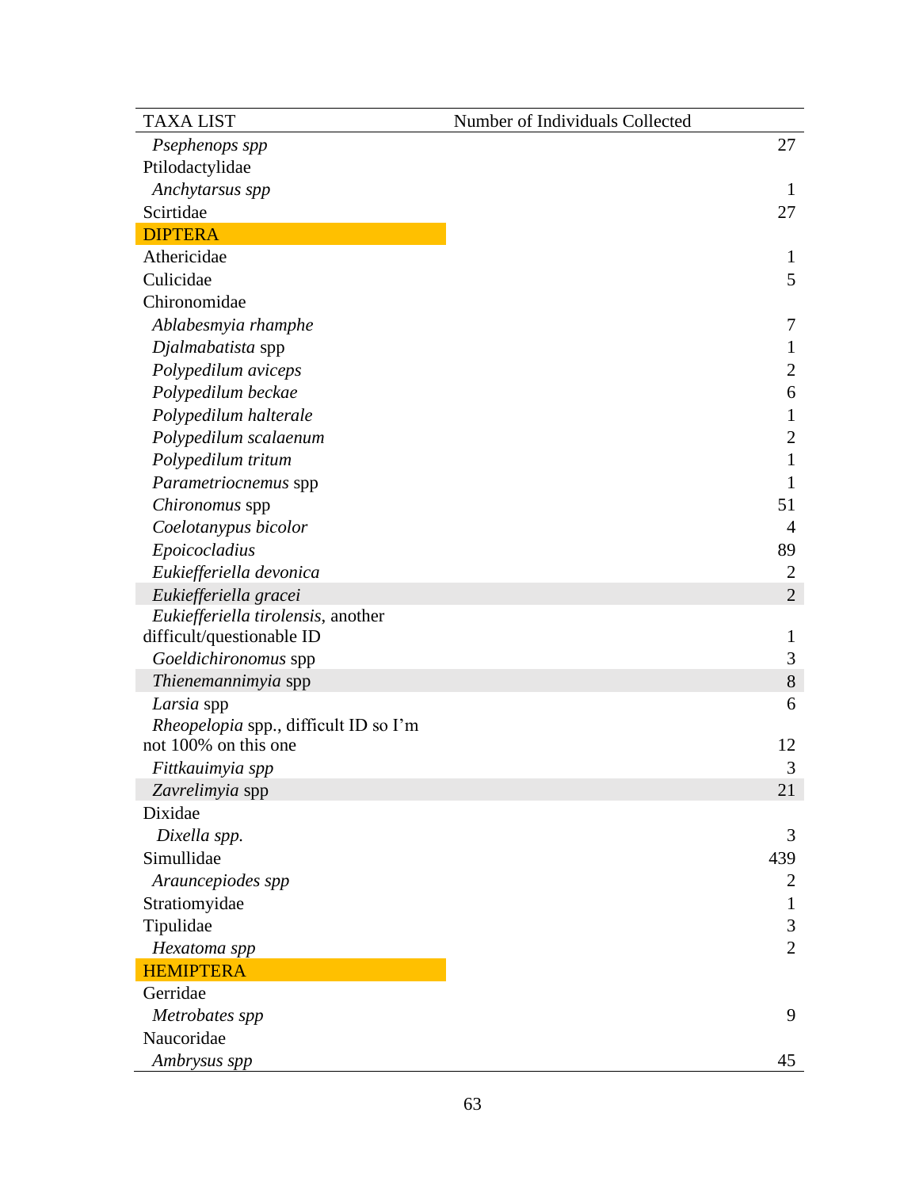| TAXA LIST | Number of Individuals Collected |
|---|---|
| *Psephenops spp* | 27 |
| Ptilodactylidae | |
| *Anchytarsus spp* | 1 |
| Scirtidae | 27 |
| DIPTERA | |
| Athericidae | 1 |
| Culicidae | 5 |
| Chironomidae | |
| *Ablabesmyia rhamphe* | 7 |
| *Djalmabatista* spp | 1 |
| *Polypedilum aviceps* | 2 |
| *Polypedilum beckae* | 6 |
| *Polypedilum halterale* | 1 |
| *Polypedilum scalaenum* | 2 |
| *Polypedilum tritum* | 1 |
| *Parametriocnemus* spp | 1 |
| *Chironomus* spp | 51 |
| *Coelotanypus bicolor* | 4 |
| *Epoicocladius* | 89 |
| *Eukiefferiella devonica* | 2 |
| *Eukiefferiella gracei* | 2 |
| *Eukiefferiella tirolensis*, another difficult/questionable ID | 1 |
| *Goeldichironomus* spp | 3 |
| *Thienemannimyia* spp | 8 |
| *Larsia* spp | 6 |
| *Rheopelopia* spp., difficult ID so I'm not 100% on this one | 12 |
| *Fittkauimyia spp* | 3 |
| *Zavrelimyia* spp | 21 |
| Dixidae | |
| *Dixella spp.* | 3 |
| Simullidae | 439 |
| *Arauncepiodes spp* | 2 |
| Stratiomyidae | 1 |
| Tipulidae | 3 |
| *Hexatoma spp* | 2 |
| HEMIPTERA | |
| Gerridae | |
| *Metrobates spp* | 9 |
| Naucoridae | |
| *Ambrysus spp* | 45 |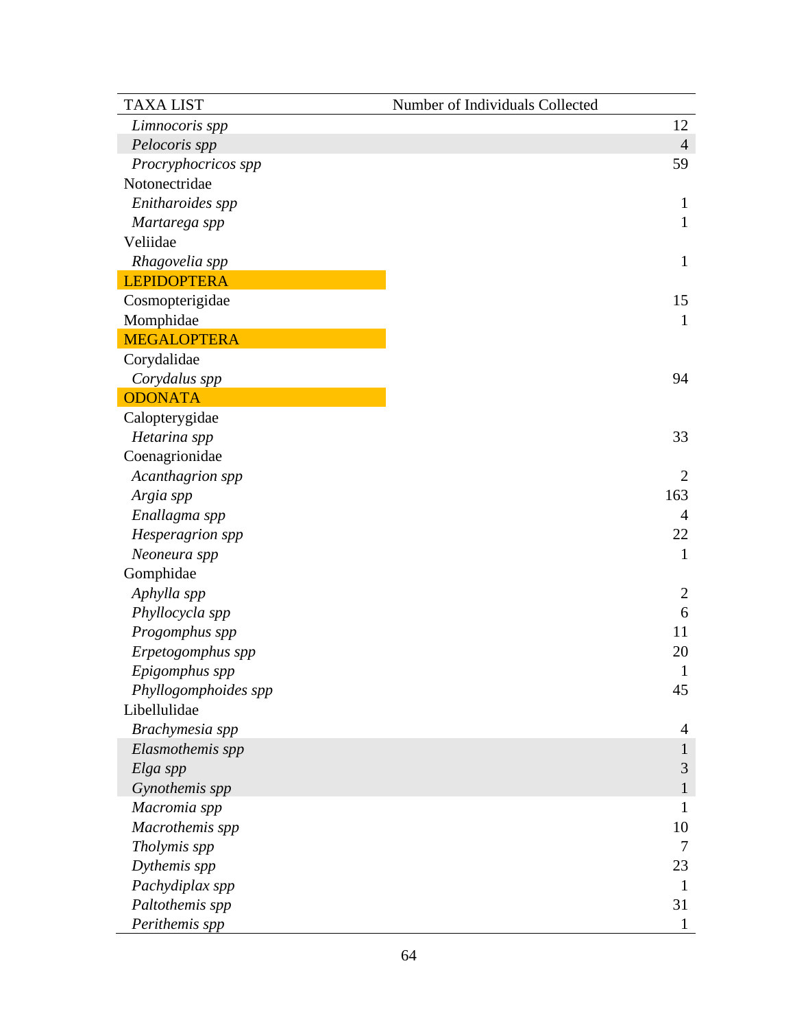| TAXA LIST | Number of Individuals Collected |
|---|---|
| *Limnocoris spp* | 12 |
| *Pelocoris spp* | 4 |
| *Procryphocricos spp* | 59 |
| Notonectridae | |
| *Enitharoides spp* | 1 |
| *Martarega spp* | 1 |
| Veliidae | |
| *Rhagovelia spp* | 1 |
| LEPIDOPTERA | |
| Cosmopterigidae | 15 |
| Momphidae | 1 |
| MEGALOPTERA | |
| Corydalidae | |
| *Corydalus spp* | 94 |
| ODONATA | |
| Calopterygidae | |
| *Hetarina spp* | 33 |
| Coenagrionidae | |
| *Acanthagrion spp* | 2 |
| *Argia spp* | 163 |
| *Enallagma spp* | 4 |
| *Hesperagrion spp* | 22 |
| *Neoneura spp* | 1 |
| Gomphidae | |
| *Aphylla spp* | 2 |
| *Phyllocycla spp* | 6 |
| *Progomphus spp* | 11 |
| *Erpetogomphus spp* | 20 |
| *Epigomphus spp* | 1 |
| *Phyllogomphoides spp* | 45 |
| Libellulidae | |
| *Brachymesia spp* | 4 |
| *Elasmothemis spp* | 1 |
| *Elga spp* | 3 |
| *Gynothemis spp* | 1 |
| *Macromia spp* | 1 |
| *Macrothemis spp* | 10 |
| *Tholymis spp* | 7 |
| *Dythemis spp* | 23 |
| *Pachydiplax spp* | 1 |
| *Paltothemis spp* | 31 |
| *Perithemis spp* | 1 |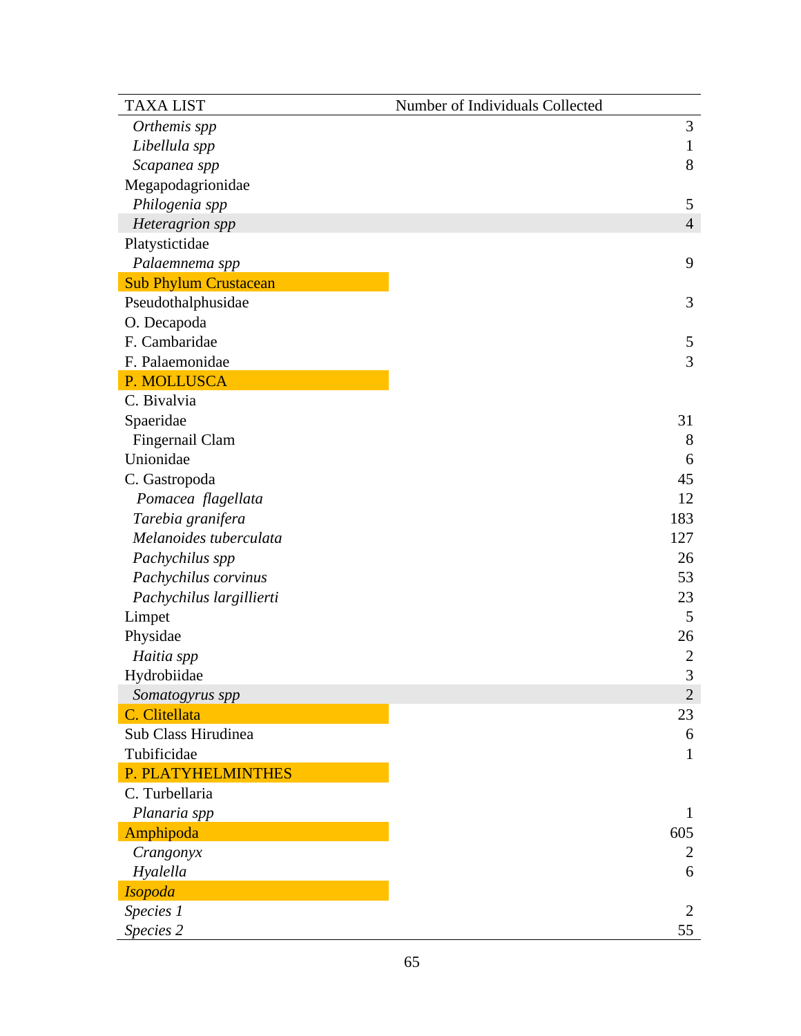| TAXA LIST | Number of Individuals Collected |
|---|---|
| *Orthemis spp* | 3 |
| *Libellula spp* | 1 |
| *Scapanea spp* | 8 |
| Megapodagrionidae | |
| *Philogenia spp* | 5 |
| *Heteragrion spp* | 4 |
| Platystictidae | |
| *Palaemnema spp* | 9 |
| Sub Phylum Crustacean | |
| Pseudothalphusidae | 3 |
| O. Decapoda | |
| F. Cambaridae | 5 |
| F. Palaemonidae | 3 |
| P. MOLLUSCA | |
| C. Bivalvia | |
| Spaeridae | 31 |
| Fingernail Clam | 8 |
| Unionidae | 6 |
| C. Gastropoda | 45 |
| *Pomacea flagellata* | 12 |
| *Tarebia granifera* | 183 |
| *Melanoides tuberculata* | 127 |
| *Pachychilus spp* | 26 |
| *Pachychilus corvinus* | 53 |
| *Pachychilus largillierti* | 23 |
| Limpet | 5 |
| Physidae | 26 |
| *Haitia spp* | 2 |
| Hydrobiidae | 3 |
| *Somatogyrus spp* | 2 |
| C. Clitellata | 23 |
| Sub Class Hirudinea | 6 |
| Tubificidae | 1 |
| P. PLATYHELMINTHES | |
| C. Turbellaria | |
| *Planaria spp* | 1 |
| Amphipoda | 605 |
| *Crangonyx* | 2 |
| *Hyalella* | 6 |
| *Isopoda* | |
| *Species 1* | 2 |
| *Species 2* | 55 |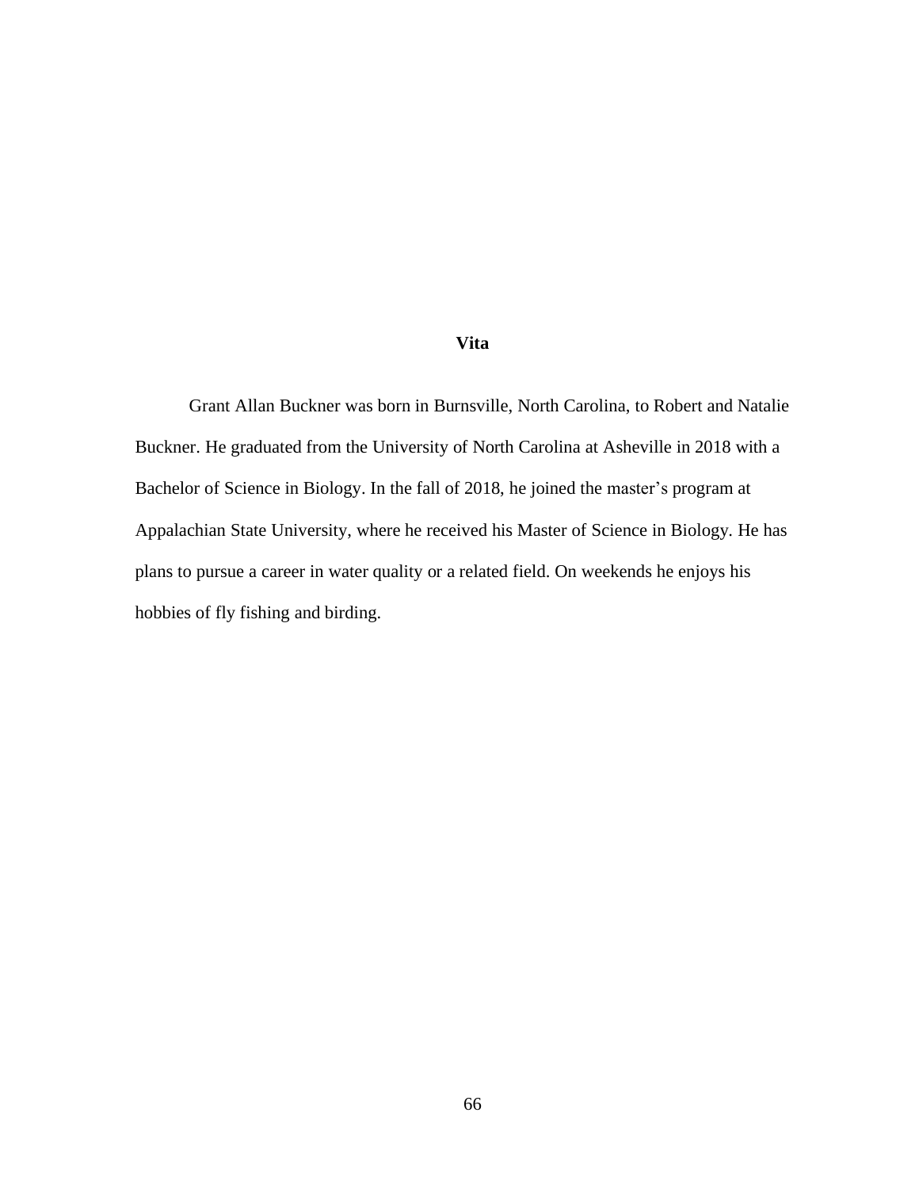# Vita

Grant Allan Buckner was born in Burnsville, North Carolina, to Robert and Natalie Buckner. He graduated from the University of North Carolina at Asheville in 2018 with a Bachelor of Science in Biology. In the fall of 2018, he joined the master's program at Appalachian State University, where he received his Master of Science in Biology. He has plans to pursue a career in water quality or a related field. On weekends he enjoys his hobbies of fly fishing and birding.